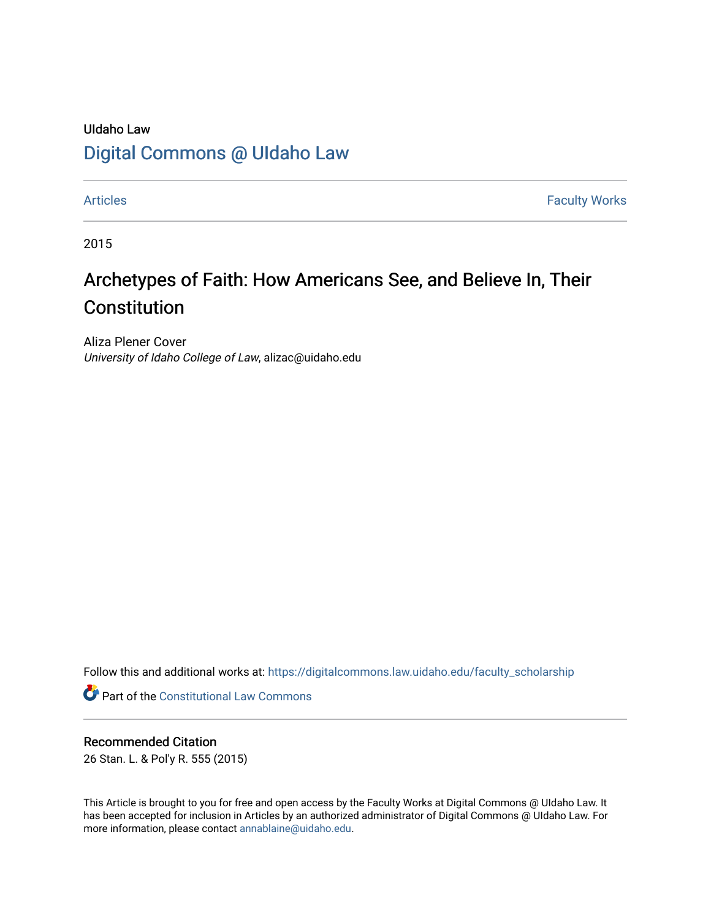UIdaho Law

# Digital Commons @ UIdaho Law

Articles | Faculty Works

2015

## Archetypes of Faith: How Americans See, and Believe In, Their Constitution

Aliza Plener Cover
*University of Idaho College of Law*, alizac@uidaho.edu

Follow this and additional works at: https://digitalcommons.law.uidaho.edu/faculty_scholarship

Part of the Constitutional Law Commons

### Recommended Citation

26 Stan. L. & Pol'y R. 555 (2015)

This Article is brought to you for free and open access by the Faculty Works at Digital Commons @ UIdaho Law. It has been accepted for inclusion in Articles by an authorized administrator of Digital Commons @ UIdaho Law. For more information, please contact annablaine@uidaho.edu.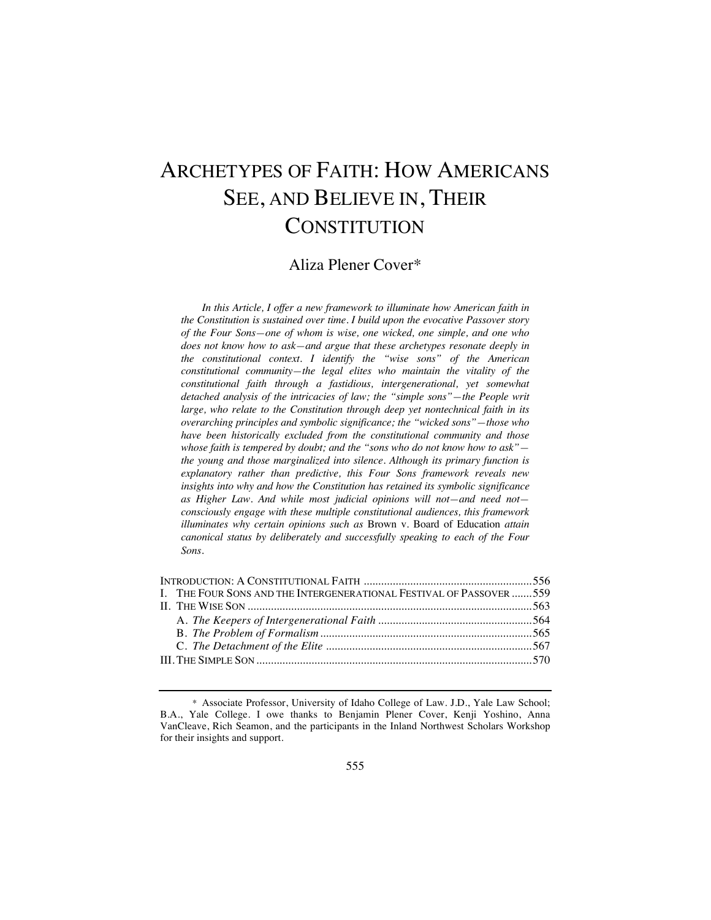# ARCHETYPES OF FAITH: HOW AMERICANS SEE, AND BELIEVE IN, THEIR CONSTITUTION

Aliza Plener Cover*

*In this Article, I offer a new framework to illuminate how American faith in the Constitution is sustained over time. I build upon the evocative Passover story of the Four Sons—one of whom is wise, one wicked, one simple, and one who does not know how to ask—and argue that these archetypes resonate deeply in the constitutional context. I identify the "wise sons" of the American constitutional community—the legal elites who maintain the vitality of the constitutional faith through a fastidious, intergenerational, yet somewhat detached analysis of the intricacies of law; the "simple sons"—the People writ large, who relate to the Constitution through deep yet nontechnical faith in its overarching principles and symbolic significance; the "wicked sons"—those who have been historically excluded from the constitutional community and those whose faith is tempered by doubt; and the "sons who do not know how to ask"—the young and those marginalized into silence. Although its primary function is explanatory rather than predictive, this Four Sons framework reveals new insights into why and how the Constitution has retained its symbolic significance as Higher Law. And while most judicial opinions will not—and need not—consciously engage with these multiple constitutional audiences, this framework illuminates why certain opinions such as* Brown v. Board of Education *attain canonical status by deliberately and successfully speaking to each of the Four Sons.*

| | |
|---|---|
| INTRODUCTION: A CONSTITUTIONAL FAITH | 556 |
| I. THE FOUR SONS AND THE INTERGENERATIONAL FESTIVAL OF PASSOVER | 559 |
| II. THE WISE SON | 563 |
| A. *The Keepers of Intergenerational Faith* | 564 |
| B. *The Problem of Formalism* | 565 |
| C. *The Detachment of the Elite* | 567 |
| III. THE SIMPLE SON | 570 |

\* Associate Professor, University of Idaho College of Law. J.D., Yale Law School; B.A., Yale College. I owe thanks to Benjamin Plener Cover, Kenji Yoshino, Anna VanCleave, Rich Seamon, and the participants in the Inland Northwest Scholars Workshop for their insights and support.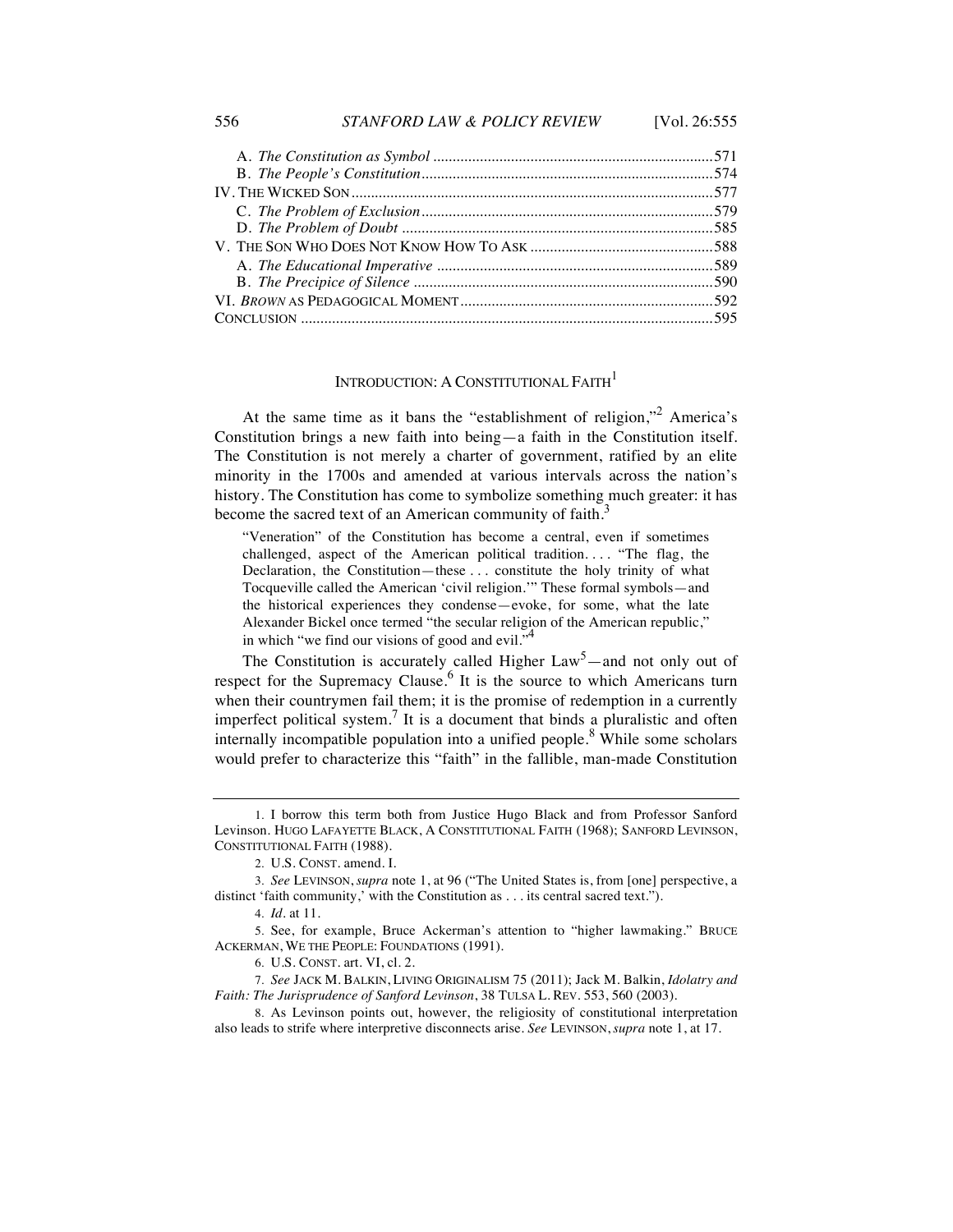A. *The Constitution as Symbol* .......................................................................571
B. *The People's Constitution*..........................................................................574
IV. THE WICKED SON............................................................................................577
C. *The Problem of Exclusion*..........................................................................579
D. *The Problem of Doubt* ...............................................................................585
V. THE SON WHO DOES NOT KNOW HOW TO ASK ..............................................588
A. *The Educational Imperative* ......................................................................589
B. *The Precipice of Silence* ............................................................................590
VI. *BROWN* AS PEDAGOGICAL MOMENT................................................................592
CONCLUSION ........................................................................................................595

## INTRODUCTION: A CONSTITUTIONAL FAITH[1]

At the same time as it bans the "establishment of religion,"[2] America's Constitution brings a new faith into being—a faith in the Constitution itself. The Constitution is not merely a charter of government, ratified by an elite minority in the 1700s and amended at various intervals across the nation's history. The Constitution has come to symbolize something much greater: it has become the sacred text of an American community of faith.[3]

> "Veneration" of the Constitution has become a central, even if sometimes challenged, aspect of the American political tradition. . . . "The flag, the Declaration, the Constitution—these . . . constitute the holy trinity of what Tocqueville called the American 'civil religion.'" These formal symbols—and the historical experiences they condense—evoke, for some, what the late Alexander Bickel once termed "the secular religion of the American republic," in which "we find our visions of good and evil."[4]

The Constitution is accurately called Higher Law[5]—and not only out of respect for the Supremacy Clause.[6] It is the source to which Americans turn when their countrymen fail them; it is the promise of redemption in a currently imperfect political system.[7] It is a document that binds a pluralistic and often internally incompatible population into a unified people.[8] While some scholars would prefer to characterize this "faith" in the fallible, man-made Constitution

---

1. I borrow this term both from Justice Hugo Black and from Professor Sanford Levinson. HUGO LAFAYETTE BLACK, A CONSTITUTIONAL FAITH (1968); SANFORD LEVINSON, CONSTITUTIONAL FAITH (1988).

2. U.S. CONST. amend. I.

3. *See* LEVINSON, *supra* note 1, at 96 ("The United States is, from [one] perspective, a distinct 'faith community,' with the Constitution as . . . its central sacred text.").

4. *Id.* at 11.

5. See, for example, Bruce Ackerman's attention to "higher lawmaking." BRUCE ACKERMAN, WE THE PEOPLE: FOUNDATIONS (1991).

6. U.S. CONST. art. VI, cl. 2.

7. *See* JACK M. BALKIN, LIVING ORIGINALISM 75 (2011); Jack M. Balkin, *Idolatry and Faith: The Jurisprudence of Sanford Levinson*, 38 TULSA L. REV. 553, 560 (2003).

8. As Levinson points out, however, the religiosity of constitutional interpretation also leads to strife where interpretive disconnects arise. *See* LEVINSON, *supra* note 1, at 17.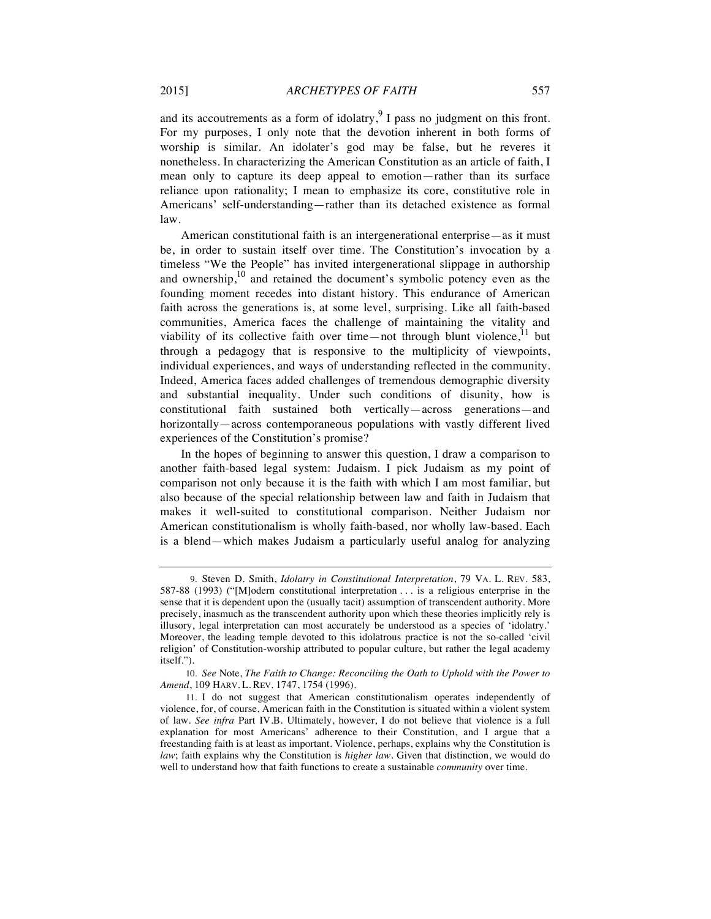and its accoutrements as a form of idolatry,[9] I pass no judgment on this front. For my purposes, I only note that the devotion inherent in both forms of worship is similar. An idolater's god may be false, but he reveres it nonetheless. In characterizing the American Constitution as an article of faith, I mean only to capture its deep appeal to emotion—rather than its surface reliance upon rationality; I mean to emphasize its core, constitutive role in Americans' self-understanding—rather than its detached existence as formal law.

American constitutional faith is an intergenerational enterprise—as it must be, in order to sustain itself over time. The Constitution's invocation by a timeless "We the People" has invited intergenerational slippage in authorship and ownership,[10] and retained the document's symbolic potency even as the founding moment recedes into distant history. This endurance of American faith across the generations is, at some level, surprising. Like all faith-based communities, America faces the challenge of maintaining the vitality and viability of its collective faith over time—not through blunt violence,[11] but through a pedagogy that is responsive to the multiplicity of viewpoints, individual experiences, and ways of understanding reflected in the community. Indeed, America faces added challenges of tremendous demographic diversity and substantial inequality. Under such conditions of disunity, how is constitutional faith sustained both vertically—across generations—and horizontally—across contemporaneous populations with vastly different lived experiences of the Constitution's promise?

In the hopes of beginning to answer this question, I draw a comparison to another faith-based legal system: Judaism. I pick Judaism as my point of comparison not only because it is the faith with which I am most familiar, but also because of the special relationship between law and faith in Judaism that makes it well-suited to constitutional comparison. Neither Judaism nor American constitutionalism is wholly faith-based, nor wholly law-based. Each is a blend—which makes Judaism a particularly useful analog for analyzing

---

9. Steven D. Smith, *Idolatry in Constitutional Interpretation*, 79 VA. L. REV. 583, 587-88 (1993) ("[M]odern constitutional interpretation . . . is a religious enterprise in the sense that it is dependent upon the (usually tacit) assumption of transcendent authority. More precisely, inasmuch as the transcendent authority upon which these theories implicitly rely is illusory, legal interpretation can most accurately be understood as a species of 'idolatry.' Moreover, the leading temple devoted to this idolatrous practice is not the so-called 'civil religion' of Constitution-worship attributed to popular culture, but rather the legal academy itself.").

10. *See* Note, *The Faith to Change: Reconciling the Oath to Uphold with the Power to Amend*, 109 HARV. L. REV. 1747, 1754 (1996).

11. I do not suggest that American constitutionalism operates independently of violence, for, of course, American faith in the Constitution is situated within a violent system of law. *See infra* Part IV.B. Ultimately, however, I do not believe that violence is a full explanation for most Americans' adherence to their Constitution, and I argue that a freestanding faith is at least as important. Violence, perhaps, explains why the Constitution is *law*; faith explains why the Constitution is *higher law*. Given that distinction, we would do well to understand how that faith functions to create a sustainable *community* over time.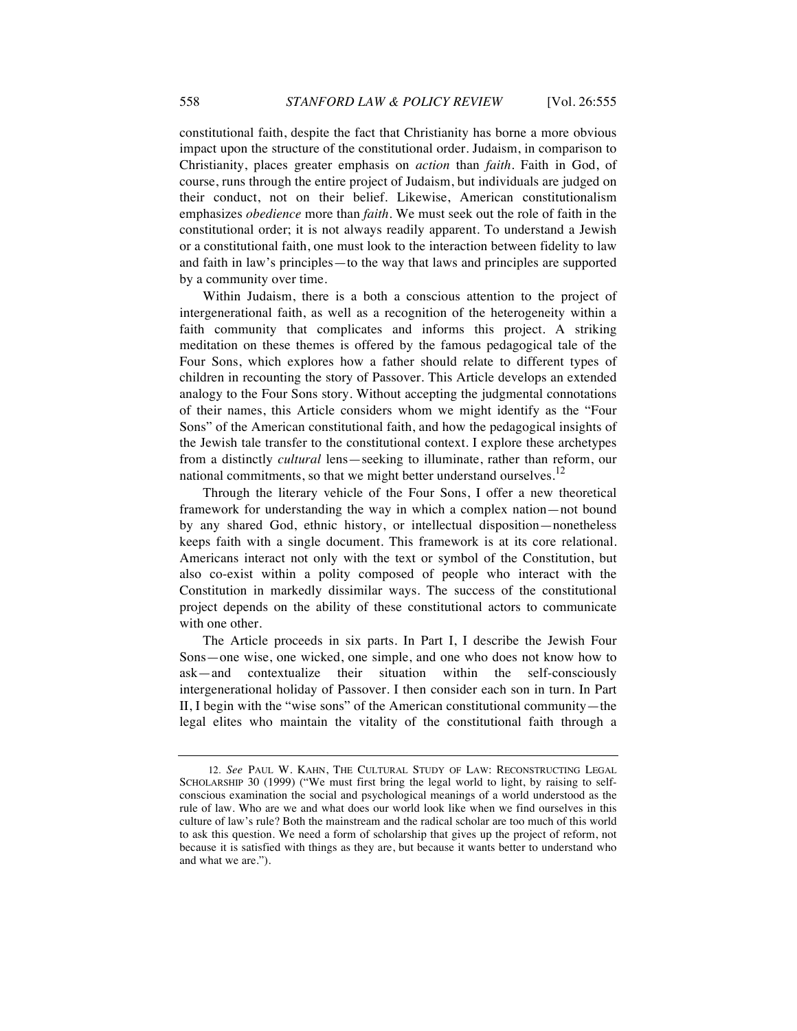constitutional faith, despite the fact that Christianity has borne a more obvious impact upon the structure of the constitutional order. Judaism, in comparison to Christianity, places greater emphasis on *action* than *faith*. Faith in God, of course, runs through the entire project of Judaism, but individuals are judged on their conduct, not on their belief. Likewise, American constitutionalism emphasizes *obedience* more than *faith*. We must seek out the role of faith in the constitutional order; it is not always readily apparent. To understand a Jewish or a constitutional faith, one must look to the interaction between fidelity to law and faith in law's principles—to the way that laws and principles are supported by a community over time.

Within Judaism, there is a both a conscious attention to the project of intergenerational faith, as well as a recognition of the heterogeneity within a faith community that complicates and informs this project. A striking meditation on these themes is offered by the famous pedagogical tale of the Four Sons, which explores how a father should relate to different types of children in recounting the story of Passover. This Article develops an extended analogy to the Four Sons story. Without accepting the judgmental connotations of their names, this Article considers whom we might identify as the "Four Sons" of the American constitutional faith, and how the pedagogical insights of the Jewish tale transfer to the constitutional context. I explore these archetypes from a distinctly *cultural* lens—seeking to illuminate, rather than reform, our national commitments, so that we might better understand ourselves.[12]

Through the literary vehicle of the Four Sons, I offer a new theoretical framework for understanding the way in which a complex nation—not bound by any shared God, ethnic history, or intellectual disposition—nonetheless keeps faith with a single document. This framework is at its core relational. Americans interact not only with the text or symbol of the Constitution, but also co-exist within a polity composed of people who interact with the Constitution in markedly dissimilar ways. The success of the constitutional project depends on the ability of these constitutional actors to communicate with one other.

The Article proceeds in six parts. In Part I, I describe the Jewish Four Sons—one wise, one wicked, one simple, and one who does not know how to ask—and contextualize their situation within the self-consciously intergenerational holiday of Passover. I then consider each son in turn. In Part II, I begin with the "wise sons" of the American constitutional community—the legal elites who maintain the vitality of the constitutional faith through a

---

12. *See* PAUL W. KAHN, THE CULTURAL STUDY OF LAW: RECONSTRUCTING LEGAL SCHOLARSHIP 30 (1999) ("We must first bring the legal world to light, by raising to self-conscious examination the social and psychological meanings of a world understood as the rule of law. Who are we and what does our world look like when we find ourselves in this culture of law's rule? Both the mainstream and the radical scholar are too much of this world to ask this question. We need a form of scholarship that gives up the project of reform, not because it is satisfied with things as they are, but because it wants better to understand who and what we are.").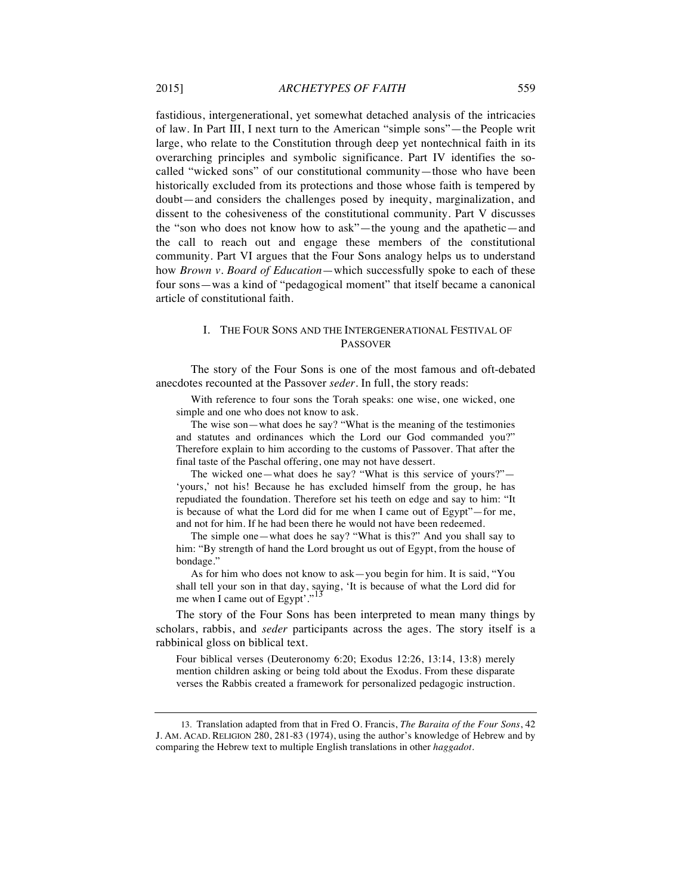fastidious, intergenerational, yet somewhat detached analysis of the intricacies of law. In Part III, I next turn to the American "simple sons"—the People writ large, who relate to the Constitution through deep yet nontechnical faith in its overarching principles and symbolic significance. Part IV identifies the so-called "wicked sons" of our constitutional community—those who have been historically excluded from its protections and those whose faith is tempered by doubt—and considers the challenges posed by inequity, marginalization, and dissent to the cohesiveness of the constitutional community. Part V discusses the "son who does not know how to ask"—the young and the apathetic—and the call to reach out and engage these members of the constitutional community. Part VI argues that the Four Sons analogy helps us to understand how *Brown v. Board of Education*—which successfully spoke to each of these four sons—was a kind of "pedagogical moment" that itself became a canonical article of constitutional faith.

## I. The Four Sons and the Intergenerational Festival of Passover

The story of the Four Sons is one of the most famous and oft-debated anecdotes recounted at the Passover *seder*. In full, the story reads:

> With reference to four sons the Torah speaks: one wise, one wicked, one simple and one who does not know to ask.
>
> The wise son—what does he say? "What is the meaning of the testimonies and statutes and ordinances which the Lord our God commanded you?" Therefore explain to him according to the customs of Passover. That after the final taste of the Paschal offering, one may not have dessert.
>
> The wicked one—what does he say? "What is this service of yours?"—'yours,' not his! Because he has excluded himself from the group, he has repudiated the foundation. Therefore set his teeth on edge and say to him: "It is because of what the Lord did for me when I came out of Egypt"—for me, and not for him. If he had been there he would not have been redeemed.
>
> The simple one—what does he say? "What is this?" And you shall say to him: "By strength of hand the Lord brought us out of Egypt, from the house of bondage."
>
> As for him who does not know to ask—you begin for him. It is said, "You shall tell your son in that day, saying, 'It is because of what the Lord did for me when I came out of Egypt'."[13]

The story of the Four Sons has been interpreted to mean many things by scholars, rabbis, and *seder* participants across the ages. The story itself is a rabbinical gloss on biblical text.

> Four biblical verses (Deuteronomy 6:20; Exodus 12:26, 13:14, 13:8) merely mention children asking or being told about the Exodus. From these disparate verses the Rabbis created a framework for personalized pedagogic instruction.

---

13. Translation adapted from that in Fred O. Francis, *The Baraita of the Four Sons*, 42 J. AM. ACAD. RELIGION 280, 281-83 (1974), using the author's knowledge of Hebrew and by comparing the Hebrew text to multiple English translations in other *haggadot*.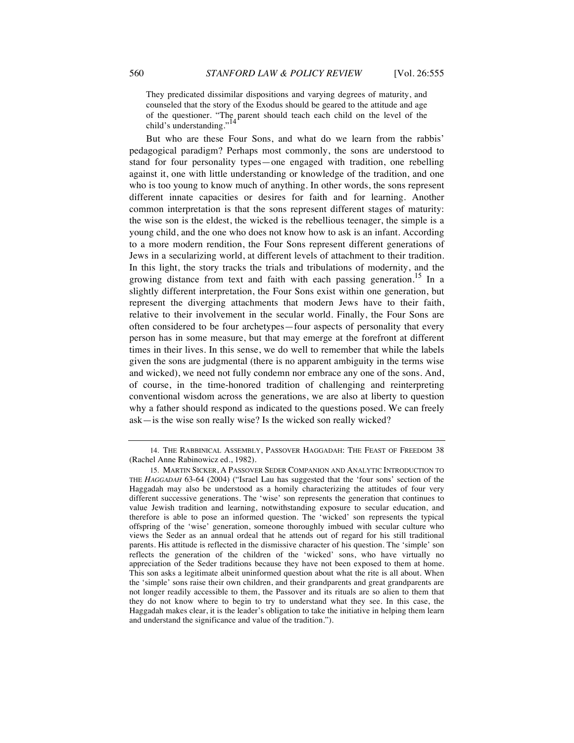> They predicated dissimilar dispositions and varying degrees of maturity, and counseled that the story of the Exodus should be geared to the attitude and age of the questioner. "The parent should teach each child on the level of the child's understanding."[14]

But who are these Four Sons, and what do we learn from the rabbis' pedagogical paradigm? Perhaps most commonly, the sons are understood to stand for four personality types—one engaged with tradition, one rebelling against it, one with little understanding or knowledge of the tradition, and one who is too young to know much of anything. In other words, the sons represent different innate capacities or desires for faith and for learning. Another common interpretation is that the sons represent different stages of maturity: the wise son is the eldest, the wicked is the rebellious teenager, the simple is a young child, and the one who does not know how to ask is an infant. According to a more modern rendition, the Four Sons represent different generations of Jews in a secularizing world, at different levels of attachment to their tradition. In this light, the story tracks the trials and tribulations of modernity, and the growing distance from text and faith with each passing generation.[15] In a slightly different interpretation, the Four Sons exist within one generation, but represent the diverging attachments that modern Jews have to their faith, relative to their involvement in the secular world. Finally, the Four Sons are often considered to be four archetypes—four aspects of personality that every person has in some measure, but that may emerge at the forefront at different times in their lives. In this sense, we do well to remember that while the labels given the sons are judgmental (there is no apparent ambiguity in the terms wise and wicked), we need not fully condemn nor embrace any one of the sons. And, of course, in the time-honored tradition of challenging and reinterpreting conventional wisdom across the generations, we are also at liberty to question why a father should respond as indicated to the questions posed. We can freely ask—is the wise son really wise? Is the wicked son really wicked?

---

14. THE RABBINICAL ASSEMBLY, PASSOVER HAGGADAH: THE FEAST OF FREEDOM 38 (Rachel Anne Rabinowicz ed., 1982).

15. MARTIN SICKER, A PASSOVER SEDER COMPANION AND ANALYTIC INTRODUCTION TO THE *HAGGADAH* 63-64 (2004) ("Israel Lau has suggested that the 'four sons' section of the Haggadah may also be understood as a homily characterizing the attitudes of four very different successive generations. The 'wise' son represents the generation that continues to value Jewish tradition and learning, notwithstanding exposure to secular education, and therefore is able to pose an informed question. The 'wicked' son represents the typical offspring of the 'wise' generation, someone thoroughly imbued with secular culture who views the Seder as an annual ordeal that he attends out of regard for his still traditional parents. His attitude is reflected in the dismissive character of his question. The 'simple' son reflects the generation of the children of the 'wicked' sons, who have virtually no appreciation of the Seder traditions because they have not been exposed to them at home. This son asks a legitimate albeit uninformed question about what the rite is all about. When the 'simple' sons raise their own children, and their grandparents and great grandparents are not longer readily accessible to them, the Passover and its rituals are so alien to them that they do not know where to begin to try to understand what they see. In this case, the Haggadah makes clear, it is the leader's obligation to take the initiative in helping them learn and understand the significance and value of the tradition.").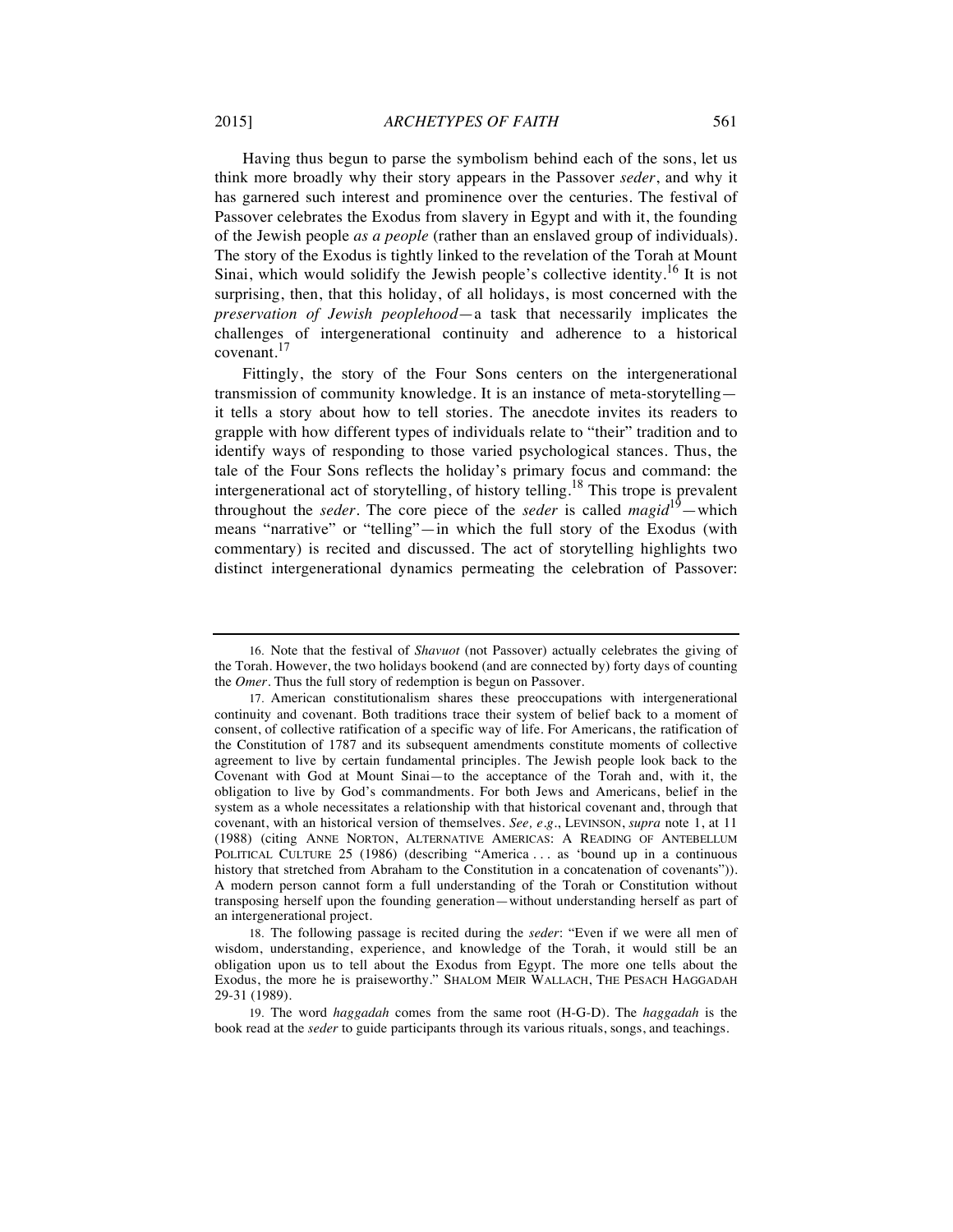Having thus begun to parse the symbolism behind each of the sons, let us think more broadly why their story appears in the Passover *seder*, and why it has garnered such interest and prominence over the centuries. The festival of Passover celebrates the Exodus from slavery in Egypt and with it, the founding of the Jewish people *as a people* (rather than an enslaved group of individuals). The story of the Exodus is tightly linked to the revelation of the Torah at Mount Sinai, which would solidify the Jewish people's collective identity.[16] It is not surprising, then, that this holiday, of all holidays, is most concerned with the *preservation of Jewish peoplehood*—a task that necessarily implicates the challenges of intergenerational continuity and adherence to a historical covenant.[17]

Fittingly, the story of the Four Sons centers on the intergenerational transmission of community knowledge. It is an instance of meta-storytelling—it tells a story about how to tell stories. The anecdote invites its readers to grapple with how different types of individuals relate to "their" tradition and to identify ways of responding to those varied psychological stances. Thus, the tale of the Four Sons reflects the holiday's primary focus and command: the intergenerational act of storytelling, of history telling.[18] This trope is prevalent throughout the *seder*. The core piece of the *seder* is called *magid*[19]—which means "narrative" or "telling"—in which the full story of the Exodus (with commentary) is recited and discussed. The act of storytelling highlights two distinct intergenerational dynamics permeating the celebration of Passover:

---

16. Note that the festival of *Shavuot* (not Passover) actually celebrates the giving of the Torah. However, the two holidays bookend (and are connected by) forty days of counting the *Omer*. Thus the full story of redemption is begun on Passover.

17. American constitutionalism shares these preoccupations with intergenerational continuity and covenant. Both traditions trace their system of belief back to a moment of consent, of collective ratification of a specific way of life. For Americans, the ratification of the Constitution of 1787 and its subsequent amendments constitute moments of collective agreement to live by certain fundamental principles. The Jewish people look back to the Covenant with God at Mount Sinai—to the acceptance of the Torah and, with it, the obligation to live by God's commandments. For both Jews and Americans, belief in the system as a whole necessitates a relationship with that historical covenant and, through that covenant, with an historical version of themselves. *See, e.g.*, LEVINSON, *supra* note 1, at 11 (1988) (citing ANNE NORTON, ALTERNATIVE AMERICAS: A READING OF ANTEBELLUM POLITICAL CULTURE 25 (1986) (describing "America . . . as 'bound up in a continuous history that stretched from Abraham to the Constitution in a concatenation of covenants'")). A modern person cannot form a full understanding of the Torah or Constitution without transposing herself upon the founding generation—without understanding herself as part of an intergenerational project.

18. The following passage is recited during the *seder*: "Even if we were all men of wisdom, understanding, experience, and knowledge of the Torah, it would still be an obligation upon us to tell about the Exodus from Egypt. The more one tells about the Exodus, the more he is praiseworthy." SHALOM MEIR WALLACH, THE PESACH HAGGADAH 29-31 (1989).

19. The word *haggadah* comes from the same root (H-G-D). The *haggadah* is the book read at the *seder* to guide participants through its various rituals, songs, and teachings.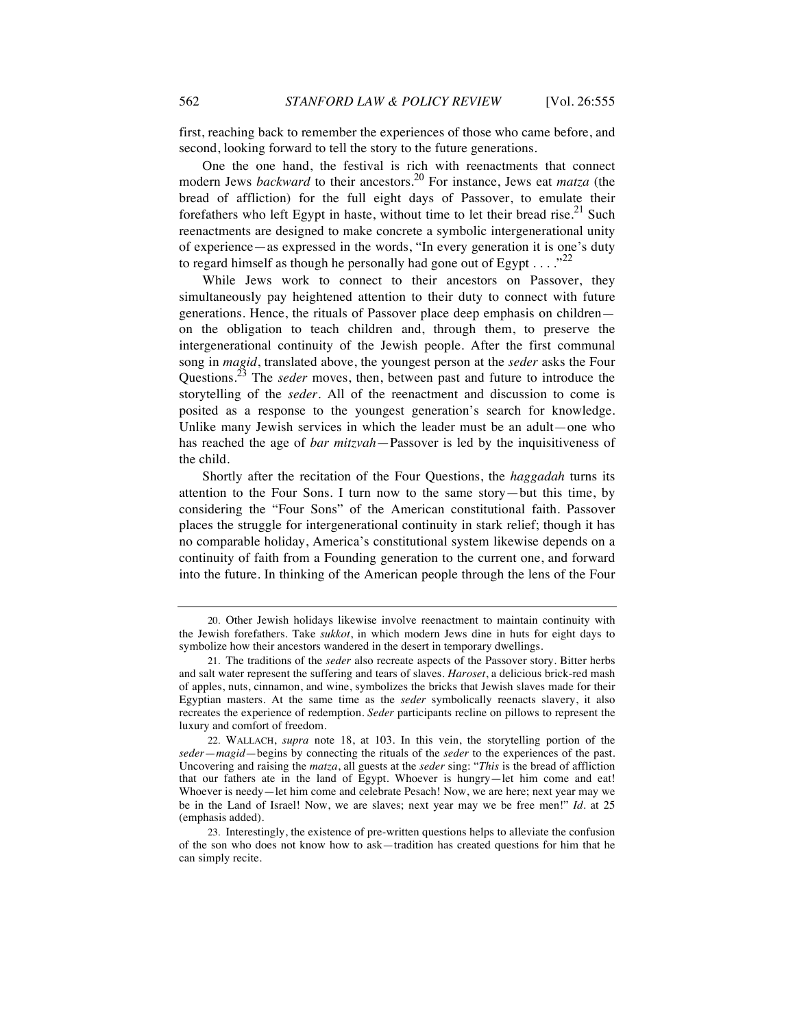first, reaching back to remember the experiences of those who came before, and second, looking forward to tell the story to the future generations.

One the one hand, the festival is rich with reenactments that connect modern Jews *backward* to their ancestors.[20] For instance, Jews eat *matza* (the bread of affliction) for the full eight days of Passover, to emulate their forefathers who left Egypt in haste, without time to let their bread rise.[21] Such reenactments are designed to make concrete a symbolic intergenerational unity of experience—as expressed in the words, "In every generation it is one's duty to regard himself as though he personally had gone out of Egypt . . . ."[22]

While Jews work to connect to their ancestors on Passover, they simultaneously pay heightened attention to their duty to connect with future generations. Hence, the rituals of Passover place deep emphasis on children—on the obligation to teach children and, through them, to preserve the intergenerational continuity of the Jewish people. After the first communal song in *magid*, translated above, the youngest person at the *seder* asks the Four Questions.[23] The *seder* moves, then, between past and future to introduce the storytelling of the *seder*. All of the reenactment and discussion to come is posited as a response to the youngest generation's search for knowledge. Unlike many Jewish services in which the leader must be an adult—one who has reached the age of *bar mitzvah*—Passover is led by the inquisitiveness of the child.

Shortly after the recitation of the Four Questions, the *haggadah* turns its attention to the Four Sons. I turn now to the same story—but this time, by considering the "Four Sons" of the American constitutional faith. Passover places the struggle for intergenerational continuity in stark relief; though it has no comparable holiday, America's constitutional system likewise depends on a continuity of faith from a Founding generation to the current one, and forward into the future. In thinking of the American people through the lens of the Four

---

20. Other Jewish holidays likewise involve reenactment to maintain continuity with the Jewish forefathers. Take *sukkot*, in which modern Jews dine in huts for eight days to symbolize how their ancestors wandered in the desert in temporary dwellings.

21. The traditions of the *seder* also recreate aspects of the Passover story. Bitter herbs and salt water represent the suffering and tears of slaves. *Haroset*, a delicious brick-red mash of apples, nuts, cinnamon, and wine, symbolizes the bricks that Jewish slaves made for their Egyptian masters. At the same time as the *seder* symbolically reenacts slavery, it also recreates the experience of redemption. *Seder* participants recline on pillows to represent the luxury and comfort of freedom.

22. WALLACH, *supra* note 18, at 103. In this vein, the storytelling portion of the *seder*—*magid*—begins by connecting the rituals of the *seder* to the experiences of the past. Uncovering and raising the *matza*, all guests at the *seder* sing: "*This* is the bread of affliction that our fathers ate in the land of Egypt. Whoever is hungry—let him come and eat! Whoever is needy—let him come and celebrate Pesach! Now, we are here; next year may we be in the Land of Israel! Now, we are slaves; next year may we be free men!" *Id.* at 25 (emphasis added).

23. Interestingly, the existence of pre-written questions helps to alleviate the confusion of the son who does not know how to ask—tradition has created questions for him that he can simply recite.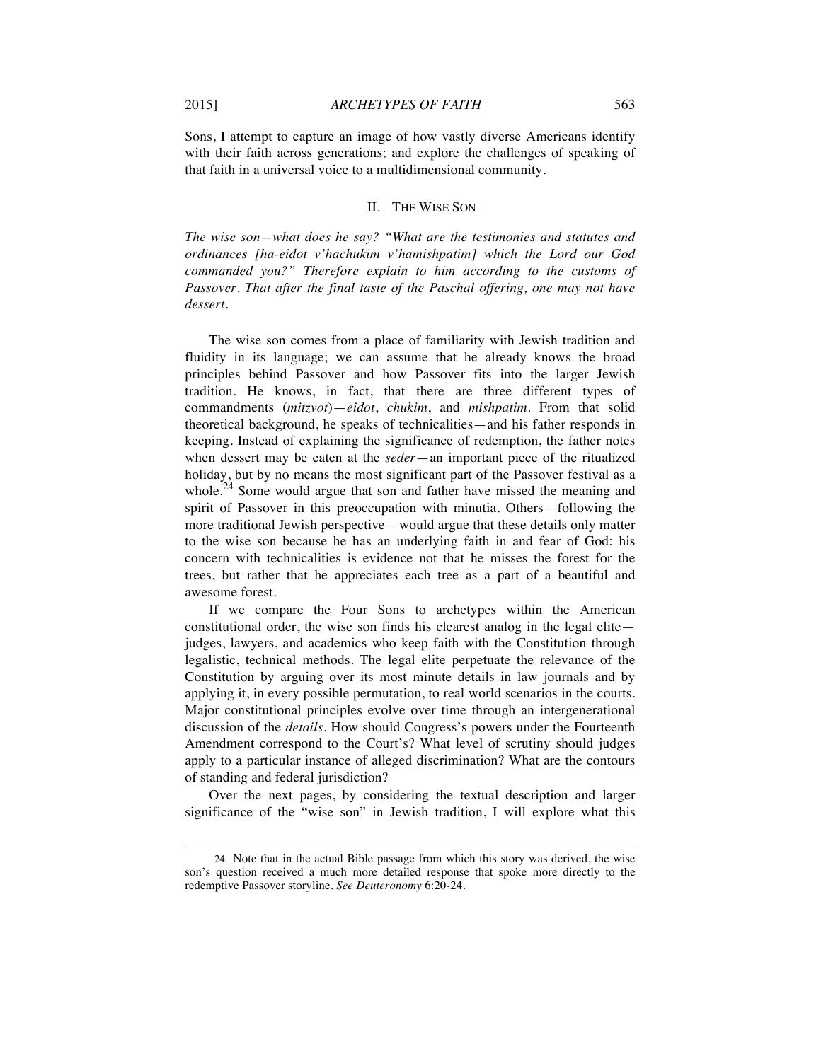Sons, I attempt to capture an image of how vastly diverse Americans identify with their faith across generations; and explore the challenges of speaking of that faith in a universal voice to a multidimensional community.

## II. THE WISE SON

*The wise son—what does he say? "What are the testimonies and statutes and ordinances [ha-eidot v'hachukim v'hamishpatim] which the Lord our God commanded you?" Therefore explain to him according to the customs of Passover. That after the final taste of the Paschal offering, one may not have dessert.*

The wise son comes from a place of familiarity with Jewish tradition and fluidity in its language; we can assume that he already knows the broad principles behind Passover and how Passover fits into the larger Jewish tradition. He knows, in fact, that there are three different types of commandments (*mitzvot*)—*eidot*, *chukim*, and *mishpatim*. From that solid theoretical background, he speaks of technicalities—and his father responds in keeping. Instead of explaining the significance of redemption, the father notes when dessert may be eaten at the *seder*—an important piece of the ritualized holiday, but by no means the most significant part of the Passover festival as a whole.[24] Some would argue that son and father have missed the meaning and spirit of Passover in this preoccupation with minutia. Others—following the more traditional Jewish perspective—would argue that these details only matter to the wise son because he has an underlying faith in and fear of God: his concern with technicalities is evidence not that he misses the forest for the trees, but rather that he appreciates each tree as a part of a beautiful and awesome forest.

If we compare the Four Sons to archetypes within the American constitutional order, the wise son finds his clearest analog in the legal elite—judges, lawyers, and academics who keep faith with the Constitution through legalistic, technical methods. The legal elite perpetuate the relevance of the Constitution by arguing over its most minute details in law journals and by applying it, in every possible permutation, to real world scenarios in the courts. Major constitutional principles evolve over time through an intergenerational discussion of the *details*. How should Congress's powers under the Fourteenth Amendment correspond to the Court's? What level of scrutiny should judges apply to a particular instance of alleged discrimination? What are the contours of standing and federal jurisdiction?

Over the next pages, by considering the textual description and larger significance of the "wise son" in Jewish tradition, I will explore what this

---

24. Note that in the actual Bible passage from which this story was derived, the wise son's question received a much more detailed response that spoke more directly to the redemptive Passover storyline. *See Deuteronomy* 6:20-24.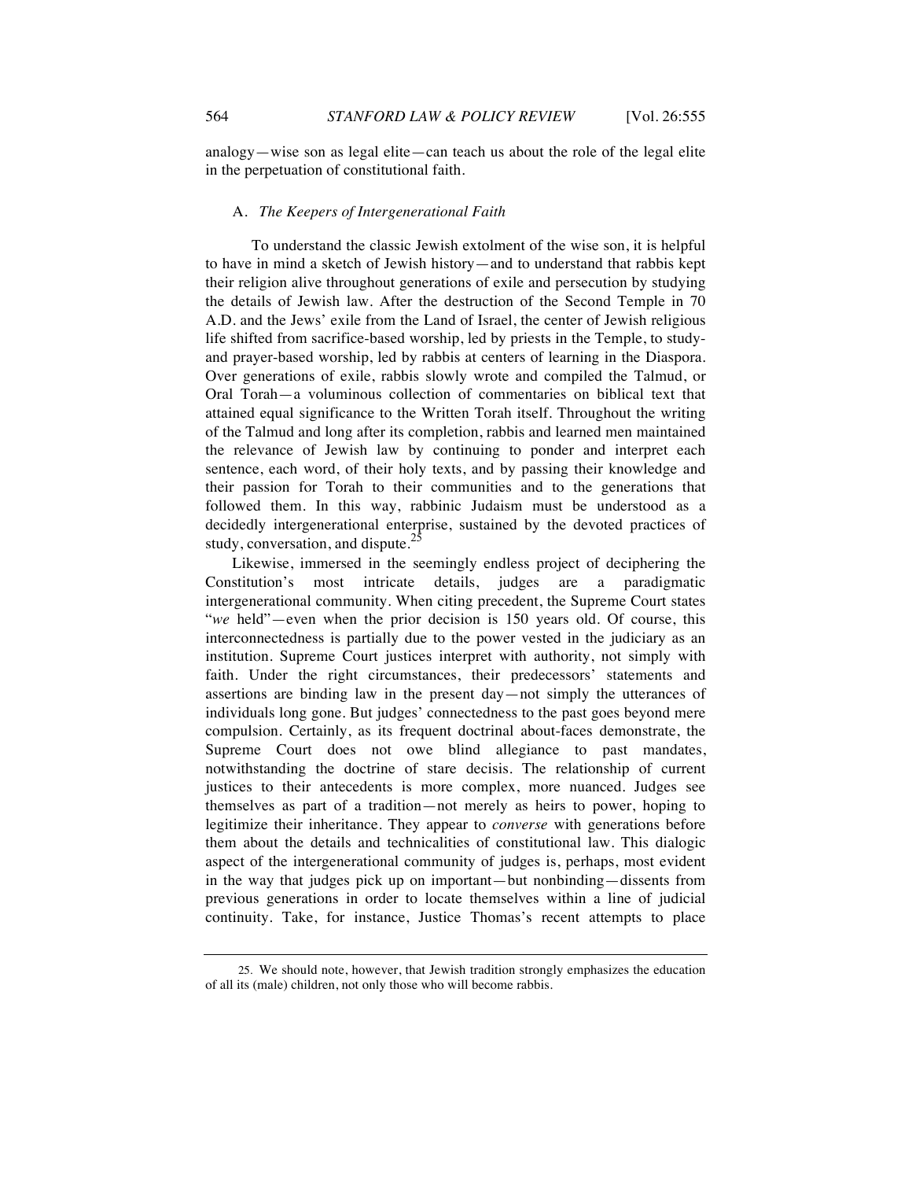analogy—wise son as legal elite—can teach us about the role of the legal elite in the perpetuation of constitutional faith.

### A. *The Keepers of Intergenerational Faith*

To understand the classic Jewish extolment of the wise son, it is helpful to have in mind a sketch of Jewish history—and to understand that rabbis kept their religion alive throughout generations of exile and persecution by studying the details of Jewish law. After the destruction of the Second Temple in 70 A.D. and the Jews' exile from the Land of Israel, the center of Jewish religious life shifted from sacrifice-based worship, led by priests in the Temple, to study- and prayer-based worship, led by rabbis at centers of learning in the Diaspora. Over generations of exile, rabbis slowly wrote and compiled the Talmud, or Oral Torah—a voluminous collection of commentaries on biblical text that attained equal significance to the Written Torah itself. Throughout the writing of the Talmud and long after its completion, rabbis and learned men maintained the relevance of Jewish law by continuing to ponder and interpret each sentence, each word, of their holy texts, and by passing their knowledge and their passion for Torah to their communities and to the generations that followed them. In this way, rabbinic Judaism must be understood as a decidedly intergenerational enterprise, sustained by the devoted practices of study, conversation, and dispute.[25]

Likewise, immersed in the seemingly endless project of deciphering the Constitution's most intricate details, judges are a paradigmatic intergenerational community. When citing precedent, the Supreme Court states "*we* held"—even when the prior decision is 150 years old. Of course, this interconnectedness is partially due to the power vested in the judiciary as an institution. Supreme Court justices interpret with authority, not simply with faith. Under the right circumstances, their predecessors' statements and assertions are binding law in the present day—not simply the utterances of individuals long gone. But judges' connectedness to the past goes beyond mere compulsion. Certainly, as its frequent doctrinal about-faces demonstrate, the Supreme Court does not owe blind allegiance to past mandates, notwithstanding the doctrine of stare decisis. The relationship of current justices to their antecedents is more complex, more nuanced. Judges see themselves as part of a tradition—not merely as heirs to power, hoping to legitimize their inheritance. They appear to *converse* with generations before them about the details and technicalities of constitutional law. This dialogic aspect of the intergenerational community of judges is, perhaps, most evident in the way that judges pick up on important—but nonbinding—dissents from previous generations in order to locate themselves within a line of judicial continuity. Take, for instance, Justice Thomas's recent attempts to place

25. We should note, however, that Jewish tradition strongly emphasizes the education of all its (male) children, not only those who will become rabbis.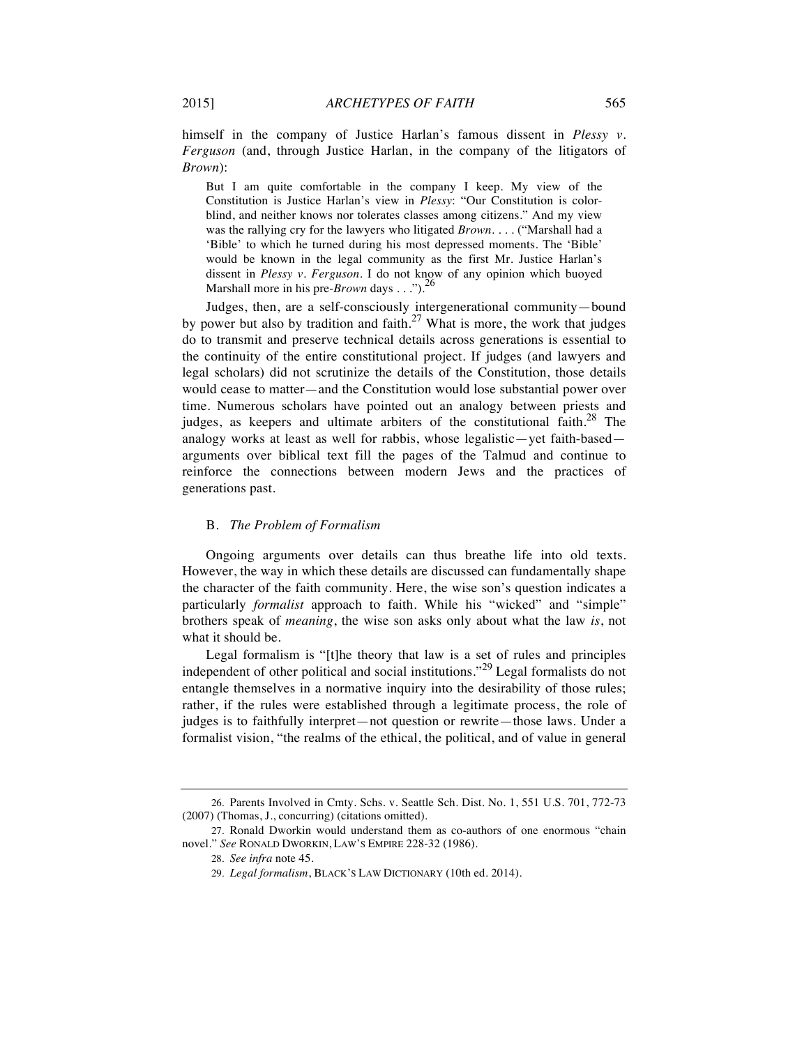himself in the company of Justice Harlan's famous dissent in *Plessy v. Ferguson* (and, through Justice Harlan, in the company of the litigators of *Brown*):

> But I am quite comfortable in the company I keep. My view of the Constitution is Justice Harlan's view in *Plessy*: "Our Constitution is color-blind, and neither knows nor tolerates classes among citizens." And my view was the rallying cry for the lawyers who litigated *Brown*. . . . ("Marshall had a 'Bible' to which he turned during his most depressed moments. The 'Bible' would be known in the legal community as the first Mr. Justice Harlan's dissent in *Plessy v. Ferguson*. I do not know of any opinion which buoyed Marshall more in his pre-*Brown* days . . .").[26]

Judges, then, are a self-consciously intergenerational community—bound by power but also by tradition and faith.[27] What is more, the work that judges do to transmit and preserve technical details across generations is essential to the continuity of the entire constitutional project. If judges (and lawyers and legal scholars) did not scrutinize the details of the Constitution, those details would cease to matter—and the Constitution would lose substantial power over time. Numerous scholars have pointed out an analogy between priests and judges, as keepers and ultimate arbiters of the constitutional faith.[28] The analogy works at least as well for rabbis, whose legalistic—yet faith-based—arguments over biblical text fill the pages of the Talmud and continue to reinforce the connections between modern Jews and the practices of generations past.

### B. *The Problem of Formalism*

Ongoing arguments over details can thus breathe life into old texts. However, the way in which these details are discussed can fundamentally shape the character of the faith community. Here, the wise son's question indicates a particularly *formalist* approach to faith. While his "wicked" and "simple" brothers speak of *meaning*, the wise son asks only about what the law *is*, not what it should be.

Legal formalism is "[t]he theory that law is a set of rules and principles independent of other political and social institutions."[29] Legal formalists do not entangle themselves in a normative inquiry into the desirability of those rules; rather, if the rules were established through a legitimate process, the role of judges is to faithfully interpret—not question or rewrite—those laws. Under a formalist vision, "the realms of the ethical, the political, and of value in general

---

26. Parents Involved in Cmty. Schs. v. Seattle Sch. Dist. No. 1, 551 U.S. 701, 772-73 (2007) (Thomas, J., concurring) (citations omitted).

27. Ronald Dworkin would understand them as co-authors of one enormous "chain novel." *See* RONALD DWORKIN, LAW'S EMPIRE 228-32 (1986).

28. *See infra* note 45.

29. *Legal formalism*, BLACK'S LAW DICTIONARY (10th ed. 2014).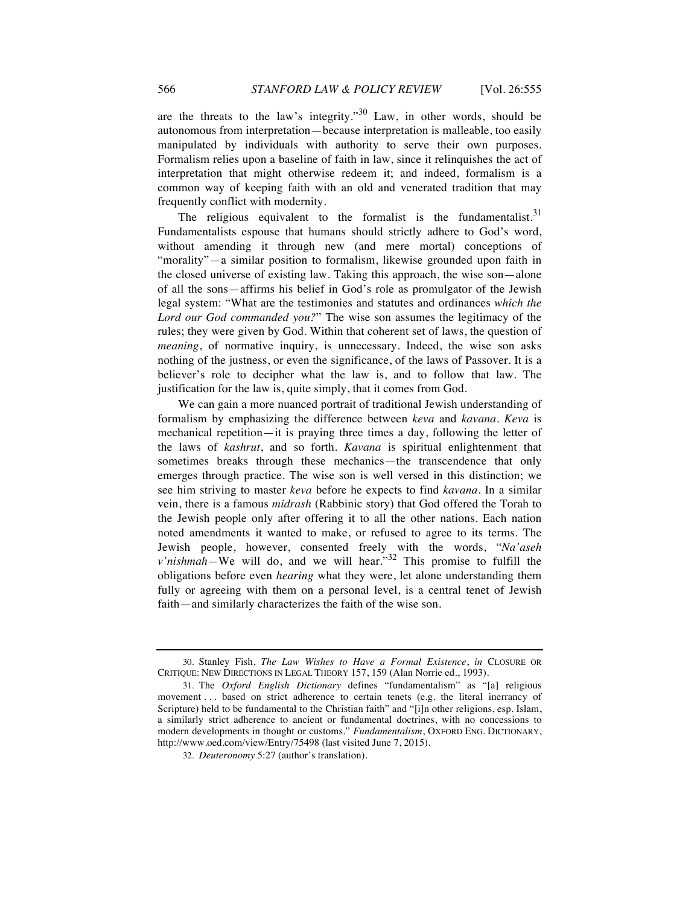are the threats to the law's integrity."[30] Law, in other words, should be autonomous from interpretation—because interpretation is malleable, too easily manipulated by individuals with authority to serve their own purposes. Formalism relies upon a baseline of faith in law, since it relinquishes the act of interpretation that might otherwise redeem it; and indeed, formalism is a common way of keeping faith with an old and venerated tradition that may frequently conflict with modernity.

The religious equivalent to the formalist is the fundamentalist.[31] Fundamentalists espouse that humans should strictly adhere to God's word, without amending it through new (and mere mortal) conceptions of "morality"—a similar position to formalism, likewise grounded upon faith in the closed universe of existing law. Taking this approach, the wise son—alone of all the sons—affirms his belief in God's role as promulgator of the Jewish legal system: "What are the testimonies and statutes and ordinances *which the Lord our God commanded you?*" The wise son assumes the legitimacy of the rules; they were given by God. Within that coherent set of laws, the question of *meaning*, of normative inquiry, is unnecessary. Indeed, the wise son asks nothing of the justness, or even the significance, of the laws of Passover. It is a believer's role to decipher what the law is, and to follow that law. The justification for the law is, quite simply, that it comes from God.

We can gain a more nuanced portrait of traditional Jewish understanding of formalism by emphasizing the difference between *keva* and *kavana*. *Keva* is mechanical repetition—it is praying three times a day, following the letter of the laws of *kashrut*, and so forth. *Kavana* is spiritual enlightenment that sometimes breaks through these mechanics—the transcendence that only emerges through practice. The wise son is well versed in this distinction; we see him striving to master *keva* before he expects to find *kavana*. In a similar vein, there is a famous *midrash* (Rabbinic story) that God offered the Torah to the Jewish people only after offering it to all the other nations. Each nation noted amendments it wanted to make, or refused to agree to its terms. The Jewish people, however, consented freely with the words, "*Na'aseh v'nishmah*—We will do, and we will hear."[32] This promise to fulfill the obligations before even *hearing* what they were, let alone understanding them fully or agreeing with them on a personal level, is a central tenet of Jewish faith—and similarly characterizes the faith of the wise son.

---

30. Stanley Fish, *The Law Wishes to Have a Formal Existence*, *in* CLOSURE OR CRITIQUE: NEW DIRECTIONS IN LEGAL THEORY 157, 159 (Alan Norrie ed., 1993).

31. The *Oxford English Dictionary* defines "fundamentalism" as "[a] religious movement . . . based on strict adherence to certain tenets (e.g. the literal inerrancy of Scripture) held to be fundamental to the Christian faith" and "[i]n other religions, esp. Islam, a similarly strict adherence to ancient or fundamental doctrines, with no concessions to modern developments in thought or customs." *Fundamentalism*, OXFORD ENG. DICTIONARY, http://www.oed.com/view/Entry/75498 (last visited June 7, 2015).

32. *Deuteronomy* 5:27 (author's translation).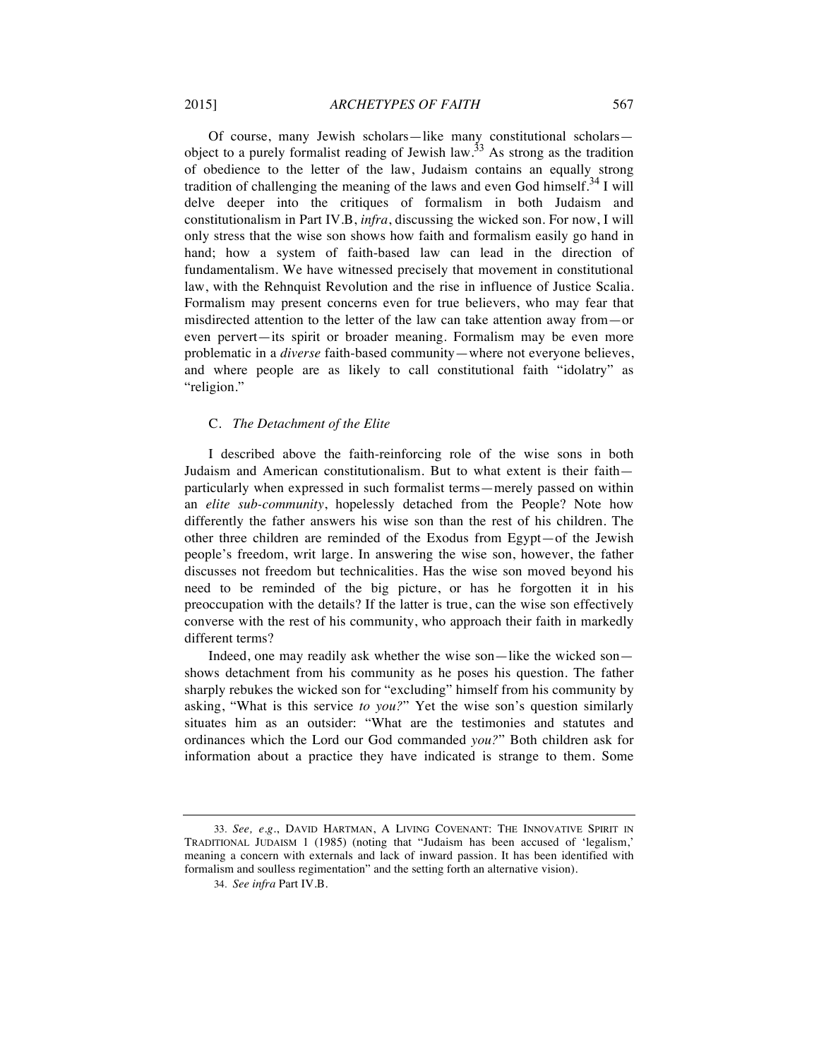Of course, many Jewish scholars—like many constitutional scholars—object to a purely formalist reading of Jewish law.[33] As strong as the tradition of obedience to the letter of the law, Judaism contains an equally strong tradition of challenging the meaning of the laws and even God himself.[34] I will delve deeper into the critiques of formalism in both Judaism and constitutionalism in Part IV.B, *infra*, discussing the wicked son. For now, I will only stress that the wise son shows how faith and formalism easily go hand in hand; how a system of faith-based law can lead in the direction of fundamentalism. We have witnessed precisely that movement in constitutional law, with the Rehnquist Revolution and the rise in influence of Justice Scalia. Formalism may present concerns even for true believers, who may fear that misdirected attention to the letter of the law can take attention away from—or even pervert—its spirit or broader meaning. Formalism may be even more problematic in a *diverse* faith-based community—where not everyone believes, and where people are as likely to call constitutional faith "idolatry" as "religion."

### C. *The Detachment of the Elite*

I described above the faith-reinforcing role of the wise sons in both Judaism and American constitutionalism. But to what extent is their faith—particularly when expressed in such formalist terms—merely passed on within an *elite sub-community*, hopelessly detached from the People? Note how differently the father answers his wise son than the rest of his children. The other three children are reminded of the Exodus from Egypt—of the Jewish people's freedom, writ large. In answering the wise son, however, the father discusses not freedom but technicalities. Has the wise son moved beyond his need to be reminded of the big picture, or has he forgotten it in his preoccupation with the details? If the latter is true, can the wise son effectively converse with the rest of his community, who approach their faith in markedly different terms?

Indeed, one may readily ask whether the wise son—like the wicked son—shows detachment from his community as he poses his question. The father sharply rebukes the wicked son for "excluding" himself from his community by asking, "What is this service *to you?*" Yet the wise son's question similarly situates him as an outsider: "What are the testimonies and statutes and ordinances which the Lord our God commanded *you?*" Both children ask for information about a practice they have indicated is strange to them. Some

---

33. *See, e.g.*, DAVID HARTMAN, A LIVING COVENANT: THE INNOVATIVE SPIRIT IN TRADITIONAL JUDAISM 1 (1985) (noting that "Judaism has been accused of 'legalism,' meaning a concern with externals and lack of inward passion. It has been identified with formalism and soulless regimentation" and the setting forth an alternative vision).

34. *See infra* Part IV.B.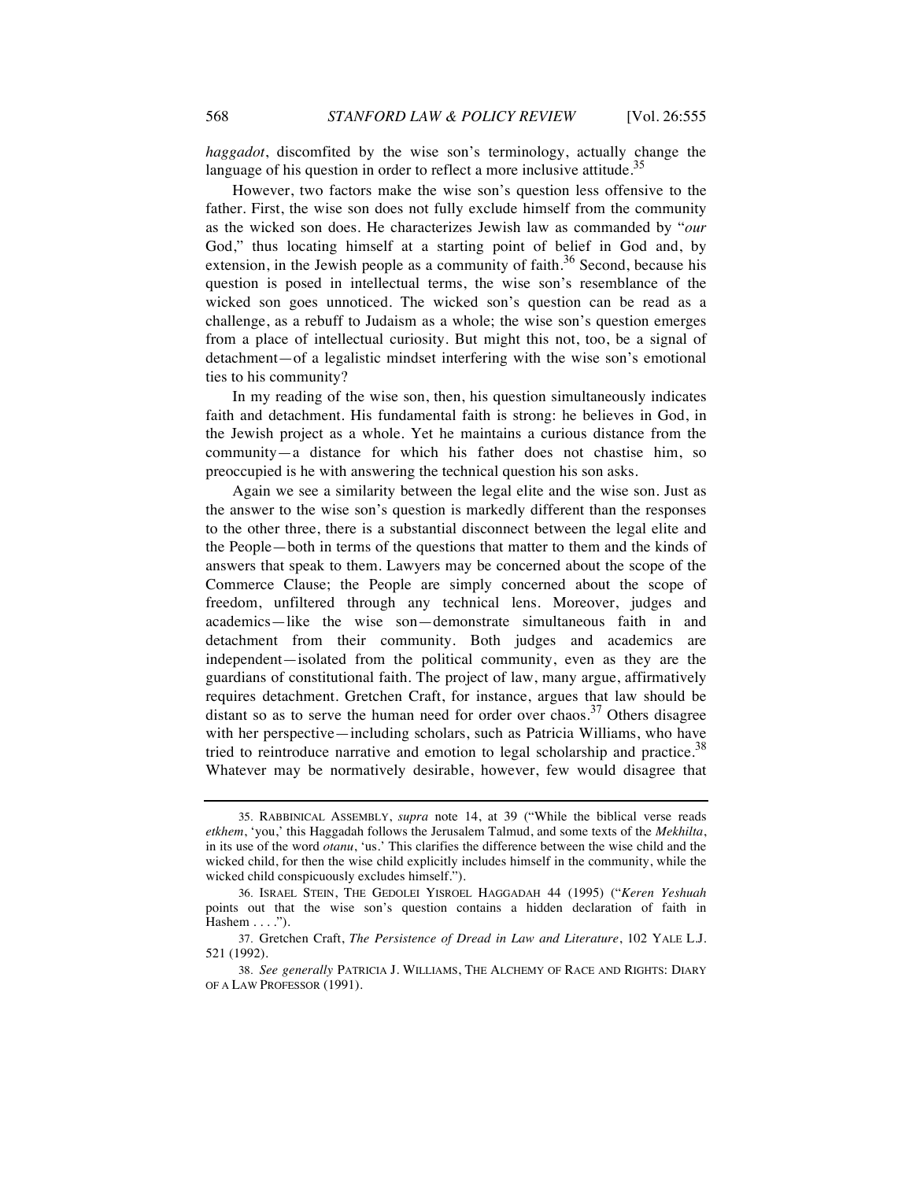*haggadot*, discomfited by the wise son's terminology, actually change the language of his question in order to reflect a more inclusive attitude.[35]

However, two factors make the wise son's question less offensive to the father. First, the wise son does not fully exclude himself from the community as the wicked son does. He characterizes Jewish law as commanded by "*our* God," thus locating himself at a starting point of belief in God and, by extension, in the Jewish people as a community of faith.[36] Second, because his question is posed in intellectual terms, the wise son's resemblance of the wicked son goes unnoticed. The wicked son's question can be read as a challenge, as a rebuff to Judaism as a whole; the wise son's question emerges from a place of intellectual curiosity. But might this not, too, be a signal of detachment—of a legalistic mindset interfering with the wise son's emotional ties to his community?

In my reading of the wise son, then, his question simultaneously indicates faith and detachment. His fundamental faith is strong: he believes in God, in the Jewish project as a whole. Yet he maintains a curious distance from the community—a distance for which his father does not chastise him, so preoccupied is he with answering the technical question his son asks.

Again we see a similarity between the legal elite and the wise son. Just as the answer to the wise son's question is markedly different than the responses to the other three, there is a substantial disconnect between the legal elite and the People—both in terms of the questions that matter to them and the kinds of answers that speak to them. Lawyers may be concerned about the scope of the Commerce Clause; the People are simply concerned about the scope of freedom, unfiltered through any technical lens. Moreover, judges and academics—like the wise son—demonstrate simultaneous faith in and detachment from their community. Both judges and academics are independent—isolated from the political community, even as they are the guardians of constitutional faith. The project of law, many argue, affirmatively requires detachment. Gretchen Craft, for instance, argues that law should be distant so as to serve the human need for order over chaos.[37] Others disagree with her perspective—including scholars, such as Patricia Williams, who have tried to reintroduce narrative and emotion to legal scholarship and practice.[38] Whatever may be normatively desirable, however, few would disagree that

---

35. RABBINICAL ASSEMBLY, *supra* note 14, at 39 ("While the biblical verse reads *etkhem*, 'you,' this Haggadah follows the Jerusalem Talmud, and some texts of the *Mekhilta*, in its use of the word *otanu*, 'us.' This clarifies the difference between the wise child and the wicked child, for then the wise child explicitly includes himself in the community, while the wicked child conspicuously excludes himself.").

36. ISRAEL STEIN, THE GEDOLEI YISROEL HAGGADAH 44 (1995) ("*Keren Yeshuah* points out that the wise son's question contains a hidden declaration of faith in Hashem . . . .").

37. Gretchen Craft, *The Persistence of Dread in Law and Literature*, 102 YALE L.J. 521 (1992).

38. *See generally* PATRICIA J. WILLIAMS, THE ALCHEMY OF RACE AND RIGHTS: DIARY OF A LAW PROFESSOR (1991).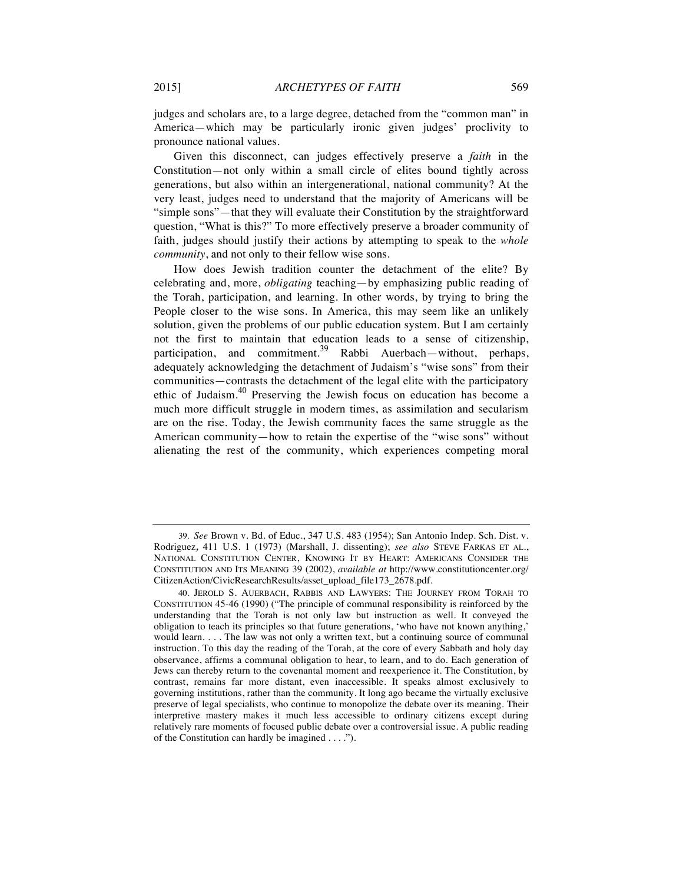judges and scholars are, to a large degree, detached from the "common man" in America—which may be particularly ironic given judges' proclivity to pronounce national values.

Given this disconnect, can judges effectively preserve a *faith* in the Constitution—not only within a small circle of elites bound tightly across generations, but also within an intergenerational, national community? At the very least, judges need to understand that the majority of Americans will be "simple sons"—that they will evaluate their Constitution by the straightforward question, "What is this?" To more effectively preserve a broader community of faith, judges should justify their actions by attempting to speak to the *whole community*, and not only to their fellow wise sons.

How does Jewish tradition counter the detachment of the elite? By celebrating and, more, *obligating* teaching—by emphasizing public reading of the Torah, participation, and learning. In other words, by trying to bring the People closer to the wise sons. In America, this may seem like an unlikely solution, given the problems of our public education system. But I am certainly not the first to maintain that education leads to a sense of citizenship, participation, and commitment.[39] Rabbi Auerbach—without, perhaps, adequately acknowledging the detachment of Judaism's "wise sons" from their communities—contrasts the detachment of the legal elite with the participatory ethic of Judaism.[40] Preserving the Jewish focus on education has become a much more difficult struggle in modern times, as assimilation and secularism are on the rise. Today, the Jewish community faces the same struggle as the American community—how to retain the expertise of the "wise sons" without alienating the rest of the community, which experiences competing moral

---

39. *See* Brown v. Bd. of Educ., 347 U.S. 483 (1954); San Antonio Indep. Sch. Dist. v. Rodriguez, 411 U.S. 1 (1973) (Marshall, J. dissenting); *see also* STEVE FARKAS ET AL., NATIONAL CONSTITUTION CENTER, KNOWING IT BY HEART: AMERICANS CONSIDER THE CONSTITUTION AND ITS MEANING 39 (2002), *available at* http://www.constitutioncenter.org/CitizenAction/CivicResearchResults/asset_upload_file173_2678.pdf.

40. JEROLD S. AUERBACH, RABBIS AND LAWYERS: THE JOURNEY FROM TORAH TO CONSTITUTION 45-46 (1990) ("The principle of communal responsibility is reinforced by the understanding that the Torah is not only law but instruction as well. It conveyed the obligation to teach its principles so that future generations, 'who have not known anything,' would learn. . . . The law was not only a written text, but a continuing source of communal instruction. To this day the reading of the Torah, at the core of every Sabbath and holy day observance, affirms a communal obligation to hear, to learn, and to do. Each generation of Jews can thereby return to the covenantal moment and reexperience it. The Constitution, by contrast, remains far more distant, even inaccessible. It speaks almost exclusively to governing institutions, rather than the community. It long ago became the virtually exclusive preserve of legal specialists, who continue to monopolize the debate over its meaning. Their interpretive mastery makes it much less accessible to ordinary citizens except during relatively rare moments of focused public debate over a controversial issue. A public reading of the Constitution can hardly be imagined . . . .").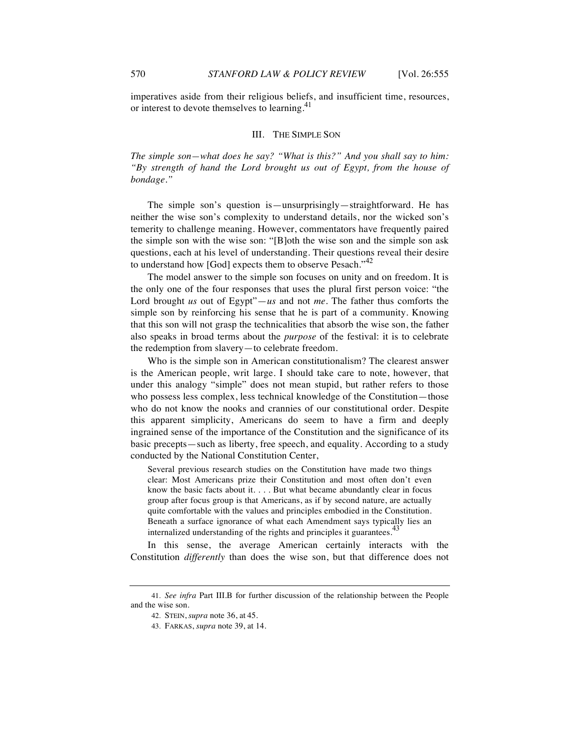imperatives aside from their religious beliefs, and insufficient time, resources, or interest to devote themselves to learning.[41]

## III. THE SIMPLE SON

*The simple son—what does he say? "What is this?" And you shall say to him: "By strength of hand the Lord brought us out of Egypt, from the house of bondage."*

The simple son's question is—unsurprisingly—straightforward. He has neither the wise son's complexity to understand details, nor the wicked son's temerity to challenge meaning. However, commentators have frequently paired the simple son with the wise son: "[B]oth the wise son and the simple son ask questions, each at his level of understanding. Their questions reveal their desire to understand how [God] expects them to observe Pesach."[42]

The model answer to the simple son focuses on unity and on freedom. It is the only one of the four responses that uses the plural first person voice: "the Lord brought *us* out of Egypt"—*us* and not *me*. The father thus comforts the simple son by reinforcing his sense that he is part of a community. Knowing that this son will not grasp the technicalities that absorb the wise son, the father also speaks in broad terms about the *purpose* of the festival: it is to celebrate the redemption from slavery—to celebrate freedom.

Who is the simple son in American constitutionalism? The clearest answer is the American people, writ large. I should take care to note, however, that under this analogy "simple" does not mean stupid, but rather refers to those who possess less complex, less technical knowledge of the Constitution—those who do not know the nooks and crannies of our constitutional order. Despite this apparent simplicity, Americans do seem to have a firm and deeply ingrained sense of the importance of the Constitution and the significance of its basic precepts—such as liberty, free speech, and equality. According to a study conducted by the National Constitution Center,

> Several previous research studies on the Constitution have made two things clear: Most Americans prize their Constitution and most often don't even know the basic facts about it. . . . But what became abundantly clear in focus group after focus group is that Americans, as if by second nature, are actually quite comfortable with the values and principles embodied in the Constitution. Beneath a surface ignorance of what each Amendment says typically lies an internalized understanding of the rights and principles it guarantees.[43]

In this sense, the average American certainly interacts with the Constitution *differently* than does the wise son, but that difference does not

---

41. *See infra* Part III.B for further discussion of the relationship between the People and the wise son.

42. STEIN, *supra* note 36, at 45.

43. FARKAS, *supra* note 39, at 14.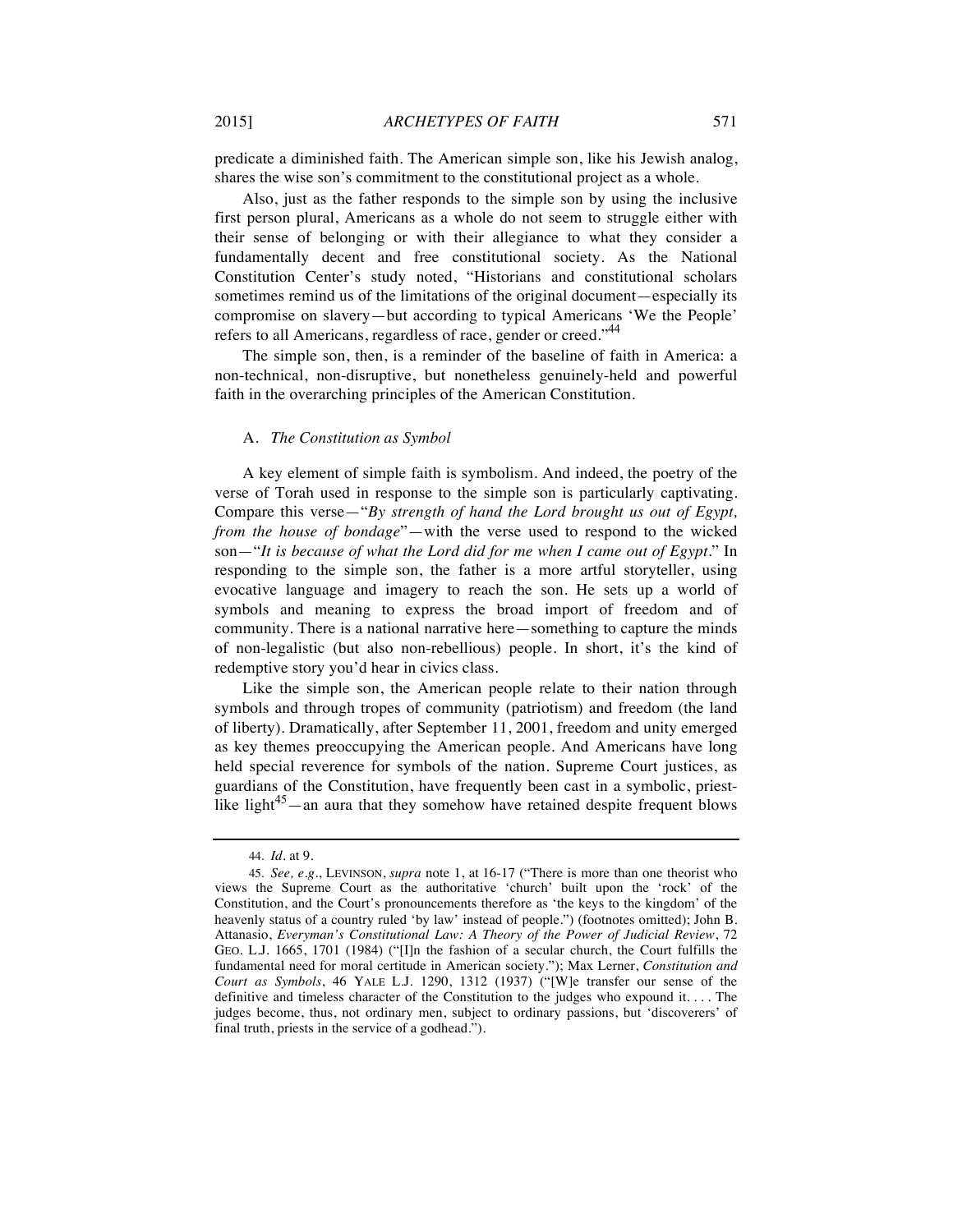predicate a diminished faith. The American simple son, like his Jewish analog, shares the wise son's commitment to the constitutional project as a whole.

Also, just as the father responds to the simple son by using the inclusive first person plural, Americans as a whole do not seem to struggle either with their sense of belonging or with their allegiance to what they consider a fundamentally decent and free constitutional society. As the National Constitution Center's study noted, "Historians and constitutional scholars sometimes remind us of the limitations of the original document—especially its compromise on slavery—but according to typical Americans 'We the People' refers to all Americans, regardless of race, gender or creed."[44]

The simple son, then, is a reminder of the baseline of faith in America: a non-technical, non-disruptive, but nonetheless genuinely-held and powerful faith in the overarching principles of the American Constitution.

### A. *The Constitution as Symbol*

A key element of simple faith is symbolism. And indeed, the poetry of the verse of Torah used in response to the simple son is particularly captivating. Compare this verse—"*By strength of hand the Lord brought us out of Egypt, from the house of bondage*"—with the verse used to respond to the wicked son—"*It is because of what the Lord did for me when I came out of Egypt*." In responding to the simple son, the father is a more artful storyteller, using evocative language and imagery to reach the son. He sets up a world of symbols and meaning to express the broad import of freedom and of community. There is a national narrative here—something to capture the minds of non-legalistic (but also non-rebellious) people. In short, it's the kind of redemptive story you'd hear in civics class.

Like the simple son, the American people relate to their nation through symbols and through tropes of community (patriotism) and freedom (the land of liberty). Dramatically, after September 11, 2001, freedom and unity emerged as key themes preoccupying the American people. And Americans have long held special reverence for symbols of the nation. Supreme Court justices, as guardians of the Constitution, have frequently been cast in a symbolic, priest-like light[45]—an aura that they somehow have retained despite frequent blows

---

44. *Id.* at 9.

45. *See, e.g.*, LEVINSON, *supra* note 1, at 16-17 ("There is more than one theorist who views the Supreme Court as the authoritative 'church' built upon the 'rock' of the Constitution, and the Court's pronouncements therefore as 'the keys to the kingdom' of the heavenly status of a country ruled 'by law' instead of people.") (footnotes omitted); John B. Attanasio, *Everyman's Constitutional Law: A Theory of the Power of Judicial Review*, 72 GEO. L.J. 1665, 1701 (1984) ("[I]n the fashion of a secular church, the Court fulfills the fundamental need for moral certitude in American society."); Max Lerner, *Constitution and Court as Symbols*, 46 YALE L.J. 1290, 1312 (1937) ("[W]e transfer our sense of the definitive and timeless character of the Constitution to the judges who expound it. . . . The judges become, thus, not ordinary men, subject to ordinary passions, but 'discoverers' of final truth, priests in the service of a godhead.").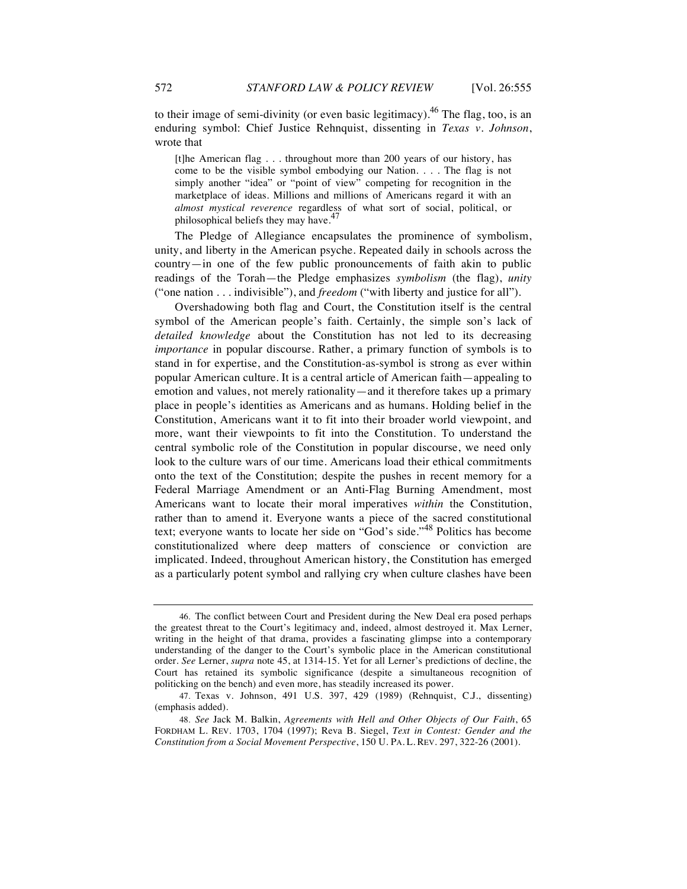to their image of semi-divinity (or even basic legitimacy).[46] The flag, too, is an enduring symbol: Chief Justice Rehnquist, dissenting in *Texas v. Johnson*, wrote that

> [t]he American flag . . . throughout more than 200 years of our history, has come to be the visible symbol embodying our Nation. . . . The flag is not simply another "idea" or "point of view" competing for recognition in the marketplace of ideas. Millions and millions of Americans regard it with an *almost mystical reverence* regardless of what sort of social, political, or philosophical beliefs they may have.[47]

The Pledge of Allegiance encapsulates the prominence of symbolism, unity, and liberty in the American psyche. Repeated daily in schools across the country—in one of the few public pronouncements of faith akin to public readings of the Torah—the Pledge emphasizes *symbolism* (the flag), *unity* ("one nation . . . indivisible"), and *freedom* ("with liberty and justice for all").

Overshadowing both flag and Court, the Constitution itself is the central symbol of the American people's faith. Certainly, the simple son's lack of *detailed knowledge* about the Constitution has not led to its decreasing *importance* in popular discourse. Rather, a primary function of symbols is to stand in for expertise, and the Constitution-as-symbol is strong as ever within popular American culture. It is a central article of American faith—appealing to emotion and values, not merely rationality—and it therefore takes up a primary place in people's identities as Americans and as humans. Holding belief in the Constitution, Americans want it to fit into their broader world viewpoint, and more, want their viewpoints to fit into the Constitution. To understand the central symbolic role of the Constitution in popular discourse, we need only look to the culture wars of our time. Americans load their ethical commitments onto the text of the Constitution; despite the pushes in recent memory for a Federal Marriage Amendment or an Anti-Flag Burning Amendment, most Americans want to locate their moral imperatives *within* the Constitution, rather than to amend it. Everyone wants a piece of the sacred constitutional text; everyone wants to locate her side on "God's side."[48] Politics has become constitutionalized where deep matters of conscience or conviction are implicated. Indeed, throughout American history, the Constitution has emerged as a particularly potent symbol and rallying cry when culture clashes have been

---

46. The conflict between Court and President during the New Deal era posed perhaps the greatest threat to the Court's legitimacy and, indeed, almost destroyed it. Max Lerner, writing in the height of that drama, provides a fascinating glimpse into a contemporary understanding of the danger to the Court's symbolic place in the American constitutional order. *See* Lerner, *supra* note 45, at 1314-15. Yet for all Lerner's predictions of decline, the Court has retained its symbolic significance (despite a simultaneous recognition of politicking on the bench) and even more, has steadily increased its power.

47. Texas v. Johnson, 491 U.S. 397, 429 (1989) (Rehnquist, C.J., dissenting) (emphasis added).

48. *See* Jack M. Balkin, *Agreements with Hell and Other Objects of Our Faith*, 65 FORDHAM L. REV. 1703, 1704 (1997); Reva B. Siegel, *Text in Contest: Gender and the Constitution from a Social Movement Perspective*, 150 U. PA. L. REV. 297, 322-26 (2001).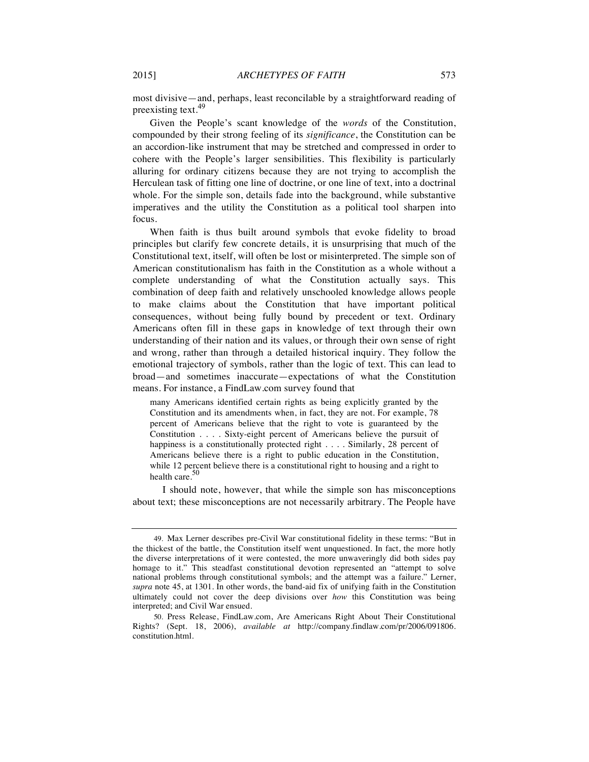most divisive—and, perhaps, least reconcilable by a straightforward reading of preexisting text.[49]

Given the People's scant knowledge of the *words* of the Constitution, compounded by their strong feeling of its *significance*, the Constitution can be an accordion-like instrument that may be stretched and compressed in order to cohere with the People's larger sensibilities. This flexibility is particularly alluring for ordinary citizens because they are not trying to accomplish the Herculean task of fitting one line of doctrine, or one line of text, into a doctrinal whole. For the simple son, details fade into the background, while substantive imperatives and the utility the Constitution as a political tool sharpen into focus.

When faith is thus built around symbols that evoke fidelity to broad principles but clarify few concrete details, it is unsurprising that much of the Constitutional text, itself, will often be lost or misinterpreted. The simple son of American constitutionalism has faith in the Constitution as a whole without a complete understanding of what the Constitution actually says. This combination of deep faith and relatively unschooled knowledge allows people to make claims about the Constitution that have important political consequences, without being fully bound by precedent or text. Ordinary Americans often fill in these gaps in knowledge of text through their own understanding of their nation and its values, or through their own sense of right and wrong, rather than through a detailed historical inquiry. They follow the emotional trajectory of symbols, rather than the logic of text. This can lead to broad—and sometimes inaccurate—expectations of what the Constitution means. For instance, a FindLaw.com survey found that

> many Americans identified certain rights as being explicitly granted by the Constitution and its amendments when, in fact, they are not. For example, 78 percent of Americans believe that the right to vote is guaranteed by the Constitution . . . . Sixty-eight percent of Americans believe the pursuit of happiness is a constitutionally protected right . . . . Similarly, 28 percent of Americans believe there is a right to public education in the Constitution, while 12 percent believe there is a constitutional right to housing and a right to health care.[50]

I should note, however, that while the simple son has misconceptions about text; these misconceptions are not necessarily arbitrary. The People have

---

49. Max Lerner describes pre-Civil War constitutional fidelity in these terms: "But in the thickest of the battle, the Constitution itself went unquestioned. In fact, the more hotly the diverse interpretations of it were contested, the more unwaveringly did both sides pay homage to it." This steadfast constitutional devotion represented an "attempt to solve national problems through constitutional symbols; and the attempt was a failure." Lerner, *supra* note 45, at 1301. In other words, the band-aid fix of unifying faith in the Constitution ultimately could not cover the deep divisions over *how* this Constitution was being interpreted; and Civil War ensued.

50. Press Release, FindLaw.com, Are Americans Right About Their Constitutional Rights? (Sept. 18, 2006), *available at* http://company.findlaw.com/pr/2006/091806.constitution.html.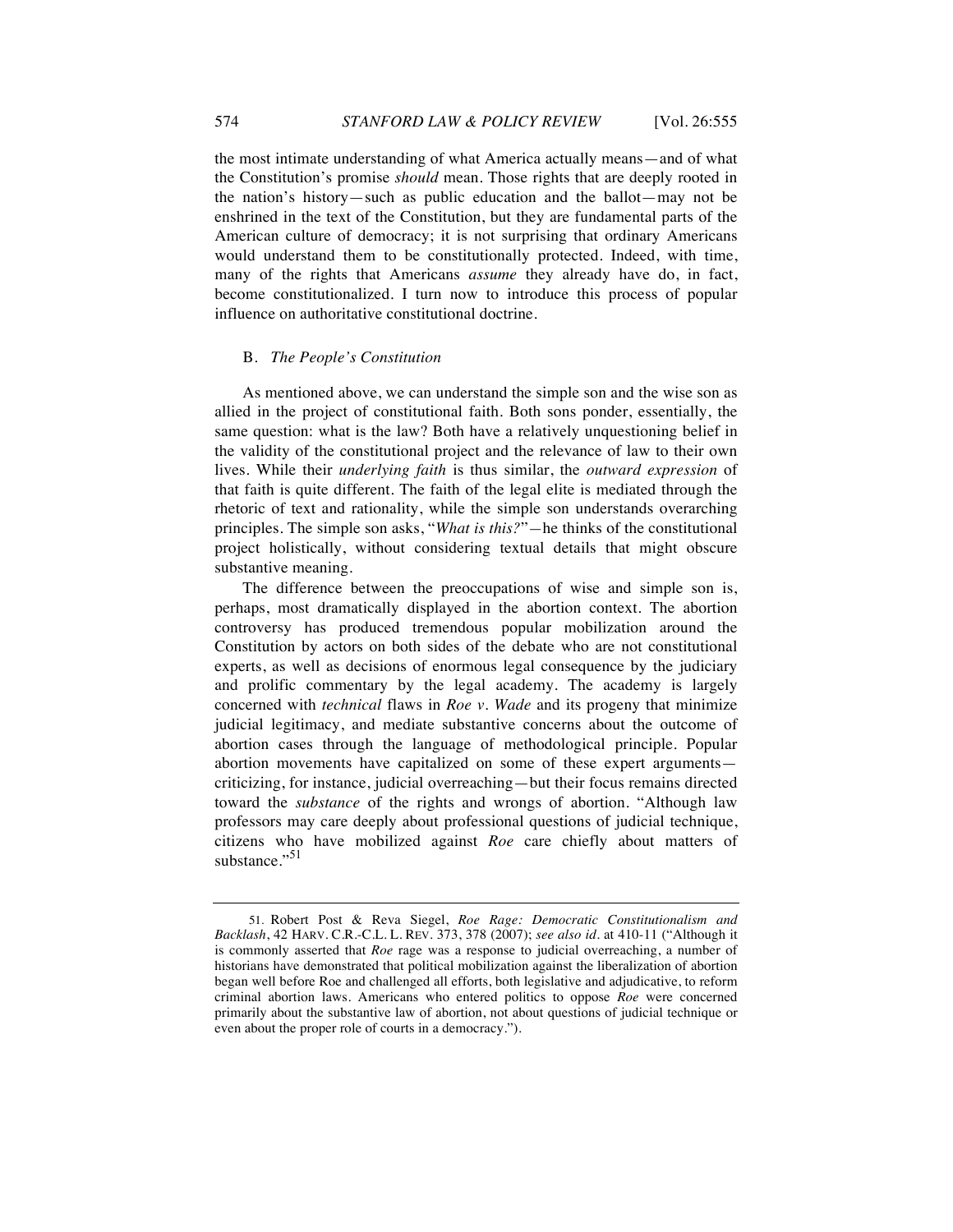the most intimate understanding of what America actually means—and of what the Constitution's promise *should* mean. Those rights that are deeply rooted in the nation's history—such as public education and the ballot—may not be enshrined in the text of the Constitution, but they are fundamental parts of the American culture of democracy; it is not surprising that ordinary Americans would understand them to be constitutionally protected. Indeed, with time, many of the rights that Americans *assume* they already have do, in fact, become constitutionalized. I turn now to introduce this process of popular influence on authoritative constitutional doctrine.

### B. *The People's Constitution*

As mentioned above, we can understand the simple son and the wise son as allied in the project of constitutional faith. Both sons ponder, essentially, the same question: what is the law? Both have a relatively unquestioning belief in the validity of the constitutional project and the relevance of law to their own lives. While their *underlying faith* is thus similar, the *outward expression* of that faith is quite different. The faith of the legal elite is mediated through the rhetoric of text and rationality, while the simple son understands overarching principles. The simple son asks, "*What is this?*"—he thinks of the constitutional project holistically, without considering textual details that might obscure substantive meaning.

The difference between the preoccupations of wise and simple son is, perhaps, most dramatically displayed in the abortion context. The abortion controversy has produced tremendous popular mobilization around the Constitution by actors on both sides of the debate who are not constitutional experts, as well as decisions of enormous legal consequence by the judiciary and prolific commentary by the legal academy. The academy is largely concerned with *technical* flaws in *Roe v. Wade* and its progeny that minimize judicial legitimacy, and mediate substantive concerns about the outcome of abortion cases through the language of methodological principle. Popular abortion movements have capitalized on some of these expert arguments—criticizing, for instance, judicial overreaching—but their focus remains directed toward the *substance* of the rights and wrongs of abortion. "Although law professors may care deeply about professional questions of judicial technique, citizens who have mobilized against *Roe* care chiefly about matters of substance."[51]

---

51. Robert Post & Reva Siegel, *Roe Rage: Democratic Constitutionalism and Backlash*, 42 HARV. C.R.-C.L. L. REV. 373, 378 (2007); *see also id.* at 410-11 ("Although it is commonly asserted that *Roe* rage was a response to judicial overreaching, a number of historians have demonstrated that political mobilization against the liberalization of abortion began well before Roe and challenged all efforts, both legislative and adjudicative, to reform criminal abortion laws. Americans who entered politics to oppose *Roe* were concerned primarily about the substantive law of abortion, not about questions of judicial technique or even about the proper role of courts in a democracy.").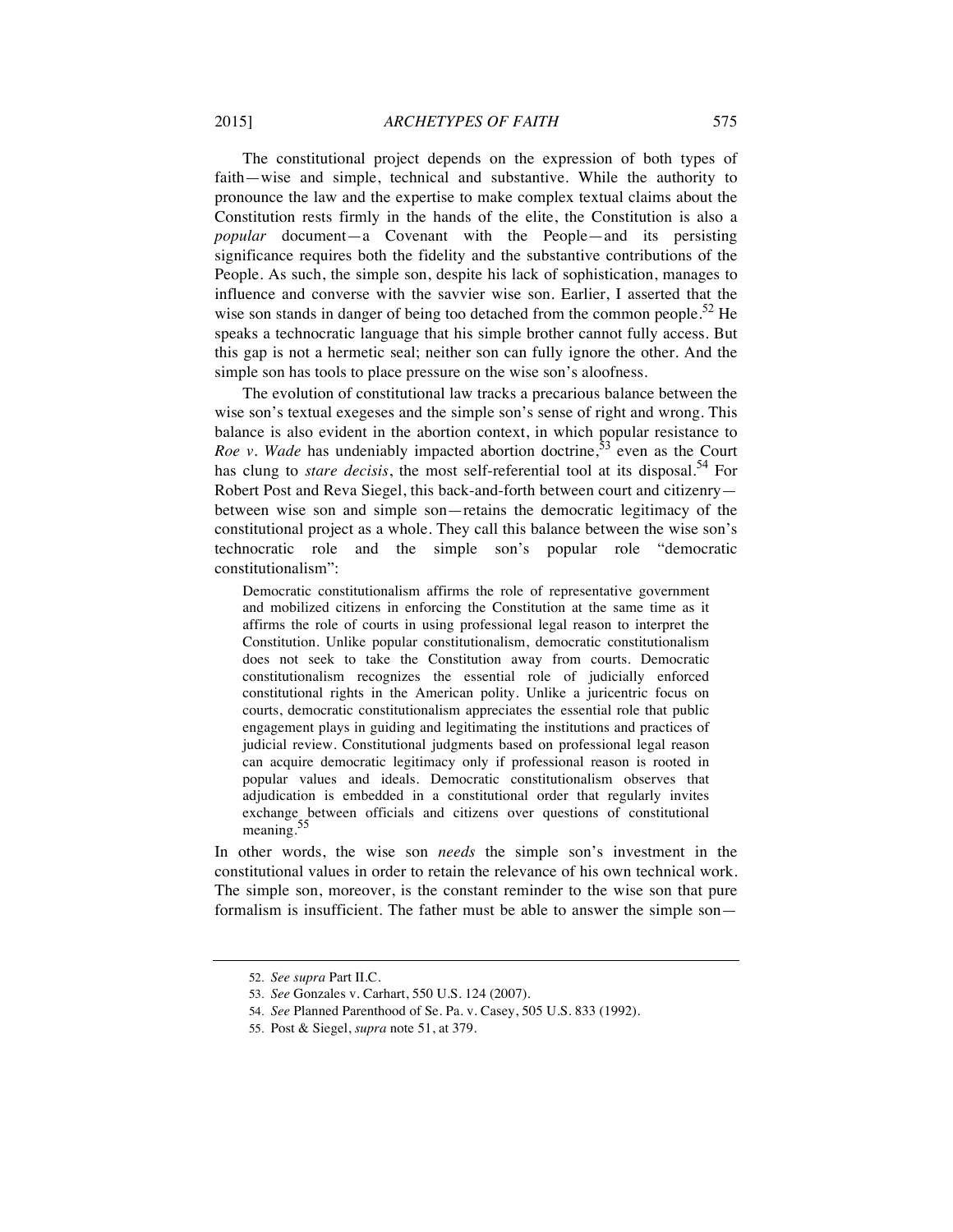The constitutional project depends on the expression of both types of faith—wise and simple, technical and substantive. While the authority to pronounce the law and the expertise to make complex textual claims about the Constitution rests firmly in the hands of the elite, the Constitution is also a *popular* document—a Covenant with the People—and its persisting significance requires both the fidelity and the substantive contributions of the People. As such, the simple son, despite his lack of sophistication, manages to influence and converse with the savvier wise son. Earlier, I asserted that the wise son stands in danger of being too detached from the common people.[52] He speaks a technocratic language that his simple brother cannot fully access. But this gap is not a hermetic seal; neither son can fully ignore the other. And the simple son has tools to place pressure on the wise son's aloofness.

The evolution of constitutional law tracks a precarious balance between the wise son's textual exegeses and the simple son's sense of right and wrong. This balance is also evident in the abortion context, in which popular resistance to *Roe v. Wade* has undeniably impacted abortion doctrine,[53] even as the Court has clung to *stare decisis*, the most self-referential tool at its disposal.[54] For Robert Post and Reva Siegel, this back-and-forth between court and citizenry—between wise son and simple son—retains the democratic legitimacy of the constitutional project as a whole. They call this balance between the wise son's technocratic role and the simple son's popular role "democratic constitutionalism":

> Democratic constitutionalism affirms the role of representative government and mobilized citizens in enforcing the Constitution at the same time as it affirms the role of courts in using professional legal reason to interpret the Constitution. Unlike popular constitutionalism, democratic constitutionalism does not seek to take the Constitution away from courts. Democratic constitutionalism recognizes the essential role of judicially enforced constitutional rights in the American polity. Unlike a juricentric focus on courts, democratic constitutionalism appreciates the essential role that public engagement plays in guiding and legitimating the institutions and practices of judicial review. Constitutional judgments based on professional legal reason can acquire democratic legitimacy only if professional reason is rooted in popular values and ideals. Democratic constitutionalism observes that adjudication is embedded in a constitutional order that regularly invites exchange between officials and citizens over questions of constitutional meaning.[55]

In other words, the wise son *needs* the simple son's investment in the constitutional values in order to retain the relevance of his own technical work. The simple son, moreover, is the constant reminder to the wise son that pure formalism is insufficient. The father must be able to answer the simple son—

---

52. *See supra* Part II.C.

53. *See* Gonzales v. Carhart, 550 U.S. 124 (2007).

54. *See* Planned Parenthood of Se. Pa. v. Casey, 505 U.S. 833 (1992).

55. Post & Siegel, *supra* note 51, at 379.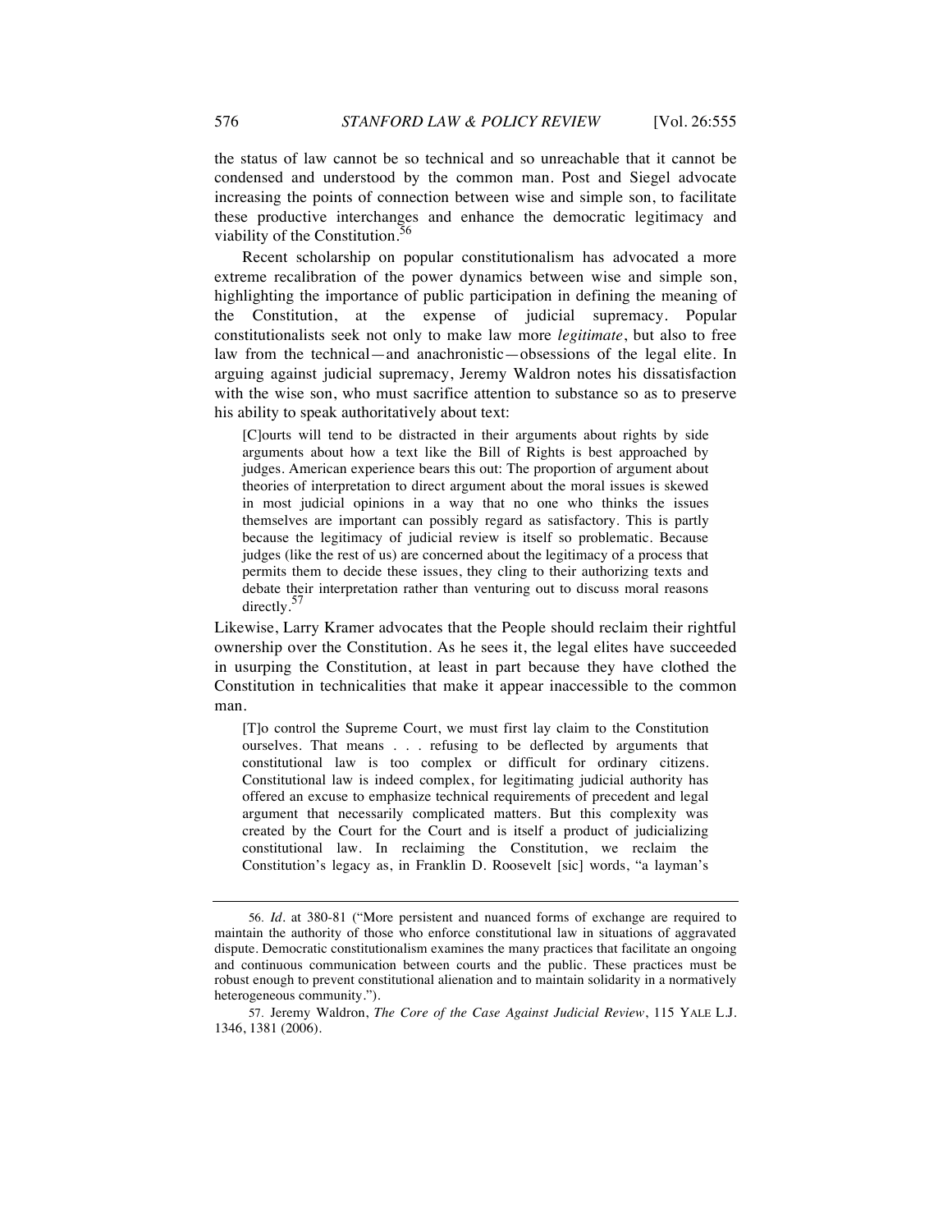the status of law cannot be so technical and so unreachable that it cannot be condensed and understood by the common man. Post and Siegel advocate increasing the points of connection between wise and simple son, to facilitate these productive interchanges and enhance the democratic legitimacy and viability of the Constitution.[56]

Recent scholarship on popular constitutionalism has advocated a more extreme recalibration of the power dynamics between wise and simple son, highlighting the importance of public participation in defining the meaning of the Constitution, at the expense of judicial supremacy. Popular constitutionalists seek not only to make law more *legitimate*, but also to free law from the technical—and anachronistic—obsessions of the legal elite. In arguing against judicial supremacy, Jeremy Waldron notes his dissatisfaction with the wise son, who must sacrifice attention to substance so as to preserve his ability to speak authoritatively about text:

> [C]ourts will tend to be distracted in their arguments about rights by side arguments about how a text like the Bill of Rights is best approached by judges. American experience bears this out: The proportion of argument about theories of interpretation to direct argument about the moral issues is skewed in most judicial opinions in a way that no one who thinks the issues themselves are important can possibly regard as satisfactory. This is partly because the legitimacy of judicial review is itself so problematic. Because judges (like the rest of us) are concerned about the legitimacy of a process that permits them to decide these issues, they cling to their authorizing texts and debate their interpretation rather than venturing out to discuss moral reasons directly.[57]

Likewise, Larry Kramer advocates that the People should reclaim their rightful ownership over the Constitution. As he sees it, the legal elites have succeeded in usurping the Constitution, at least in part because they have clothed the Constitution in technicalities that make it appear inaccessible to the common man.

> [T]o control the Supreme Court, we must first lay claim to the Constitution ourselves. That means . . . refusing to be deflected by arguments that constitutional law is too complex or difficult for ordinary citizens. Constitutional law is indeed complex, for legitimating judicial authority has offered an excuse to emphasize technical requirements of precedent and legal argument that necessarily complicated matters. But this complexity was created by the Court for the Court and is itself a product of judicializing constitutional law. In reclaiming the Constitution, we reclaim the Constitution's legacy as, in Franklin D. Roosevelt [sic] words, "a layman's

---

56. *Id.* at 380-81 ("More persistent and nuanced forms of exchange are required to maintain the authority of those who enforce constitutional law in situations of aggravated dispute. Democratic constitutionalism examines the many practices that facilitate an ongoing and continuous communication between courts and the public. These practices must be robust enough to prevent constitutional alienation and to maintain solidarity in a normatively heterogeneous community.").

57. Jeremy Waldron, *The Core of the Case Against Judicial Review*, 115 YALE L.J. 1346, 1381 (2006).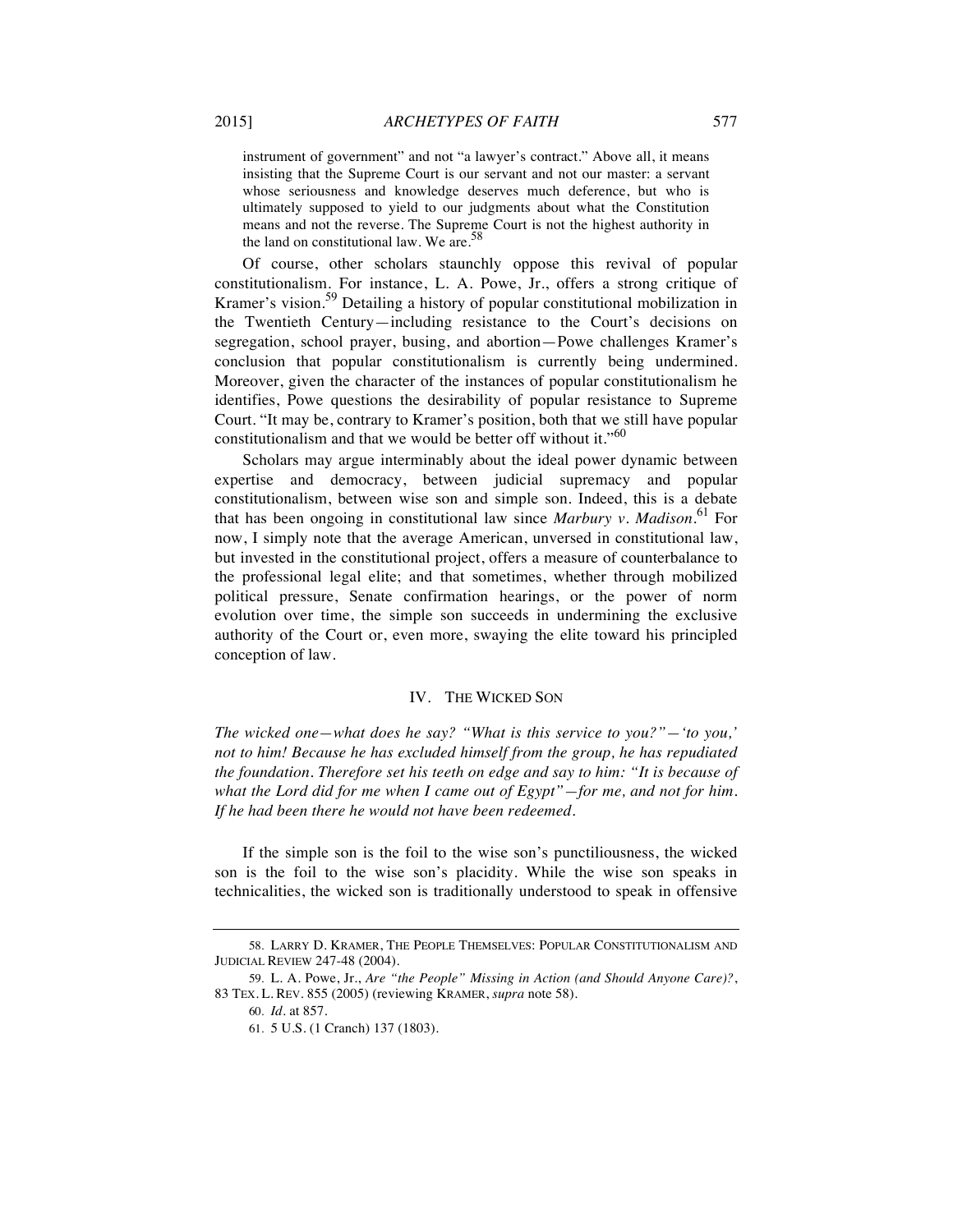> instrument of government" and not "a lawyer's contract." Above all, it means insisting that the Supreme Court is our servant and not our master: a servant whose seriousness and knowledge deserves much deference, but who is ultimately supposed to yield to our judgments about what the Constitution means and not the reverse. The Supreme Court is not the highest authority in the land on constitutional law. We are.[58]

Of course, other scholars staunchly oppose this revival of popular constitutionalism. For instance, L. A. Powe, Jr., offers a strong critique of Kramer's vision.[59] Detailing a history of popular constitutional mobilization in the Twentieth Century—including resistance to the Court's decisions on segregation, school prayer, busing, and abortion—Powe challenges Kramer's conclusion that popular constitutionalism is currently being undermined. Moreover, given the character of the instances of popular constitutionalism he identifies, Powe questions the desirability of popular resistance to Supreme Court. "It may be, contrary to Kramer's position, both that we still have popular constitutionalism and that we would be better off without it."[60]

Scholars may argue interminably about the ideal power dynamic between expertise and democracy, between judicial supremacy and popular constitutionalism, between wise son and simple son. Indeed, this is a debate that has been ongoing in constitutional law since *Marbury v. Madison*.[61] For now, I simply note that the average American, unversed in constitutional law, but invested in the constitutional project, offers a measure of counterbalance to the professional legal elite; and that sometimes, whether through mobilized political pressure, Senate confirmation hearings, or the power of norm evolution over time, the simple son succeeds in undermining the exclusive authority of the Court or, even more, swaying the elite toward his principled conception of law.

## IV. THE WICKED SON

*The wicked one—what does he say? "What is this service to you?"—'to you,' not to him! Because he has excluded himself from the group, he has repudiated the foundation. Therefore set his teeth on edge and say to him: "It is because of what the Lord did for me when I came out of Egypt"—for me, and not for him. If he had been there he would not have been redeemed.*

If the simple son is the foil to the wise son's punctiliousness, the wicked son is the foil to the wise son's placidity. While the wise son speaks in technicalities, the wicked son is traditionally understood to speak in offensive

---

58. LARRY D. KRAMER, THE PEOPLE THEMSELVES: POPULAR CONSTITUTIONALISM AND JUDICIAL REVIEW 247-48 (2004).

59. L. A. Powe, Jr., *Are "the People" Missing in Action (and Should Anyone Care)?*, 83 TEX. L. REV. 855 (2005) (reviewing KRAMER, *supra* note 58).

60. *Id.* at 857.

61. 5 U.S. (1 Cranch) 137 (1803).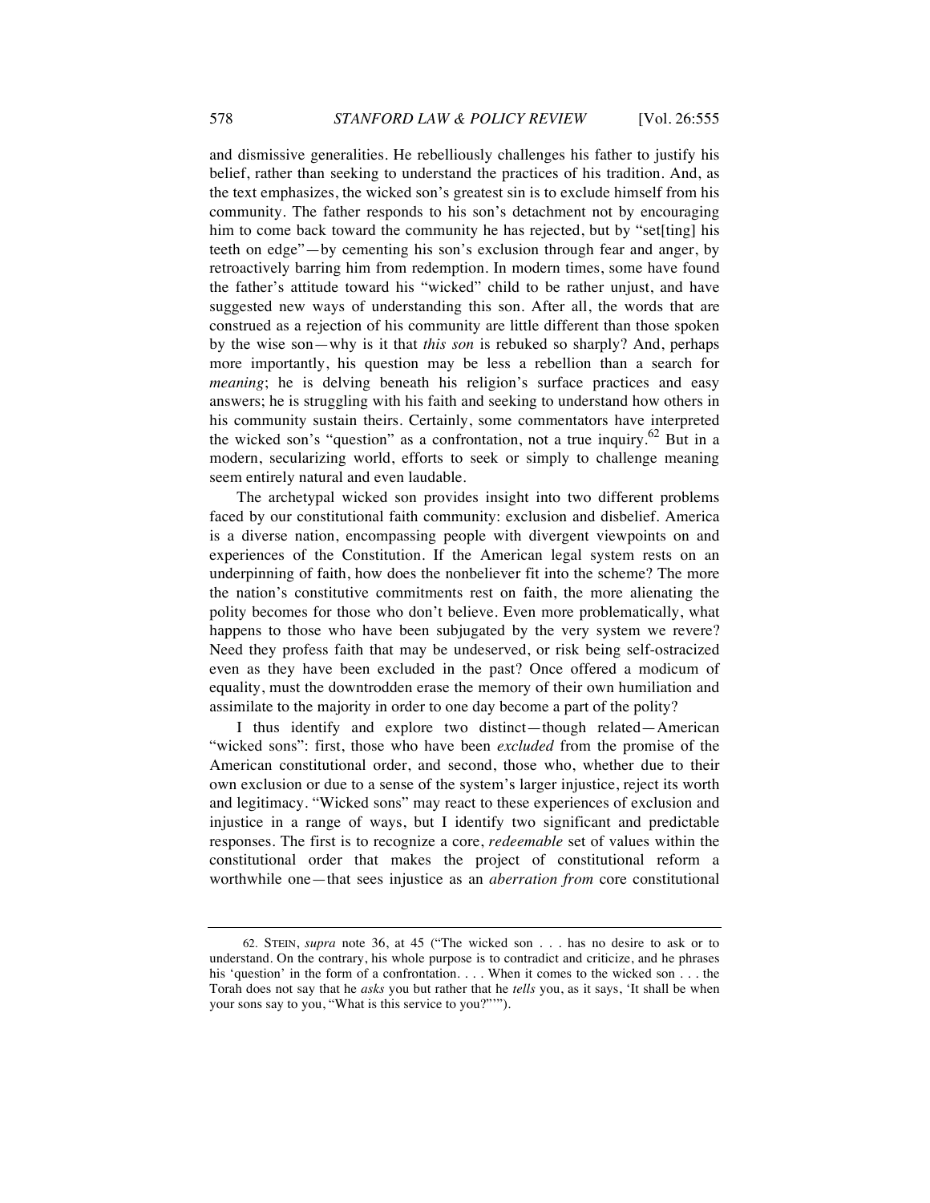and dismissive generalities. He rebelliously challenges his father to justify his belief, rather than seeking to understand the practices of his tradition. And, as the text emphasizes, the wicked son's greatest sin is to exclude himself from his community. The father responds to his son's detachment not by encouraging him to come back toward the community he has rejected, but by "set[ting] his teeth on edge"—by cementing his son's exclusion through fear and anger, by retroactively barring him from redemption. In modern times, some have found the father's attitude toward his "wicked" child to be rather unjust, and have suggested new ways of understanding this son. After all, the words that are construed as a rejection of his community are little different than those spoken by the wise son—why is it that *this son* is rebuked so sharply? And, perhaps more importantly, his question may be less a rebellion than a search for *meaning*; he is delving beneath his religion's surface practices and easy answers; he is struggling with his faith and seeking to understand how others in his community sustain theirs. Certainly, some commentators have interpreted the wicked son's "question" as a confrontation, not a true inquiry.[62] But in a modern, secularizing world, efforts to seek or simply to challenge meaning seem entirely natural and even laudable.

The archetypal wicked son provides insight into two different problems faced by our constitutional faith community: exclusion and disbelief. America is a diverse nation, encompassing people with divergent viewpoints on and experiences of the Constitution. If the American legal system rests on an underpinning of faith, how does the nonbeliever fit into the scheme? The more the nation's constitutive commitments rest on faith, the more alienating the polity becomes for those who don't believe. Even more problematically, what happens to those who have been subjugated by the very system we revere? Need they profess faith that may be undeserved, or risk being self-ostracized even as they have been excluded in the past? Once offered a modicum of equality, must the downtrodden erase the memory of their own humiliation and assimilate to the majority in order to one day become a part of the polity?

I thus identify and explore two distinct—though related—American "wicked sons": first, those who have been *excluded* from the promise of the American constitutional order, and second, those who, whether due to their own exclusion or due to a sense of the system's larger injustice, reject its worth and legitimacy. "Wicked sons" may react to these experiences of exclusion and injustice in a range of ways, but I identify two significant and predictable responses. The first is to recognize a core, *redeemable* set of values within the constitutional order that makes the project of constitutional reform a worthwhile one—that sees injustice as an *aberration from* core constitutional

---

62. STEIN, *supra* note 36, at 45 ("The wicked son . . . has no desire to ask or to understand. On the contrary, his whole purpose is to contradict and criticize, and he phrases his 'question' in the form of a confrontation. . . . When it comes to the wicked son . . . the Torah does not say that he *asks* you but rather that he *tells* you, as it says, 'It shall be when your sons say to you, "What is this service to you?"'").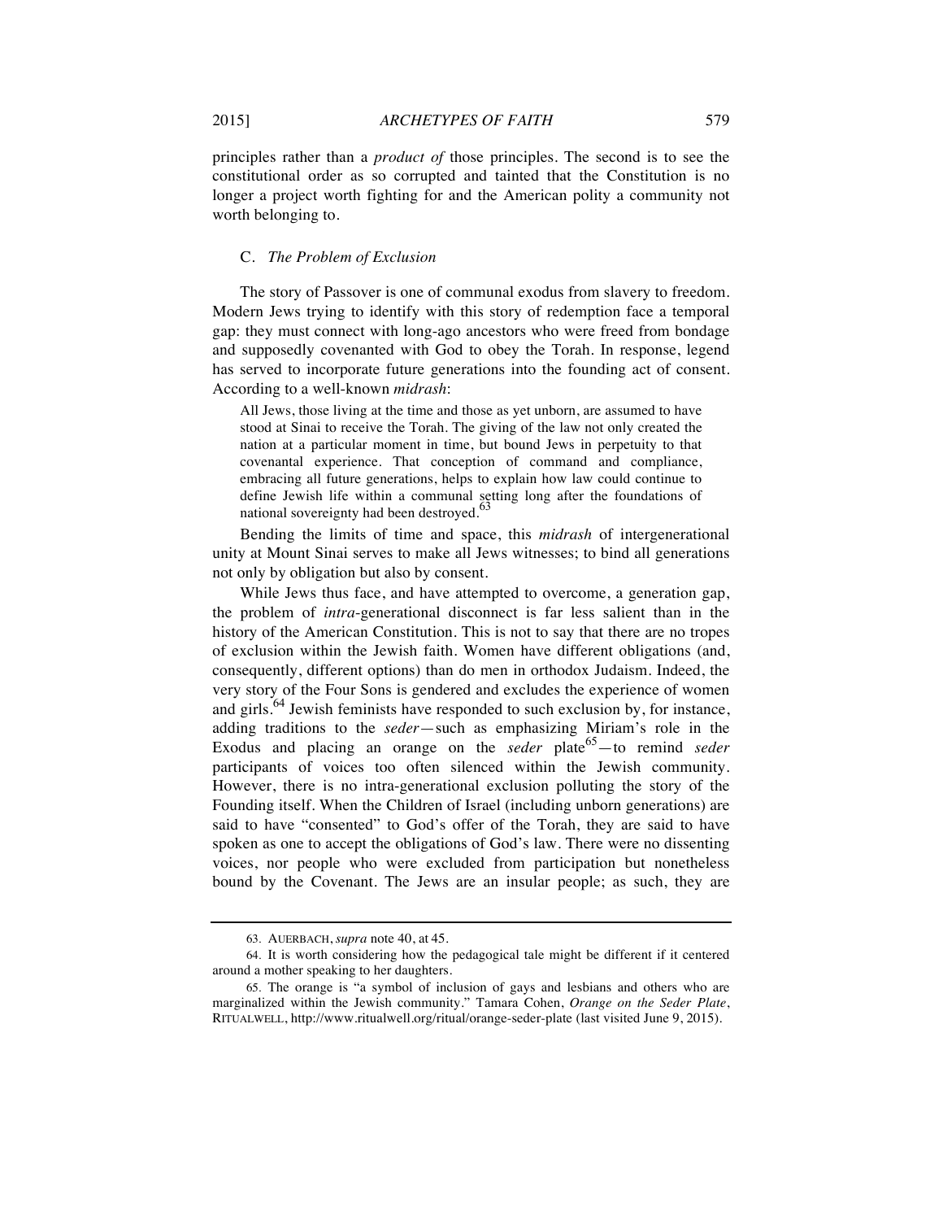principles rather than a *product of* those principles. The second is to see the constitutional order as so corrupted and tainted that the Constitution is no longer a project worth fighting for and the American polity a community not worth belonging to.

### C. *The Problem of Exclusion*

The story of Passover is one of communal exodus from slavery to freedom. Modern Jews trying to identify with this story of redemption face a temporal gap: they must connect with long-ago ancestors who were freed from bondage and supposedly covenanted with God to obey the Torah. In response, legend has served to incorporate future generations into the founding act of consent. According to a well-known *midrash*:

> All Jews, those living at the time and those as yet unborn, are assumed to have stood at Sinai to receive the Torah. The giving of the law not only created the nation at a particular moment in time, but bound Jews in perpetuity to that covenantal experience. That conception of command and compliance, embracing all future generations, helps to explain how law could continue to define Jewish life within a communal setting long after the foundations of national sovereignty had been destroyed.[63]

Bending the limits of time and space, this *midrash* of intergenerational unity at Mount Sinai serves to make all Jews witnesses; to bind all generations not only by obligation but also by consent.

While Jews thus face, and have attempted to overcome, a generation gap, the problem of *intra*-generational disconnect is far less salient than in the history of the American Constitution. This is not to say that there are no tropes of exclusion within the Jewish faith. Women have different obligations (and, consequently, different options) than do men in orthodox Judaism. Indeed, the very story of the Four Sons is gendered and excludes the experience of women and girls.[64] Jewish feminists have responded to such exclusion by, for instance, adding traditions to the *seder*—such as emphasizing Miriam's role in the Exodus and placing an orange on the *seder* plate[65]—to remind *seder* participants of voices too often silenced within the Jewish community. However, there is no intra-generational exclusion polluting the story of the Founding itself. When the Children of Israel (including unborn generations) are said to have "consented" to God's offer of the Torah, they are said to have spoken as one to accept the obligations of God's law. There were no dissenting voices, nor people who were excluded from participation but nonetheless bound by the Covenant. The Jews are an insular people; as such, they are

---

63. AUERBACH, *supra* note 40, at 45.

64. It is worth considering how the pedagogical tale might be different if it centered around a mother speaking to her daughters.

65. The orange is "a symbol of inclusion of gays and lesbians and others who are marginalized within the Jewish community." Tamara Cohen, *Orange on the Seder Plate*, RITUALWELL, http://www.ritualwell.org/ritual/orange-seder-plate (last visited June 9, 2015).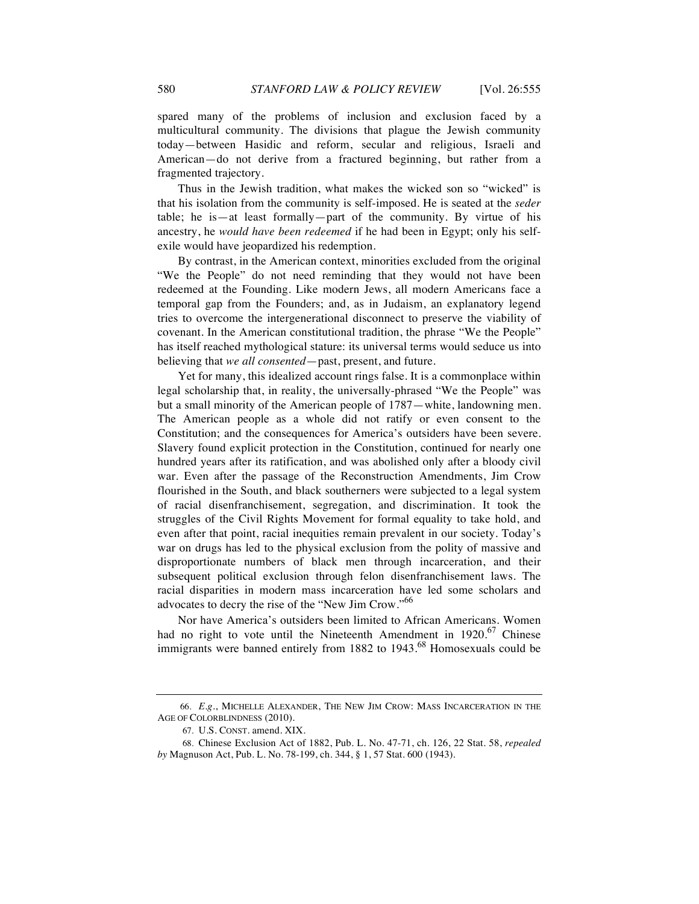spared many of the problems of inclusion and exclusion faced by a multicultural community. The divisions that plague the Jewish community today—between Hasidic and reform, secular and religious, Israeli and American—do not derive from a fractured beginning, but rather from a fragmented trajectory.

Thus in the Jewish tradition, what makes the wicked son so "wicked" is that his isolation from the community is self-imposed. He is seated at the *seder* table; he is—at least formally—part of the community. By virtue of his ancestry, he *would have been redeemed* if he had been in Egypt; only his self-exile would have jeopardized his redemption.

By contrast, in the American context, minorities excluded from the original "We the People" do not need reminding that they would not have been redeemed at the Founding. Like modern Jews, all modern Americans face a temporal gap from the Founders; and, as in Judaism, an explanatory legend tries to overcome the intergenerational disconnect to preserve the viability of covenant. In the American constitutional tradition, the phrase "We the People" has itself reached mythological stature: its universal terms would seduce us into believing that *we all consented*—past, present, and future.

Yet for many, this idealized account rings false. It is a commonplace within legal scholarship that, in reality, the universally-phrased "We the People" was but a small minority of the American people of 1787—white, landowning men. The American people as a whole did not ratify or even consent to the Constitution; and the consequences for America's outsiders have been severe. Slavery found explicit protection in the Constitution, continued for nearly one hundred years after its ratification, and was abolished only after a bloody civil war. Even after the passage of the Reconstruction Amendments, Jim Crow flourished in the South, and black southerners were subjected to a legal system of racial disenfranchisement, segregation, and discrimination. It took the struggles of the Civil Rights Movement for formal equality to take hold, and even after that point, racial inequities remain prevalent in our society. Today's war on drugs has led to the physical exclusion from the polity of massive and disproportionate numbers of black men through incarceration, and their subsequent political exclusion through felon disenfranchisement laws. The racial disparities in modern mass incarceration have led some scholars and advocates to decry the rise of the "New Jim Crow."[66]

Nor have America's outsiders been limited to African Americans. Women had no right to vote until the Nineteenth Amendment in 1920.[67] Chinese immigrants were banned entirely from 1882 to 1943.[68] Homosexuals could be

---

66. *E.g.*, MICHELLE ALEXANDER, THE NEW JIM CROW: MASS INCARCERATION IN THE AGE OF COLORBLINDNESS (2010).

67. U.S. CONST. amend. XIX.

68. Chinese Exclusion Act of 1882, Pub. L. No. 47-71, ch. 126, 22 Stat. 58, *repealed by* Magnuson Act, Pub. L. No. 78-199, ch. 344, § 1, 57 Stat. 600 (1943).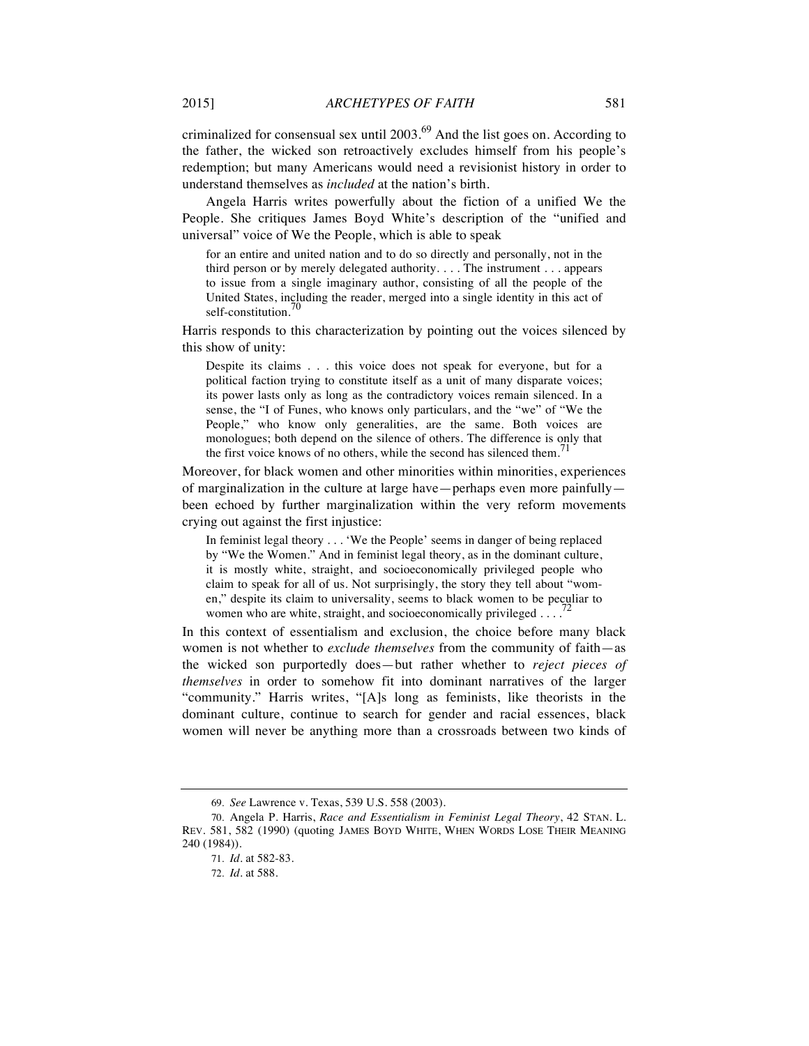criminalized for consensual sex until 2003.[69] And the list goes on. According to the father, the wicked son retroactively excludes himself from his people's redemption; but many Americans would need a revisionist history in order to understand themselves as *included* at the nation's birth.

Angela Harris writes powerfully about the fiction of a unified We the People. She critiques James Boyd White's description of the "unified and universal" voice of We the People, which is able to speak

> for an entire and united nation and to do so directly and personally, not in the third person or by merely delegated authority. . . . The instrument . . . appears to issue from a single imaginary author, consisting of all the people of the United States, including the reader, merged into a single identity in this act of self-constitution.[70]

Harris responds to this characterization by pointing out the voices silenced by this show of unity:

> Despite its claims . . . this voice does not speak for everyone, but for a political faction trying to constitute itself as a unit of many disparate voices; its power lasts only as long as the contradictory voices remain silenced. In a sense, the "I of Funes, who knows only particulars, and the "we" of "We the People," who know only generalities, are the same. Both voices are monologues; both depend on the silence of others. The difference is only that the first voice knows of no others, while the second has silenced them.[71]

Moreover, for black women and other minorities within minorities, experiences of marginalization in the culture at large have—perhaps even more painfully—been echoed by further marginalization within the very reform movements crying out against the first injustice:

> In feminist legal theory . . . 'We the People' seems in danger of being replaced by "We the Women." And in feminist legal theory, as in the dominant culture, it is mostly white, straight, and socioeconomically privileged people who claim to speak for all of us. Not surprisingly, the story they tell about "women," despite its claim to universality, seems to black women to be peculiar to women who are white, straight, and socioeconomically privileged . . . .[72]

In this context of essentialism and exclusion, the choice before many black women is not whether to *exclude themselves* from the community of faith—as the wicked son purportedly does—but rather whether to *reject pieces of themselves* in order to somehow fit into dominant narratives of the larger "community." Harris writes, "[A]s long as feminists, like theorists in the dominant culture, continue to search for gender and racial essences, black women will never be anything more than a crossroads between two kinds of

---

69. *See* Lawrence v. Texas, 539 U.S. 558 (2003).

70. Angela P. Harris, *Race and Essentialism in Feminist Legal Theory*, 42 STAN. L. REV. 581, 582 (1990) (quoting JAMES BOYD WHITE, WHEN WORDS LOSE THEIR MEANING 240 (1984)).

71. *Id.* at 582-83.

72. *Id.* at 588.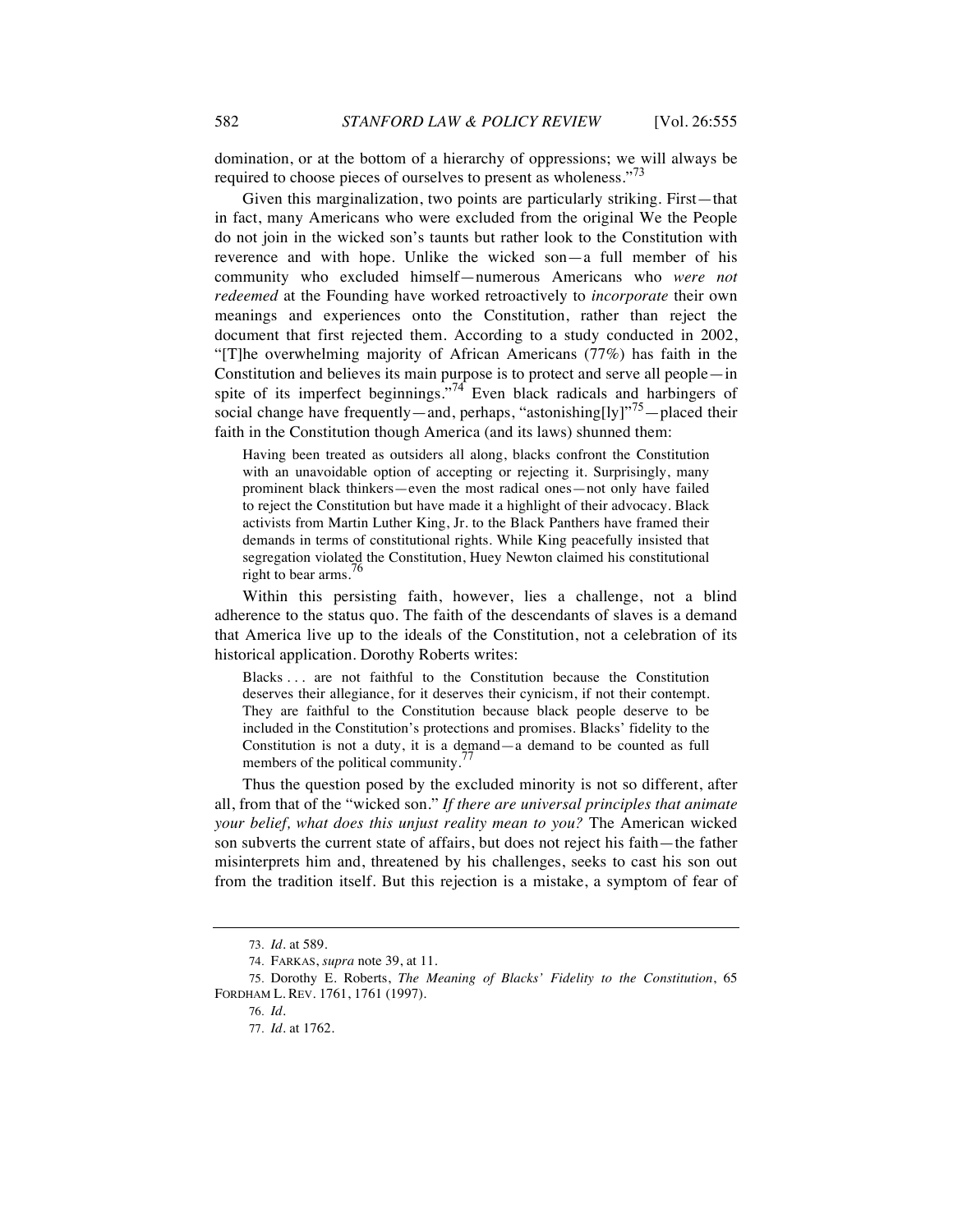domination, or at the bottom of a hierarchy of oppressions; we will always be required to choose pieces of ourselves to present as wholeness."[73]

Given this marginalization, two points are particularly striking. First—that in fact, many Americans who were excluded from the original We the People do not join in the wicked son's taunts but rather look to the Constitution with reverence and with hope. Unlike the wicked son—a full member of his community who excluded himself—numerous Americans who *were not redeemed* at the Founding have worked retroactively to *incorporate* their own meanings and experiences onto the Constitution, rather than reject the document that first rejected them. According to a study conducted in 2002, "[T]he overwhelming majority of African Americans (77%) has faith in the Constitution and believes its main purpose is to protect and serve all people—in spite of its imperfect beginnings."[74] Even black radicals and harbingers of social change have frequently—and, perhaps, "astonishing[ly]"[75]—placed their faith in the Constitution though America (and its laws) shunned them:

> Having been treated as outsiders all along, blacks confront the Constitution with an unavoidable option of accepting or rejecting it. Surprisingly, many prominent black thinkers—even the most radical ones—not only have failed to reject the Constitution but have made it a highlight of their advocacy. Black activists from Martin Luther King, Jr. to the Black Panthers have framed their demands in terms of constitutional rights. While King peacefully insisted that segregation violated the Constitution, Huey Newton claimed his constitutional right to bear arms.[76]

Within this persisting faith, however, lies a challenge, not a blind adherence to the status quo. The faith of the descendants of slaves is a demand that America live up to the ideals of the Constitution, not a celebration of its historical application. Dorothy Roberts writes:

> Blacks . . . are not faithful to the Constitution because the Constitution deserves their allegiance, for it deserves their cynicism, if not their contempt. They are faithful to the Constitution because black people deserve to be included in the Constitution's protections and promises. Blacks' fidelity to the Constitution is not a duty, it is a demand—a demand to be counted as full members of the political community.[77]

Thus the question posed by the excluded minority is not so different, after all, from that of the "wicked son." *If there are universal principles that animate your belief, what does this unjust reality mean to you?* The American wicked son subverts the current state of affairs, but does not reject his faith—the father misinterprets him and, threatened by his challenges, seeks to cast his son out from the tradition itself. But this rejection is a mistake, a symptom of fear of

---

73. *Id.* at 589.

74. FARKAS, *supra* note 39, at 11.

75. Dorothy E. Roberts, *The Meaning of Blacks' Fidelity to the Constitution*, 65 FORDHAM L. REV. 1761, 1761 (1997).

76. *Id.*

77. *Id.* at 1762.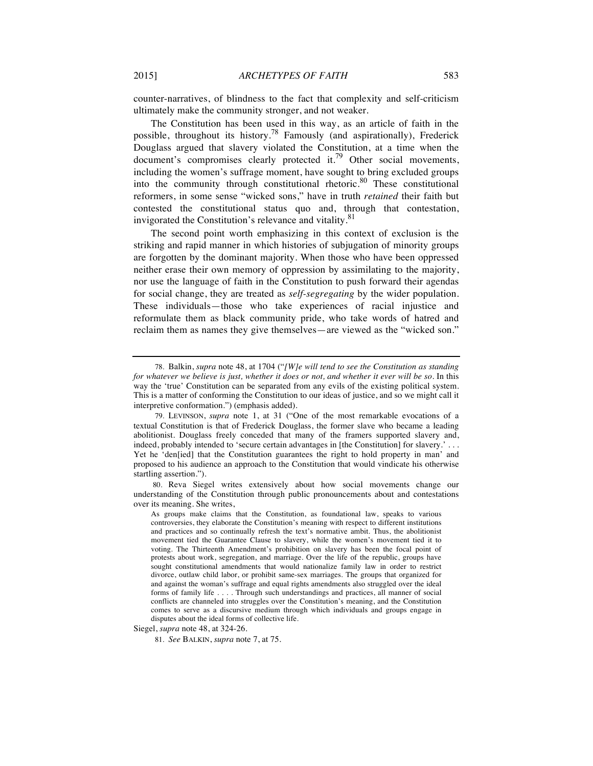counter-narratives, of blindness to the fact that complexity and self-criticism ultimately make the community stronger, and not weaker.

The Constitution has been used in this way, as an article of faith in the possible, throughout its history.[78] Famously (and aspirationally), Frederick Douglass argued that slavery violated the Constitution, at a time when the document's compromises clearly protected it.[79] Other social movements, including the women's suffrage moment, have sought to bring excluded groups into the community through constitutional rhetoric.[80] These constitutional reformers, in some sense "wicked sons," have in truth *retained* their faith but contested the constitutional status quo and, through that contestation, invigorated the Constitution's relevance and vitality.[81]

The second point worth emphasizing in this context of exclusion is the striking and rapid manner in which histories of subjugation of minority groups are forgotten by the dominant majority. When those who have been oppressed neither erase their own memory of oppression by assimilating to the majority, nor use the language of faith in the Constitution to push forward their agendas for social change, they are treated as *self-segregating* by the wider population. These individuals—those who take experiences of racial injustice and reformulate them as black community pride, who take words of hatred and reclaim them as names they give themselves—are viewed as the "wicked son."

---

78. Balkin, *supra* note 48, at 1704 ("*[W]e will tend to see the Constitution as standing for whatever we believe is just, whether it does or not, and whether it ever will be so*. In this way the 'true' Constitution can be separated from any evils of the existing political system. This is a matter of conforming the Constitution to our ideas of justice, and so we might call it interpretive conformation.") (emphasis added).

79. LEVINSON, *supra* note 1, at 31 ("One of the most remarkable evocations of a textual Constitution is that of Frederick Douglass, the former slave who became a leading abolitionist. Douglass freely conceded that many of the framers supported slavery and, indeed, probably intended to 'secure certain advantages in [the Constitution] for slavery.' . . . Yet he 'den[ied] that the Constitution guarantees the right to hold property in man' and proposed to his audience an approach to the Constitution that would vindicate his otherwise startling assertion.").

80. Reva Siegel writes extensively about how social movements change our understanding of the Constitution through public pronouncements about and contestations over its meaning. She writes,

> As groups make claims that the Constitution, as foundational law, speaks to various controversies, they elaborate the Constitution's meaning with respect to different institutions and practices and so continually refresh the text's normative ambit. Thus, the abolitionist movement tied the Guarantee Clause to slavery, while the women's movement tied it to voting. The Thirteenth Amendment's prohibition on slavery has been the focal point of protests about work, segregation, and marriage. Over the life of the republic, groups have sought constitutional amendments that would nationalize family law in order to restrict divorce, outlaw child labor, or prohibit same-sex marriages. The groups that organized for and against the woman's suffrage and equal rights amendments also struggled over the ideal forms of family life . . . . Through such understandings and practices, all manner of social conflicts are channeled into struggles over the Constitution's meaning, and the Constitution comes to serve as a discursive medium through which individuals and groups engage in disputes about the ideal forms of collective life.

Siegel, *supra* note 48, at 324-26.

81. *See* BALKIN, *supra* note 7, at 75.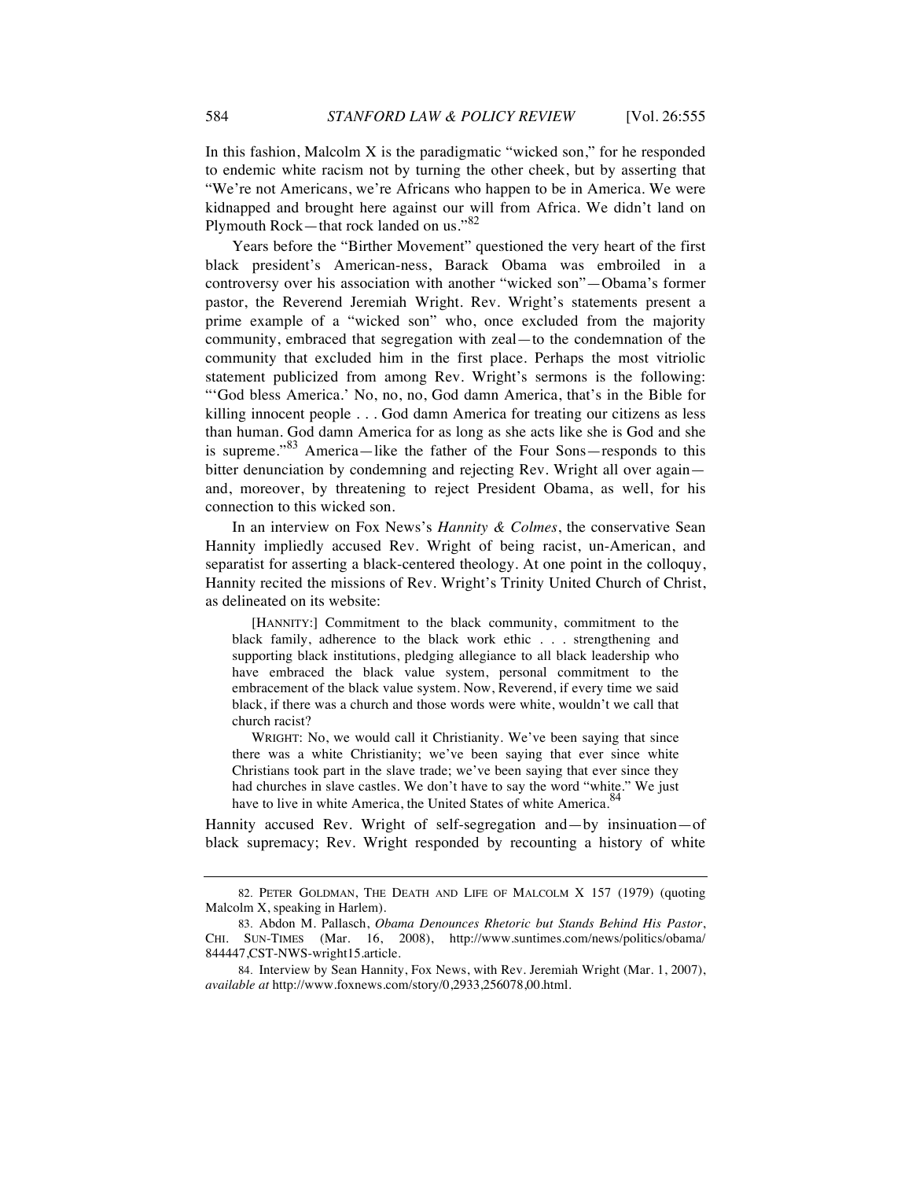In this fashion, Malcolm X is the paradigmatic "wicked son," for he responded to endemic white racism not by turning the other cheek, but by asserting that "We're not Americans, we're Africans who happen to be in America. We were kidnapped and brought here against our will from Africa. We didn't land on Plymouth Rock—that rock landed on us."[82]

Years before the "Birther Movement" questioned the very heart of the first black president's American-ness, Barack Obama was embroiled in a controversy over his association with another "wicked son"—Obama's former pastor, the Reverend Jeremiah Wright. Rev. Wright's statements present a prime example of a "wicked son" who, once excluded from the majority community, embraced that segregation with zeal—to the condemnation of the community that excluded him in the first place. Perhaps the most vitriolic statement publicized from among Rev. Wright's sermons is the following: "'God bless America.' No, no, no, God damn America, that's in the Bible for killing innocent people . . . God damn America for treating our citizens as less than human. God damn America for as long as she acts like she is God and she is supreme."[83] America—like the father of the Four Sons—responds to this bitter denunciation by condemning and rejecting Rev. Wright all over again—and, moreover, by threatening to reject President Obama, as well, for his connection to this wicked son.

In an interview on Fox News's *Hannity & Colmes*, the conservative Sean Hannity impliedly accused Rev. Wright of being racist, un-American, and separatist for asserting a black-centered theology. At one point in the colloquy, Hannity recited the missions of Rev. Wright's Trinity United Church of Christ, as delineated on its website:

> [HANNITY:] Commitment to the black community, commitment to the black family, adherence to the black work ethic . . . strengthening and supporting black institutions, pledging allegiance to all black leadership who have embraced the black value system, personal commitment to the embracement of the black value system. Now, Reverend, if every time we said black, if there was a church and those words were white, wouldn't we call that church racist?
>
> WRIGHT: No, we would call it Christianity. We've been saying that since there was a white Christianity; we've been saying that ever since white Christians took part in the slave trade; we've been saying that ever since they had churches in slave castles. We don't have to say the word "white." We just have to live in white America, the United States of white America.[84]

Hannity accused Rev. Wright of self-segregation and—by insinuation—of black supremacy; Rev. Wright responded by recounting a history of white

---

82. PETER GOLDMAN, THE DEATH AND LIFE OF MALCOLM X 157 (1979) (quoting Malcolm X, speaking in Harlem).

83. Abdon M. Pallasch, *Obama Denounces Rhetoric but Stands Behind His Pastor*, CHI. SUN-TIMES (Mar. 16, 2008), http://www.suntimes.com/news/politics/obama/844447,CST-NWS-wright15.article.

84. Interview by Sean Hannity, Fox News, with Rev. Jeremiah Wright (Mar. 1, 2007), *available at* http://www.foxnews.com/story/0,2933,256078,00.html.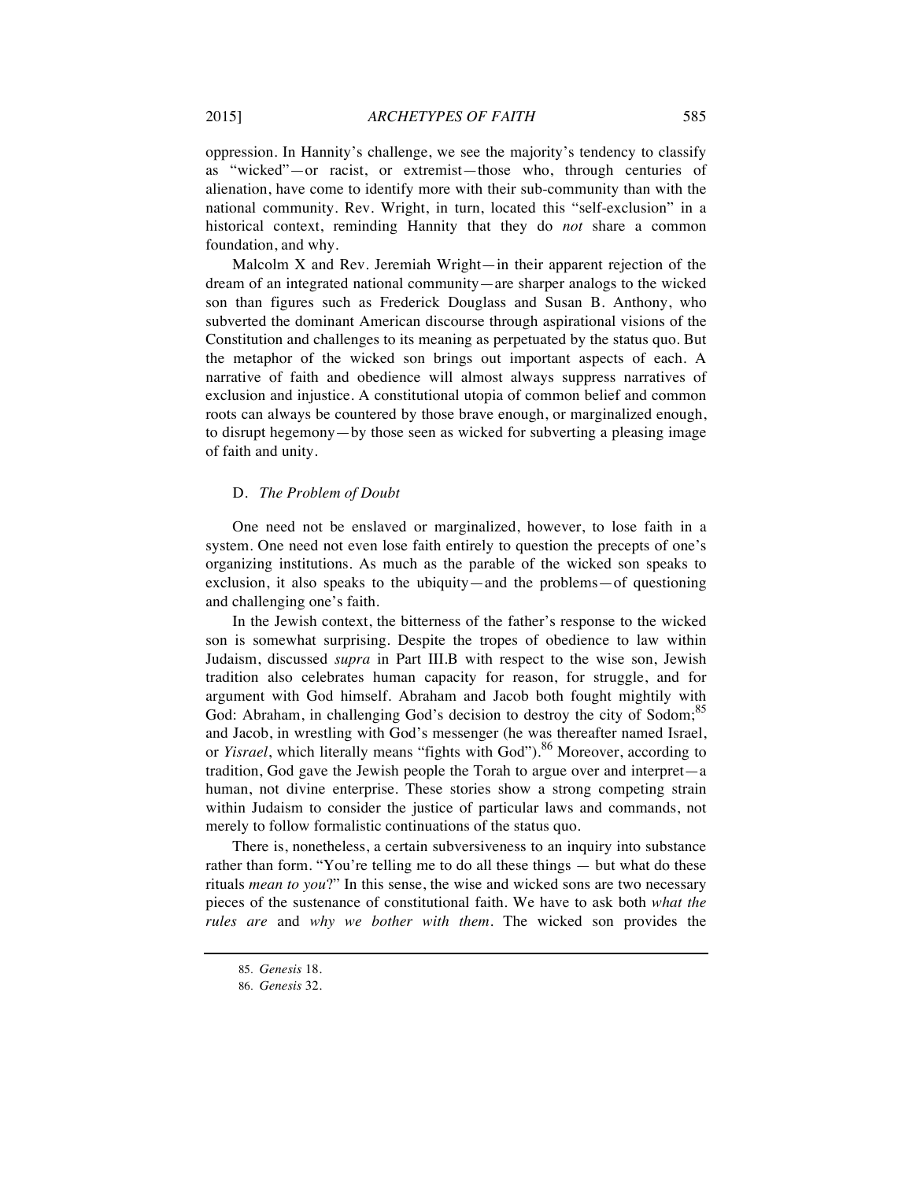oppression. In Hannity's challenge, we see the majority's tendency to classify as "wicked"—or racist, or extremist—those who, through centuries of alienation, have come to identify more with their sub-community than with the national community. Rev. Wright, in turn, located this "self-exclusion" in a historical context, reminding Hannity that they do *not* share a common foundation, and why.

Malcolm X and Rev. Jeremiah Wright—in their apparent rejection of the dream of an integrated national community—are sharper analogs to the wicked son than figures such as Frederick Douglass and Susan B. Anthony, who subverted the dominant American discourse through aspirational visions of the Constitution and challenges to its meaning as perpetuated by the status quo. But the metaphor of the wicked son brings out important aspects of each. A narrative of faith and obedience will almost always suppress narratives of exclusion and injustice. A constitutional utopia of common belief and common roots can always be countered by those brave enough, or marginalized enough, to disrupt hegemony—by those seen as wicked for subverting a pleasing image of faith and unity.

### D. *The Problem of Doubt*

One need not be enslaved or marginalized, however, to lose faith in a system. One need not even lose faith entirely to question the precepts of one's organizing institutions. As much as the parable of the wicked son speaks to exclusion, it also speaks to the ubiquity—and the problems—of questioning and challenging one's faith.

In the Jewish context, the bitterness of the father's response to the wicked son is somewhat surprising. Despite the tropes of obedience to law within Judaism, discussed *supra* in Part III.B with respect to the wise son, Jewish tradition also celebrates human capacity for reason, for struggle, and for argument with God himself. Abraham and Jacob both fought mightily with God: Abraham, in challenging God's decision to destroy the city of Sodom;[85] and Jacob, in wrestling with God's messenger (he was thereafter named Israel, or *Yisrael*, which literally means "fights with God").[86] Moreover, according to tradition, God gave the Jewish people the Torah to argue over and interpret—a human, not divine enterprise. These stories show a strong competing strain within Judaism to consider the justice of particular laws and commands, not merely to follow formalistic continuations of the status quo.

There is, nonetheless, a certain subversiveness to an inquiry into substance rather than form. "You're telling me to do all these things — but what do these rituals *mean to you*?" In this sense, the wise and wicked sons are two necessary pieces of the sustenance of constitutional faith. We have to ask both *what the rules are* and *why we bother with them*. The wicked son provides the

---

85. *Genesis* 18.

86. *Genesis* 32.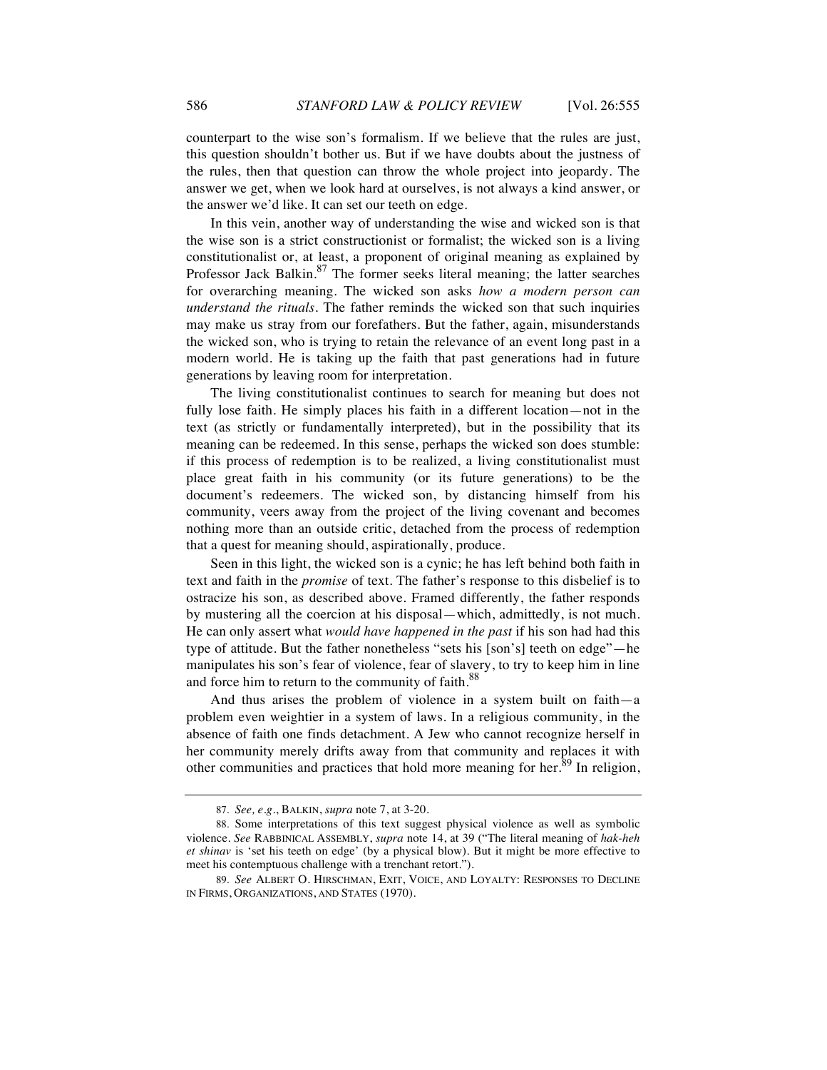counterpart to the wise son's formalism. If we believe that the rules are just, this question shouldn't bother us. But if we have doubts about the justness of the rules, then that question can throw the whole project into jeopardy. The answer we get, when we look hard at ourselves, is not always a kind answer, or the answer we'd like. It can set our teeth on edge.

In this vein, another way of understanding the wise and wicked son is that the wise son is a strict constructionist or formalist; the wicked son is a living constitutionalist or, at least, a proponent of original meaning as explained by Professor Jack Balkin.[87] The former seeks literal meaning; the latter searches for overarching meaning. The wicked son asks *how a modern person can understand the rituals*. The father reminds the wicked son that such inquiries may make us stray from our forefathers. But the father, again, misunderstands the wicked son, who is trying to retain the relevance of an event long past in a modern world. He is taking up the faith that past generations had in future generations by leaving room for interpretation.

The living constitutionalist continues to search for meaning but does not fully lose faith. He simply places his faith in a different location—not in the text (as strictly or fundamentally interpreted), but in the possibility that its meaning can be redeemed. In this sense, perhaps the wicked son does stumble: if this process of redemption is to be realized, a living constitutionalist must place great faith in his community (or its future generations) to be the document's redeemers. The wicked son, by distancing himself from his community, veers away from the project of the living covenant and becomes nothing more than an outside critic, detached from the process of redemption that a quest for meaning should, aspirationally, produce.

Seen in this light, the wicked son is a cynic; he has left behind both faith in text and faith in the *promise* of text. The father's response to this disbelief is to ostracize his son, as described above. Framed differently, the father responds by mustering all the coercion at his disposal—which, admittedly, is not much. He can only assert what *would have happened in the past* if his son had had this type of attitude. But the father nonetheless "sets his [son's] teeth on edge"—he manipulates his son's fear of violence, fear of slavery, to try to keep him in line and force him to return to the community of faith.[88]

And thus arises the problem of violence in a system built on faith—a problem even weightier in a system of laws. In a religious community, in the absence of faith one finds detachment. A Jew who cannot recognize herself in her community merely drifts away from that community and replaces it with other communities and practices that hold more meaning for her.[89] In religion,

---

87. *See, e.g.*, BALKIN, *supra* note 7, at 3-20.

88. Some interpretations of this text suggest physical violence as well as symbolic violence. *See* RABBINICAL ASSEMBLY, *supra* note 14, at 39 ("The literal meaning of *hak-heh et shinav* is 'set his teeth on edge' (by a physical blow). But it might be more effective to meet his contemptuous challenge with a trenchant retort.").

89. *See* ALBERT O. HIRSCHMAN, EXIT, VOICE, AND LOYALTY: RESPONSES TO DECLINE IN FIRMS, ORGANIZATIONS, AND STATES (1970).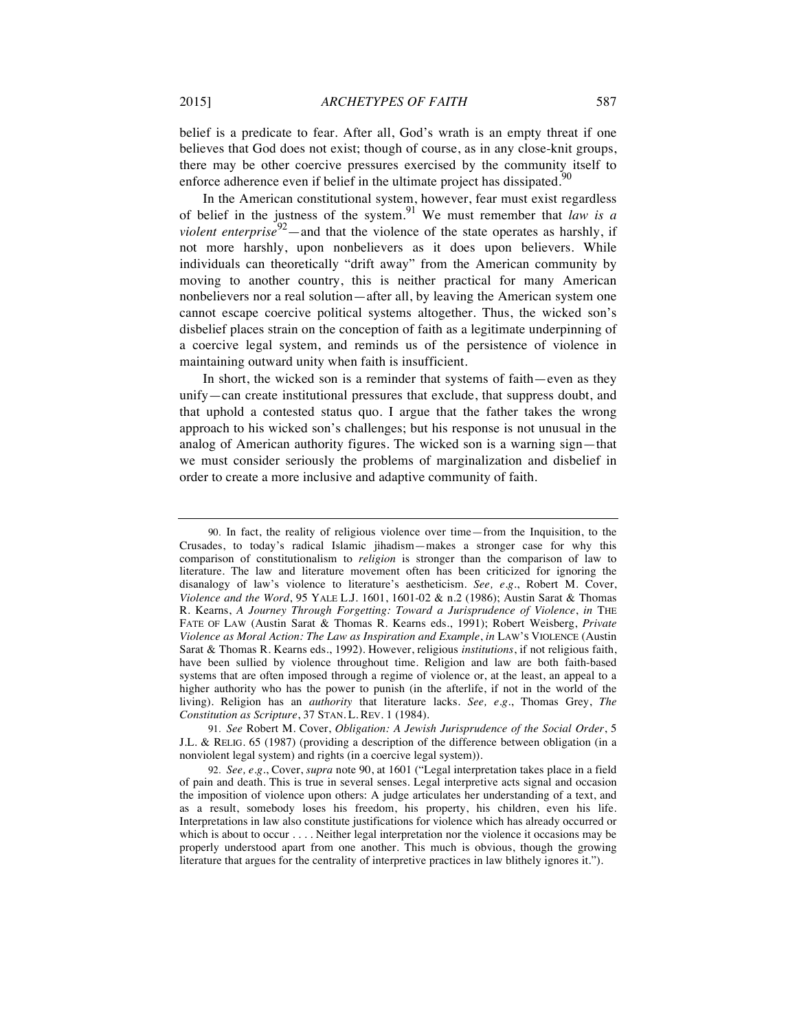belief is a predicate to fear. After all, God's wrath is an empty threat if one believes that God does not exist; though of course, as in any close-knit groups, there may be other coercive pressures exercised by the community itself to enforce adherence even if belief in the ultimate project has dissipated.[90]

In the American constitutional system, however, fear must exist regardless of belief in the justness of the system.[91] We must remember that *law is a violent enterprise*[92]—and that the violence of the state operates as harshly, if not more harshly, upon nonbelievers as it does upon believers. While individuals can theoretically "drift away" from the American community by moving to another country, this is neither practical for many American nonbelievers nor a real solution—after all, by leaving the American system one cannot escape coercive political systems altogether. Thus, the wicked son's disbelief places strain on the conception of faith as a legitimate underpinning of a coercive legal system, and reminds us of the persistence of violence in maintaining outward unity when faith is insufficient.

In short, the wicked son is a reminder that systems of faith—even as they unify—can create institutional pressures that exclude, that suppress doubt, and that uphold a contested status quo. I argue that the father takes the wrong approach to his wicked son's challenges; but his response is not unusual in the analog of American authority figures. The wicked son is a warning sign—that we must consider seriously the problems of marginalization and disbelief in order to create a more inclusive and adaptive community of faith.

---

90. In fact, the reality of religious violence over time—from the Inquisition, to the Crusades, to today's radical Islamic jihadism—makes a stronger case for why this comparison of constitutionalism to *religion* is stronger than the comparison of law to literature. The law and literature movement often has been criticized for ignoring the disanalogy of law's violence to literature's aestheticism. *See, e.g.*, Robert M. Cover, *Violence and the Word*, 95 YALE L.J. 1601, 1601-02 & n.2 (1986); Austin Sarat & Thomas R. Kearns, *A Journey Through Forgetting: Toward a Jurisprudence of Violence*, *in* THE FATE OF LAW (Austin Sarat & Thomas R. Kearns eds., 1991); Robert Weisberg, *Private Violence as Moral Action: The Law as Inspiration and Example*, *in* LAW'S VIOLENCE (Austin Sarat & Thomas R. Kearns eds., 1992). However, religious *institutions*, if not religious faith, have been sullied by violence throughout time. Religion and law are both faith-based systems that are often imposed through a regime of violence or, at the least, an appeal to a higher authority who has the power to punish (in the afterlife, if not in the world of the living). Religion has an *authority* that literature lacks. *See, e.g.*, Thomas Grey, *The Constitution as Scripture*, 37 STAN. L. REV. 1 (1984).

91. *See* Robert M. Cover, *Obligation: A Jewish Jurisprudence of the Social Order*, 5 J.L. & RELIG. 65 (1987) (providing a description of the difference between obligation (in a nonviolent legal system) and rights (in a coercive legal system)).

92. *See, e.g.*, Cover, *supra* note 90, at 1601 ("Legal interpretation takes place in a field of pain and death. This is true in several senses. Legal interpretive acts signal and occasion the imposition of violence upon others: A judge articulates her understanding of a text, and as a result, somebody loses his freedom, his property, his children, even his life. Interpretations in law also constitute justifications for violence which has already occurred or which is about to occur . . . . Neither legal interpretation nor the violence it occasions may be properly understood apart from one another. This much is obvious, though the growing literature that argues for the centrality of interpretive practices in law blithely ignores it.").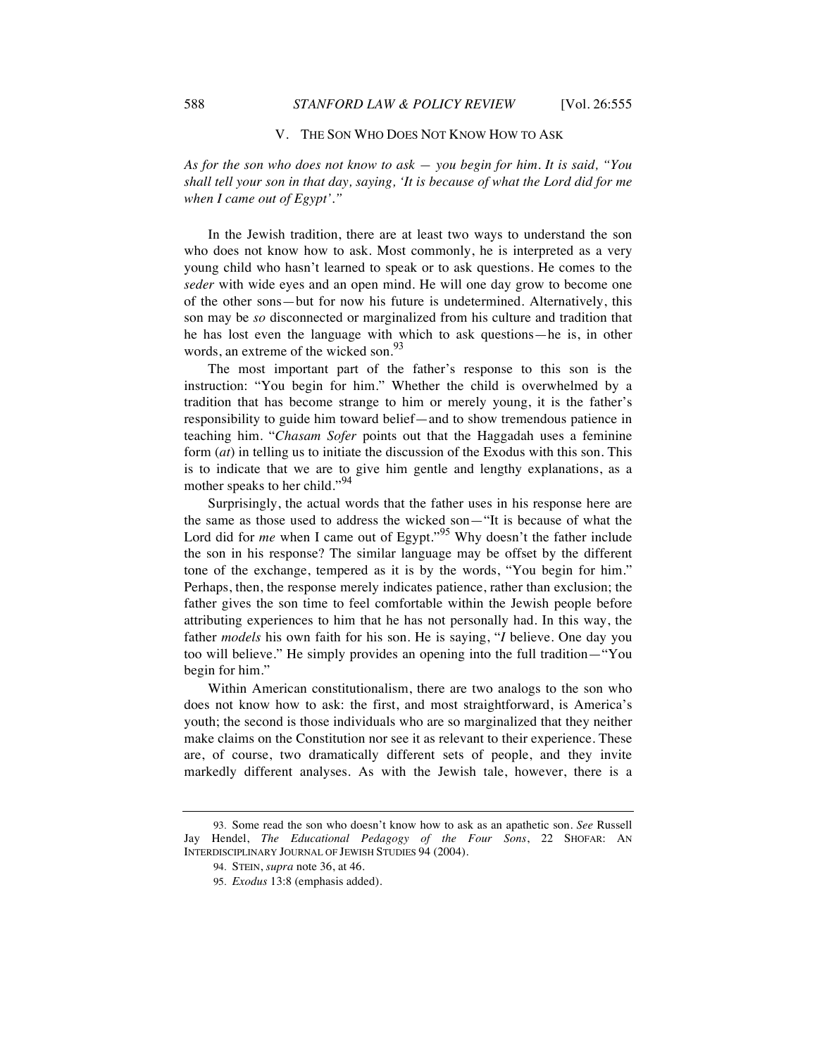## V. THE SON WHO DOES NOT KNOW HOW TO ASK

*As for the son who does not know to ask — you begin for him. It is said, "You shall tell your son in that day, saying, 'It is because of what the Lord did for me when I came out of Egypt'."*

In the Jewish tradition, there are at least two ways to understand the son who does not know how to ask. Most commonly, he is interpreted as a very young child who hasn't learned to speak or to ask questions. He comes to the *seder* with wide eyes and an open mind. He will one day grow to become one of the other sons—but for now his future is undetermined. Alternatively, this son may be *so* disconnected or marginalized from his culture and tradition that he has lost even the language with which to ask questions—he is, in other words, an extreme of the wicked son.[93]

The most important part of the father's response to this son is the instruction: "You begin for him." Whether the child is overwhelmed by a tradition that has become strange to him or merely young, it is the father's responsibility to guide him toward belief—and to show tremendous patience in teaching him. "*Chasam Sofer* points out that the Haggadah uses a feminine form (*at*) in telling us to initiate the discussion of the Exodus with this son. This is to indicate that we are to give him gentle and lengthy explanations, as a mother speaks to her child."[94]

Surprisingly, the actual words that the father uses in his response here are the same as those used to address the wicked son—"It is because of what the Lord did for *me* when I came out of Egypt."[95] Why doesn't the father include the son in his response? The similar language may be offset by the different tone of the exchange, tempered as it is by the words, "You begin for him." Perhaps, then, the response merely indicates patience, rather than exclusion; the father gives the son time to feel comfortable within the Jewish people before attributing experiences to him that he has not personally had. In this way, the father *models* his own faith for his son. He is saying, "*I* believe. One day you too will believe." He simply provides an opening into the full tradition—"You begin for him."

Within American constitutionalism, there are two analogs to the son who does not know how to ask: the first, and most straightforward, is America's youth; the second is those individuals who are so marginalized that they neither make claims on the Constitution nor see it as relevant to their experience. These are, of course, two dramatically different sets of people, and they invite markedly different analyses. As with the Jewish tale, however, there is a

---

93. Some read the son who doesn't know how to ask as an apathetic son. *See* Russell Jay Hendel, *The Educational Pedagogy of the Four Sons*, 22 SHOFAR: AN INTERDISCIPLINARY JOURNAL OF JEWISH STUDIES 94 (2004).

94. STEIN, *supra* note 36, at 46.

95. *Exodus* 13:8 (emphasis added).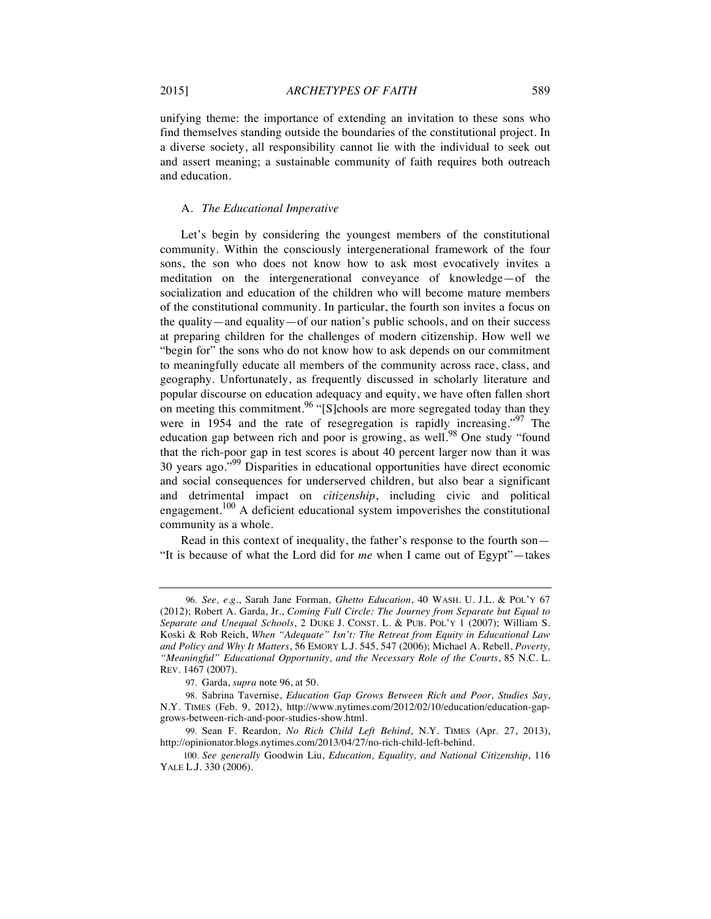unifying theme: the importance of extending an invitation to these sons who find themselves standing outside the boundaries of the constitutional project. In a diverse society, all responsibility cannot lie with the individual to seek out and assert meaning; a sustainable community of faith requires both outreach and education.

### A. *The Educational Imperative*

Let's begin by considering the youngest members of the constitutional community. Within the consciously intergenerational framework of the four sons, the son who does not know how to ask most evocatively invites a meditation on the intergenerational conveyance of knowledge—of the socialization and education of the children who will become mature members of the constitutional community. In particular, the fourth son invites a focus on the quality—and equality—of our nation's public schools, and on their success at preparing children for the challenges of modern citizenship. How well we "begin for" the sons who do not know how to ask depends on our commitment to meaningfully educate all members of the community across race, class, and geography. Unfortunately, as frequently discussed in scholarly literature and popular discourse on education adequacy and equity, we have often fallen short on meeting this commitment.[96] "[S]chools are more segregated today than they were in 1954 and the rate of resegregation is rapidly increasing."[97] The education gap between rich and poor is growing, as well.[98] One study "found that the rich-poor gap in test scores is about 40 percent larger now than it was 30 years ago."[99] Disparities in educational opportunities have direct economic and social consequences for underserved children, but also bear a significant and detrimental impact on *citizenship*, including civic and political engagement.[100] A deficient educational system impoverishes the constitutional community as a whole.

Read in this context of inequality, the father's response to the fourth son—"It is because of what the Lord did for *me* when I came out of Egypt"—takes

---

96. *See, e.g.*, Sarah Jane Forman, *Ghetto Education*, 40 WASH. U. J.L. & POL'Y 67 (2012); Robert A. Garda, Jr., *Coming Full Circle: The Journey from Separate but Equal to Separate and Unequal Schools*, 2 DUKE J. CONST. L. & PUB. POL'Y 1 (2007); William S. Koski & Rob Reich, *When "Adequate" Isn't: The Retreat from Equity in Educational Law and Policy and Why It Matters*, 56 EMORY L.J. 545, 547 (2006); Michael A. Rebell, *Poverty, "Meaningful" Educational Opportunity, and the Necessary Role of the Courts*, 85 N.C. L. REV. 1467 (2007).

97. Garda, *supra* note 96, at 50.

98. Sabrina Tavernise, *Education Gap Grows Between Rich and Poor, Studies Say*, N.Y. TIMES (Feb. 9, 2012), http://www.nytimes.com/2012/02/10/education/education-gap-grows-between-rich-and-poor-studies-show.html.

99. Sean F. Reardon, *No Rich Child Left Behind*, N.Y. TIMES (Apr. 27, 2013), http://opinionator.blogs.nytimes.com/2013/04/27/no-rich-child-left-behind.

100. *See generally* Goodwin Liu, *Education, Equality, and National Citizenship*, 116 YALE L.J. 330 (2006).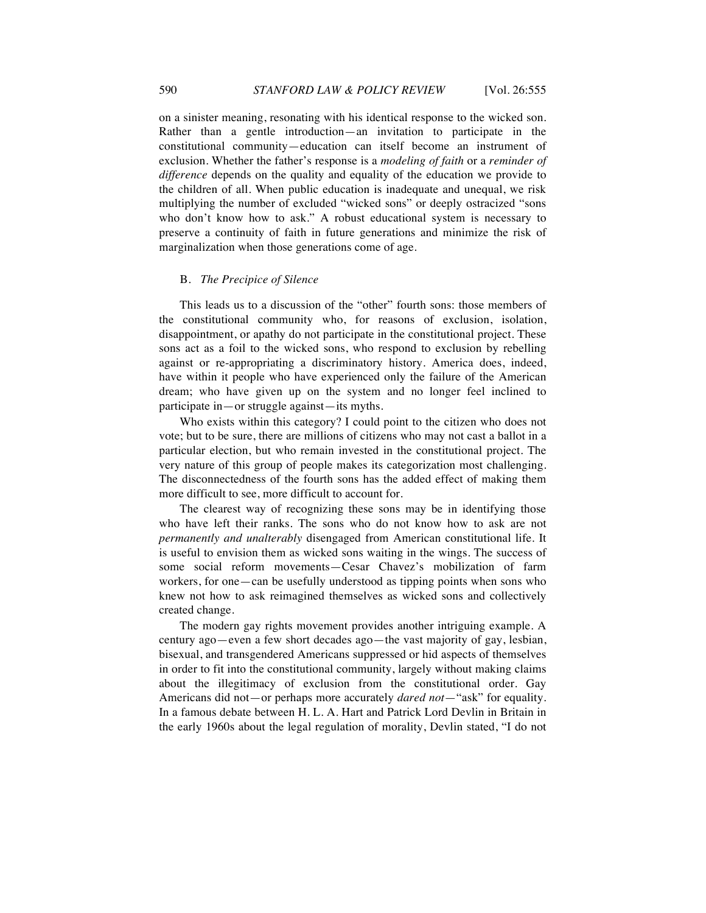on a sinister meaning, resonating with his identical response to the wicked son. Rather than a gentle introduction—an invitation to participate in the constitutional community—education can itself become an instrument of exclusion. Whether the father's response is a *modeling of faith* or a *reminder of difference* depends on the quality and equality of the education we provide to the children of all. When public education is inadequate and unequal, we risk multiplying the number of excluded "wicked sons" or deeply ostracized "sons who don't know how to ask." A robust educational system is necessary to preserve a continuity of faith in future generations and minimize the risk of marginalization when those generations come of age.

### B. *The Precipice of Silence*

This leads us to a discussion of the "other" fourth sons: those members of the constitutional community who, for reasons of exclusion, isolation, disappointment, or apathy do not participate in the constitutional project. These sons act as a foil to the wicked sons, who respond to exclusion by rebelling against or re-appropriating a discriminatory history. America does, indeed, have within it people who have experienced only the failure of the American dream; who have given up on the system and no longer feel inclined to participate in—or struggle against—its myths.

Who exists within this category? I could point to the citizen who does not vote; but to be sure, there are millions of citizens who may not cast a ballot in a particular election, but who remain invested in the constitutional project. The very nature of this group of people makes its categorization most challenging. The disconnectedness of the fourth sons has the added effect of making them more difficult to see, more difficult to account for.

The clearest way of recognizing these sons may be in identifying those who have left their ranks. The sons who do not know how to ask are not *permanently and unalterably* disengaged from American constitutional life. It is useful to envision them as wicked sons waiting in the wings. The success of some social reform movements—Cesar Chavez's mobilization of farm workers, for one—can be usefully understood as tipping points when sons who knew not how to ask reimagined themselves as wicked sons and collectively created change.

The modern gay rights movement provides another intriguing example. A century ago—even a few short decades ago—the vast majority of gay, lesbian, bisexual, and transgendered Americans suppressed or hid aspects of themselves in order to fit into the constitutional community, largely without making claims about the illegitimacy of exclusion from the constitutional order. Gay Americans did not—or perhaps more accurately *dared not*—"ask" for equality. In a famous debate between H. L. A. Hart and Patrick Lord Devlin in Britain in the early 1960s about the legal regulation of morality, Devlin stated, "I do not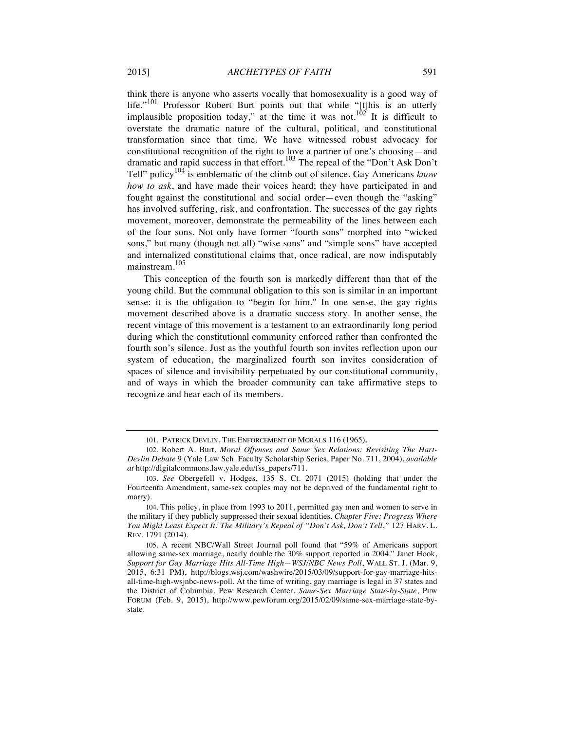think there is anyone who asserts vocally that homosexuality is a good way of life."[101] Professor Robert Burt points out that while "[t]his is an utterly implausible proposition today," at the time it was not.[102] It is difficult to overstate the dramatic nature of the cultural, political, and constitutional transformation since that time. We have witnessed robust advocacy for constitutional recognition of the right to love a partner of one's choosing—and dramatic and rapid success in that effort.[103] The repeal of the "Don't Ask Don't Tell" policy[104] is emblematic of the climb out of silence. Gay Americans *know how to ask*, and have made their voices heard; they have participated in and fought against the constitutional and social order—even though the "asking" has involved suffering, risk, and confrontation. The successes of the gay rights movement, moreover, demonstrate the permeability of the lines between each of the four sons. Not only have former "fourth sons" morphed into "wicked sons," but many (though not all) "wise sons" and "simple sons" have accepted and internalized constitutional claims that, once radical, are now indisputably mainstream.[105]

This conception of the fourth son is markedly different than that of the young child. But the communal obligation to this son is similar in an important sense: it is the obligation to "begin for him." In one sense, the gay rights movement described above is a dramatic success story. In another sense, the recent vintage of this movement is a testament to an extraordinarily long period during which the constitutional community enforced rather than confronted the fourth son's silence. Just as the youthful fourth son invites reflection upon our system of education, the marginalized fourth son invites consideration of spaces of silence and invisibility perpetuated by our constitutional community, and of ways in which the broader community can take affirmative steps to recognize and hear each of its members.

---

101. PATRICK DEVLIN, THE ENFORCEMENT OF MORALS 116 (1965).

102. Robert A. Burt, *Moral Offenses and Same Sex Relations: Revisiting The Hart-Devlin Debate* 9 (Yale Law Sch. Faculty Scholarship Series, Paper No. 711, 2004), *available at* http://digitalcommons.law.yale.edu/fss_papers/711.

103. *See* Obergefell v. Hodges, 135 S. Ct. 2071 (2015) (holding that under the Fourteenth Amendment, same-sex couples may not be deprived of the fundamental right to marry).

104. This policy, in place from 1993 to 2011, permitted gay men and women to serve in the military if they publicly suppressed their sexual identities. *Chapter Five: Progress Where You Might Least Expect It: The Military's Repeal of "Don't Ask, Don't Tell,"* 127 HARV. L. REV. 1791 (2014).

105. A recent NBC/Wall Street Journal poll found that "59% of Americans support allowing same-sex marriage, nearly double the 30% support reported in 2004." Janet Hook, *Support for Gay Marriage Hits All-Time High—WSJ/NBC News Poll*, WALL ST. J. (Mar. 9, 2015, 6:31 PM), http://blogs.wsj.com/washwire/2015/03/09/support-for-gay-marriage-hits-all-time-high-wsjnbc-news-poll. At the time of writing, gay marriage is legal in 37 states and the District of Columbia. Pew Research Center, *Same-Sex Marriage State-by-State*, PEW FORUM (Feb. 9, 2015), http://www.pewforum.org/2015/02/09/same-sex-marriage-state-by-state.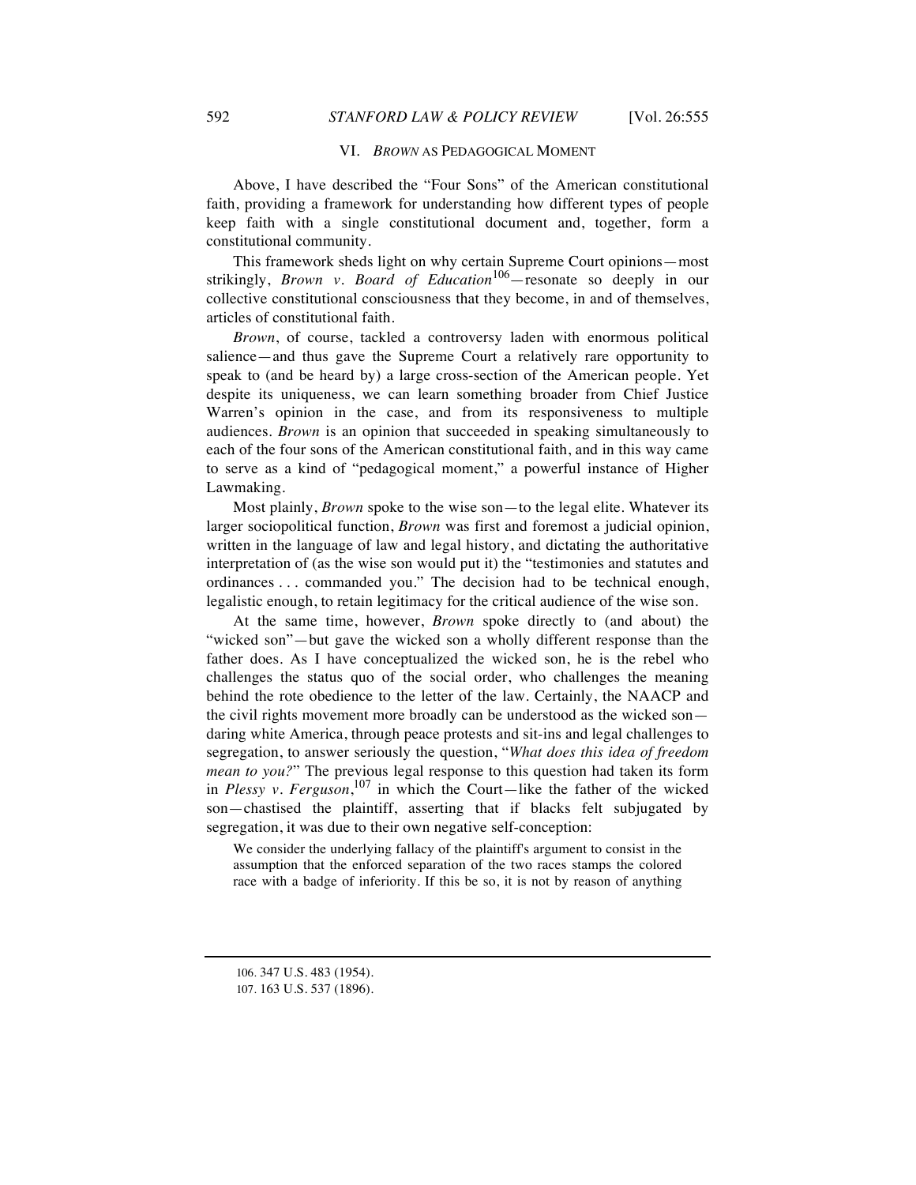## VI. *BROWN* AS PEDAGOGICAL MOMENT

Above, I have described the "Four Sons" of the American constitutional faith, providing a framework for understanding how different types of people keep faith with a single constitutional document and, together, form a constitutional community.

This framework sheds light on why certain Supreme Court opinions—most strikingly, *Brown v. Board of Education*[106]—resonate so deeply in our collective constitutional consciousness that they become, in and of themselves, articles of constitutional faith.

*Brown*, of course, tackled a controversy laden with enormous political salience—and thus gave the Supreme Court a relatively rare opportunity to speak to (and be heard by) a large cross-section of the American people. Yet despite its uniqueness, we can learn something broader from Chief Justice Warren's opinion in the case, and from its responsiveness to multiple audiences. *Brown* is an opinion that succeeded in speaking simultaneously to each of the four sons of the American constitutional faith, and in this way came to serve as a kind of "pedagogical moment," a powerful instance of Higher Lawmaking.

Most plainly, *Brown* spoke to the wise son—to the legal elite. Whatever its larger sociopolitical function, *Brown* was first and foremost a judicial opinion, written in the language of law and legal history, and dictating the authoritative interpretation of (as the wise son would put it) the "testimonies and statutes and ordinances . . . commanded you." The decision had to be technical enough, legalistic enough, to retain legitimacy for the critical audience of the wise son.

At the same time, however, *Brown* spoke directly to (and about) the "wicked son"—but gave the wicked son a wholly different response than the father does. As I have conceptualized the wicked son, he is the rebel who challenges the status quo of the social order, who challenges the meaning behind the rote obedience to the letter of the law. Certainly, the NAACP and the civil rights movement more broadly can be understood as the wicked son—daring white America, through peace protests and sit-ins and legal challenges to segregation, to answer seriously the question, "*What does this idea of freedom mean to you?*" The previous legal response to this question had taken its form in *Plessy v. Ferguson*,[107] in which the Court—like the father of the wicked son—chastised the plaintiff, asserting that if blacks felt subjugated by segregation, it was due to their own negative self-conception:

> We consider the underlying fallacy of the plaintiff's argument to consist in the assumption that the enforced separation of the two races stamps the colored race with a badge of inferiority. If this be so, it is not by reason of anything

106. 347 U.S. 483 (1954).

107. 163 U.S. 537 (1896).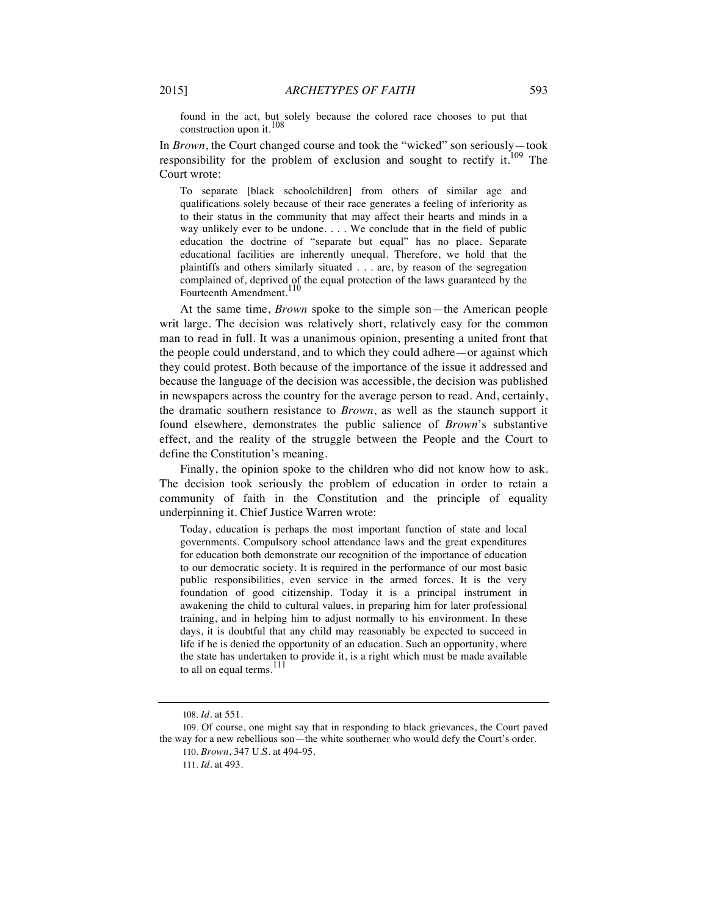> found in the act, but solely because the colored race chooses to put that construction upon it.[108]

In *Brown*, the Court changed course and took the "wicked" son seriously—took responsibility for the problem of exclusion and sought to rectify it.[109] The Court wrote:

> To separate [black schoolchildren] from others of similar age and qualifications solely because of their race generates a feeling of inferiority as to their status in the community that may affect their hearts and minds in a way unlikely ever to be undone. . . . We conclude that in the field of public education the doctrine of "separate but equal" has no place. Separate educational facilities are inherently unequal. Therefore, we hold that the plaintiffs and others similarly situated . . . are, by reason of the segregation complained of, deprived of the equal protection of the laws guaranteed by the Fourteenth Amendment.[110]

At the same time, *Brown* spoke to the simple son—the American people writ large. The decision was relatively short, relatively easy for the common man to read in full. It was a unanimous opinion, presenting a united front that the people could understand, and to which they could adhere—or against which they could protest. Both because of the importance of the issue it addressed and because the language of the decision was accessible, the decision was published in newspapers across the country for the average person to read. And, certainly, the dramatic southern resistance to *Brown*, as well as the staunch support it found elsewhere, demonstrates the public salience of *Brown*'s substantive effect, and the reality of the struggle between the People and the Court to define the Constitution's meaning.

Finally, the opinion spoke to the children who did not know how to ask. The decision took seriously the problem of education in order to retain a community of faith in the Constitution and the principle of equality underpinning it. Chief Justice Warren wrote:

> Today, education is perhaps the most important function of state and local governments. Compulsory school attendance laws and the great expenditures for education both demonstrate our recognition of the importance of education to our democratic society. It is required in the performance of our most basic public responsibilities, even service in the armed forces. It is the very foundation of good citizenship. Today it is a principal instrument in awakening the child to cultural values, in preparing him for later professional training, and in helping him to adjust normally to his environment. In these days, it is doubtful that any child may reasonably be expected to succeed in life if he is denied the opportunity of an education. Such an opportunity, where the state has undertaken to provide it, is a right which must be made available to all on equal terms.[111]

---

108. *Id.* at 551.

109. Of course, one might say that in responding to black grievances, the Court paved the way for a new rebellious son—the white southerner who would defy the Court's order.

110. *Brown*, 347 U.S. at 494-95.

111. *Id.* at 493.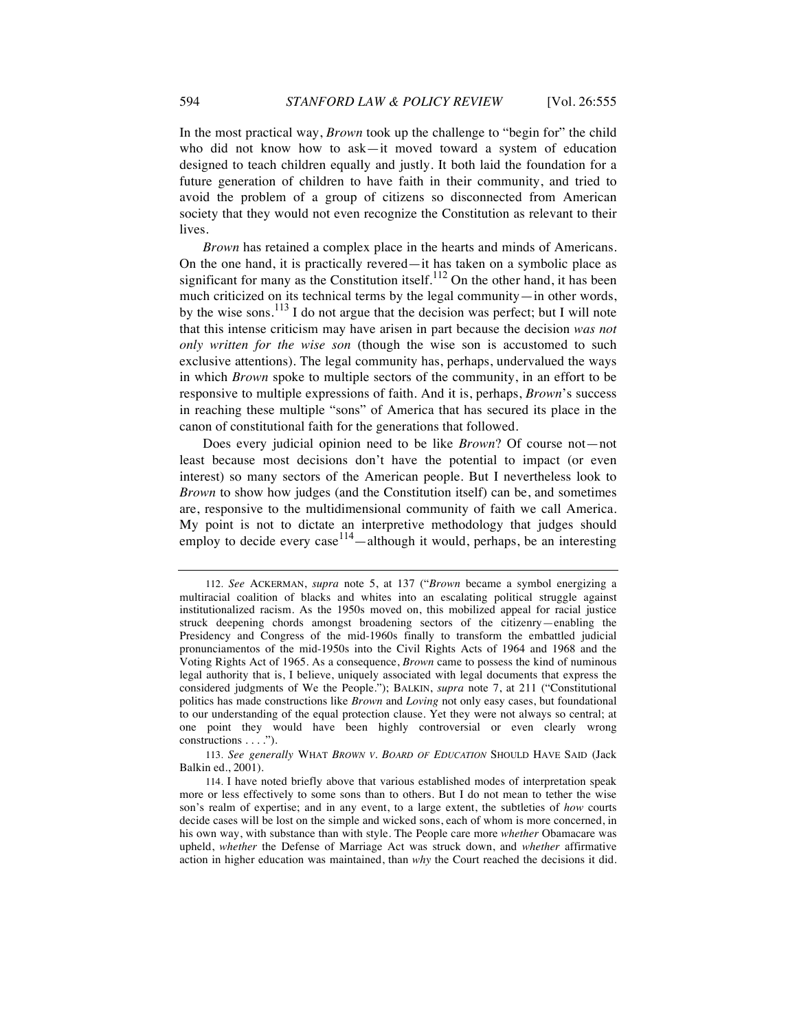In the most practical way, *Brown* took up the challenge to "begin for" the child who did not know how to ask—it moved toward a system of education designed to teach children equally and justly. It both laid the foundation for a future generation of children to have faith in their community, and tried to avoid the problem of a group of citizens so disconnected from American society that they would not even recognize the Constitution as relevant to their lives.

*Brown* has retained a complex place in the hearts and minds of Americans. On the one hand, it is practically revered—it has taken on a symbolic place as significant for many as the Constitution itself.[112] On the other hand, it has been much criticized on its technical terms by the legal community—in other words, by the wise sons.[113] I do not argue that the decision was perfect; but I will note that this intense criticism may have arisen in part because the decision *was not only written for the wise son* (though the wise son is accustomed to such exclusive attentions). The legal community has, perhaps, undervalued the ways in which *Brown* spoke to multiple sectors of the community, in an effort to be responsive to multiple expressions of faith. And it is, perhaps, *Brown*'s success in reaching these multiple "sons" of America that has secured its place in the canon of constitutional faith for the generations that followed.

Does every judicial opinion need to be like *Brown*? Of course not—not least because most decisions don't have the potential to impact (or even interest) so many sectors of the American people. But I nevertheless look to *Brown* to show how judges (and the Constitution itself) can be, and sometimes are, responsive to the multidimensional community of faith we call America. My point is not to dictate an interpretive methodology that judges should employ to decide every case[114]—although it would, perhaps, be an interesting

---

112. *See* ACKERMAN, *supra* note 5, at 137 ("*Brown* became a symbol energizing a multiracial coalition of blacks and whites into an escalating political struggle against institutionalized racism. As the 1950s moved on, this mobilized appeal for racial justice struck deepening chords amongst broadening sectors of the citizenry—enabling the Presidency and Congress of the mid-1960s finally to transform the embattled judicial pronunciamentos of the mid-1950s into the Civil Rights Acts of 1964 and 1968 and the Voting Rights Act of 1965. As a consequence, *Brown* came to possess the kind of numinous legal authority that is, I believe, uniquely associated with legal documents that express the considered judgments of We the People."); BALKIN, *supra* note 7, at 211 ("Constitutional politics has made constructions like *Brown* and *Loving* not only easy cases, but foundational to our understanding of the equal protection clause. Yet they were not always so central; at one point they would have been highly controversial or even clearly wrong constructions . . . .").

113. *See generally* WHAT *BROWN V. BOARD OF EDUCATION* SHOULD HAVE SAID (Jack Balkin ed., 2001).

114. I have noted briefly above that various established modes of interpretation speak more or less effectively to some sons than to others. But I do not mean to tether the wise son's realm of expertise; and in any event, to a large extent, the subtleties of *how* courts decide cases will be lost on the simple and wicked sons, each of whom is more concerned, in his own way, with substance than with style. The People care more *whether* Obamacare was upheld, *whether* the Defense of Marriage Act was struck down, and *whether* affirmative action in higher education was maintained, than *why* the Court reached the decisions it did.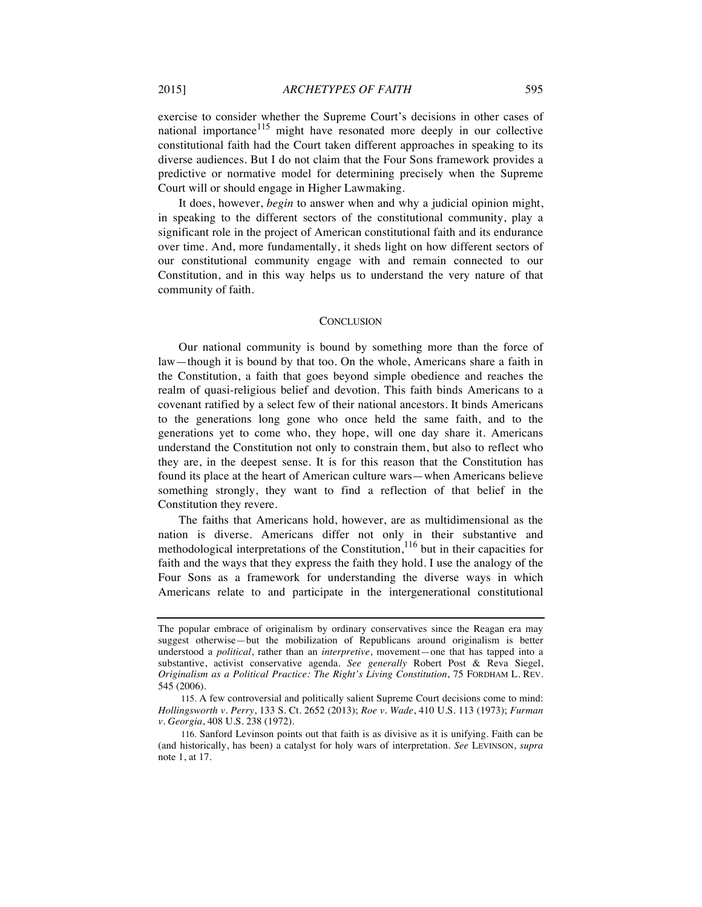exercise to consider whether the Supreme Court's decisions in other cases of national importance[115] might have resonated more deeply in our collective constitutional faith had the Court taken different approaches in speaking to its diverse audiences. But I do not claim that the Four Sons framework provides a predictive or normative model for determining precisely when the Supreme Court will or should engage in Higher Lawmaking.

It does, however, *begin* to answer when and why a judicial opinion might, in speaking to the different sectors of the constitutional community, play a significant role in the project of American constitutional faith and its endurance over time. And, more fundamentally, it sheds light on how different sectors of our constitutional community engage with and remain connected to our Constitution, and in this way helps us to understand the very nature of that community of faith.

## CONCLUSION

Our national community is bound by something more than the force of law—though it is bound by that too. On the whole, Americans share a faith in the Constitution, a faith that goes beyond simple obedience and reaches the realm of quasi-religious belief and devotion. This faith binds Americans to a covenant ratified by a select few of their national ancestors. It binds Americans to the generations long gone who once held the same faith, and to the generations yet to come who, they hope, will one day share it. Americans understand the Constitution not only to constrain them, but also to reflect who they are, in the deepest sense. It is for this reason that the Constitution has found its place at the heart of American culture wars—when Americans believe something strongly, they want to find a reflection of that belief in the Constitution they revere.

The faiths that Americans hold, however, are as multidimensional as the nation is diverse. Americans differ not only in their substantive and methodological interpretations of the Constitution,[116] but in their capacities for faith and the ways that they express the faith they hold. I use the analogy of the Four Sons as a framework for understanding the diverse ways in which Americans relate to and participate in the intergenerational constitutional

---

The popular embrace of originalism by ordinary conservatives since the Reagan era may suggest otherwise—but the mobilization of Republicans around originalism is better understood a *political*, rather than an *interpretive*, movement—one that has tapped into a substantive, activist conservative agenda. *See generally* Robert Post & Reva Siegel, *Originalism as a Political Practice: The Right's Living Constitution*, 75 FORDHAM L. REV. 545 (2006).

115. A few controversial and politically salient Supreme Court decisions come to mind: *Hollingsworth v. Perry*, 133 S. Ct. 2652 (2013); *Roe v. Wade*, 410 U.S. 113 (1973); *Furman v. Georgia*, 408 U.S. 238 (1972).

116. Sanford Levinson points out that faith is as divisive as it is unifying. Faith can be (and historically, has been) a catalyst for holy wars of interpretation. *See* LEVINSON, *supra* note 1, at 17.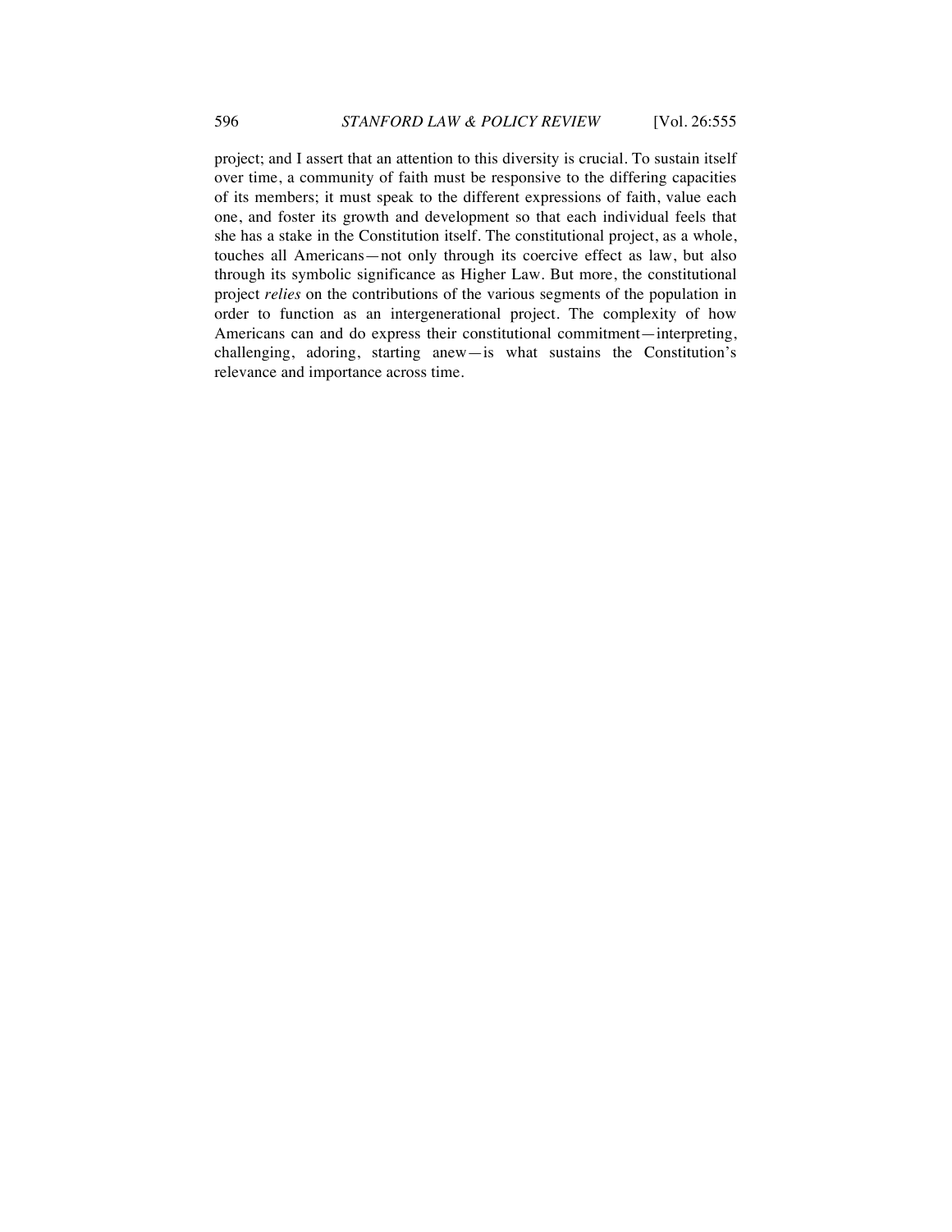project; and I assert that an attention to this diversity is crucial. To sustain itself over time, a community of faith must be responsive to the differing capacities of its members; it must speak to the different expressions of faith, value each one, and foster its growth and development so that each individual feels that she has a stake in the Constitution itself. The constitutional project, as a whole, touches all Americans—not only through its coercive effect as law, but also through its symbolic significance as Higher Law. But more, the constitutional project *relies* on the contributions of the various segments of the population in order to function as an intergenerational project. The complexity of how Americans can and do express their constitutional commitment—interpreting, challenging, adoring, starting anew—is what sustains the Constitution's relevance and importance across time.